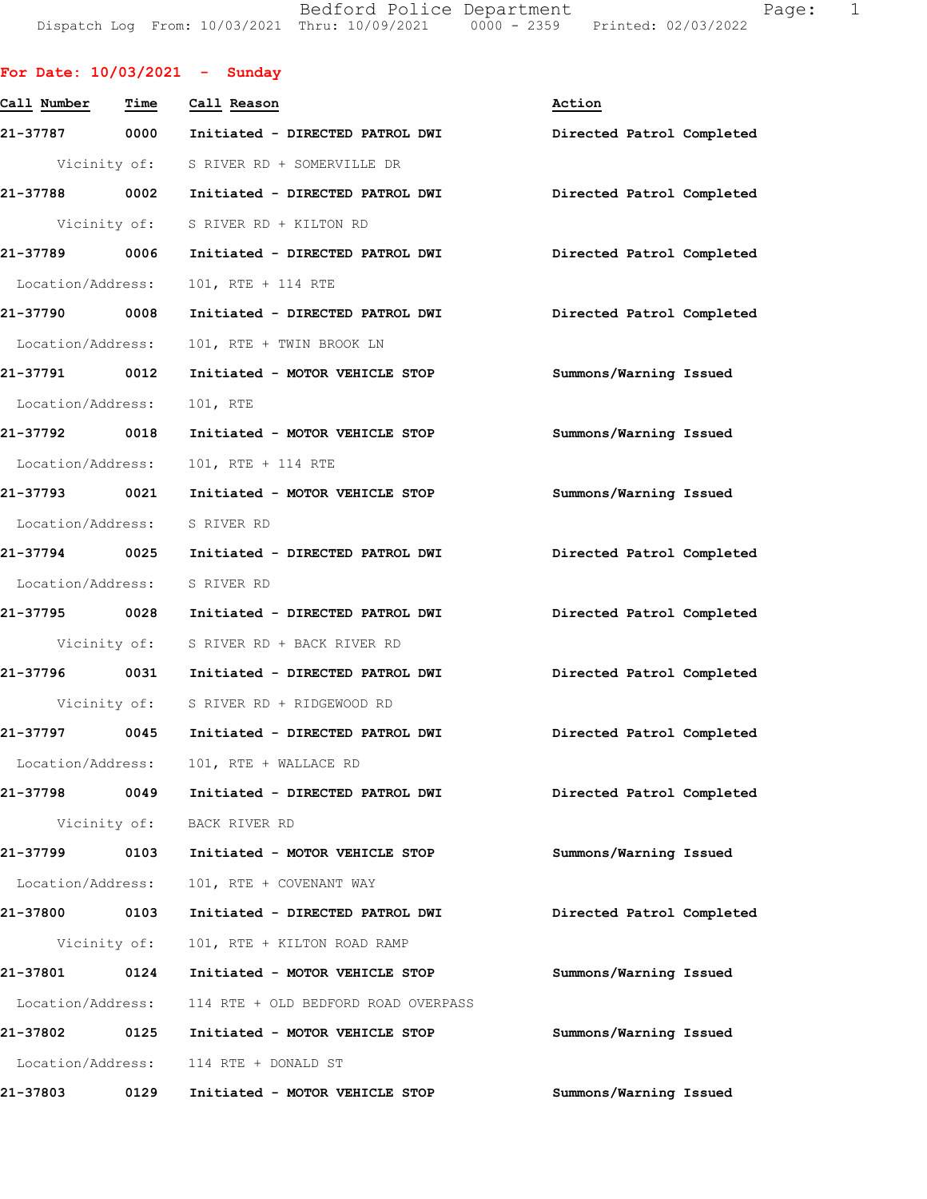Bedford Police Department
Dispatch Log From: 10/03/2021 Thru: 10/09/2021 0000 - 2359 Printed: 02/03/2022

**For Date: 10/03/2021 - Sunday**

| Call Number | Time | Call Reason | Action |
|---|---|---|---|
| 21-37787 | 0000 | Initiated - DIRECTED PATROL DWI | Directed Patrol Completed |
| | Vicinity of: | S RIVER RD + SOMERVILLE DR | |
| 21-37788 | 0002 | Initiated - DIRECTED PATROL DWI | Directed Patrol Completed |
| | Vicinity of: | S RIVER RD + KILTON RD | |
| 21-37789 | 0006 | Initiated - DIRECTED PATROL DWI | Directed Patrol Completed |
| | Location/Address: | 101, RTE + 114 RTE | |
| 21-37790 | 0008 | Initiated - DIRECTED PATROL DWI | Directed Patrol Completed |
| | Location/Address: | 101, RTE + TWIN BROOK LN | |
| 21-37791 | 0012 | Initiated - MOTOR VEHICLE STOP | Summons/Warning Issued |
| | Location/Address: | 101, RTE | |
| 21-37792 | 0018 | Initiated - MOTOR VEHICLE STOP | Summons/Warning Issued |
| | Location/Address: | 101, RTE + 114 RTE | |
| 21-37793 | 0021 | Initiated - MOTOR VEHICLE STOP | Summons/Warning Issued |
| | Location/Address: | S RIVER RD | |
| 21-37794 | 0025 | Initiated - DIRECTED PATROL DWI | Directed Patrol Completed |
| | Location/Address: | S RIVER RD | |
| 21-37795 | 0028 | Initiated - DIRECTED PATROL DWI | Directed Patrol Completed |
| | Vicinity of: | S RIVER RD + BACK RIVER RD | |
| 21-37796 | 0031 | Initiated - DIRECTED PATROL DWI | Directed Patrol Completed |
| | Vicinity of: | S RIVER RD + RIDGEWOOD RD | |
| 21-37797 | 0045 | Initiated - DIRECTED PATROL DWI | Directed Patrol Completed |
| | Location/Address: | 101, RTE + WALLACE RD | |
| 21-37798 | 0049 | Initiated - DIRECTED PATROL DWI | Directed Patrol Completed |
| | Vicinity of: | BACK RIVER RD | |
| 21-37799 | 0103 | Initiated - MOTOR VEHICLE STOP | Summons/Warning Issued |
| | Location/Address: | 101, RTE + COVENANT WAY | |
| 21-37800 | 0103 | Initiated - DIRECTED PATROL DWI | Directed Patrol Completed |
| | Vicinity of: | 101, RTE + KILTON ROAD RAMP | |
| 21-37801 | 0124 | Initiated - MOTOR VEHICLE STOP | Summons/Warning Issued |
| | Location/Address: | 114 RTE + OLD BEDFORD ROAD OVERPASS | |
| 21-37802 | 0125 | Initiated - MOTOR VEHICLE STOP | Summons/Warning Issued |
| | Location/Address: | 114 RTE + DONALD ST | |
| 21-37803 | 0129 | Initiated - MOTOR VEHICLE STOP | Summons/Warning Issued |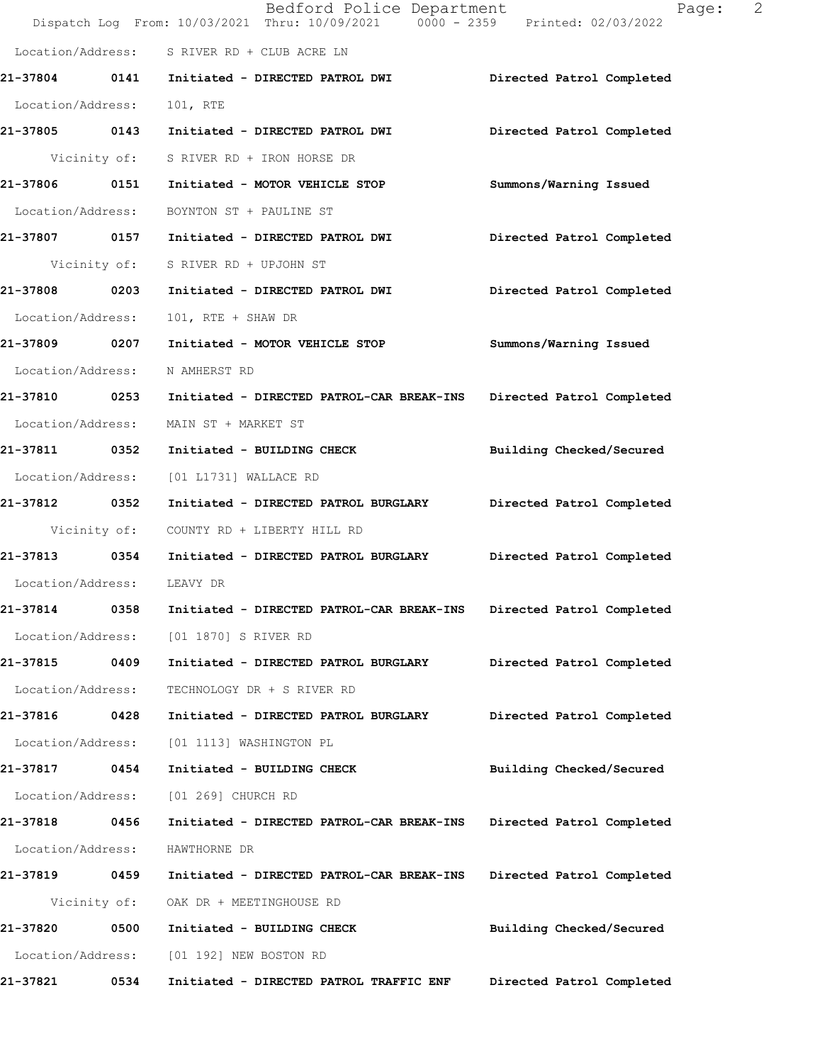Location/Address: S RIVER RD + CLUB ACRE LN

**21-37804 0141 Initiated - DIRECTED PATROL DWI Directed Patrol Completed**

Location/Address: 101, RTE

**21-37805 0143 Initiated - DIRECTED PATROL DWI Directed Patrol Completed**

Vicinity of: S RIVER RD + IRON HORSE DR

**21-37806 0151 Initiated - MOTOR VEHICLE STOP Summons/Warning Issued**

Location/Address: BOYNTON ST + PAULINE ST

**21-37807 0157 Initiated - DIRECTED PATROL DWI Directed Patrol Completed**

Vicinity of: S RIVER RD + UPJOHN ST

**21-37808 0203 Initiated - DIRECTED PATROL DWI Directed Patrol Completed**

Location/Address: 101, RTE + SHAW DR

**21-37809 0207 Initiated - MOTOR VEHICLE STOP Summons/Warning Issued**

Location/Address: N AMHERST RD

**21-37810 0253 Initiated - DIRECTED PATROL-CAR BREAK-INS Directed Patrol Completed**

Location/Address: MAIN ST + MARKET ST

**21-37811 0352 Initiated - BUILDING CHECK Building Checked/Secured**

Location/Address: [01 L1731] WALLACE RD

**21-37812 0352 Initiated - DIRECTED PATROL BURGLARY Directed Patrol Completed**

Vicinity of: COUNTY RD + LIBERTY HILL RD

**21-37813 0354 Initiated - DIRECTED PATROL BURGLARY Directed Patrol Completed**

Location/Address: LEAVY DR

**21-37814 0358 Initiated - DIRECTED PATROL-CAR BREAK-INS Directed Patrol Completed**

Location/Address: [01 1870] S RIVER RD

**21-37815 0409 Initiated - DIRECTED PATROL BURGLARY Directed Patrol Completed**

Location/Address: TECHNOLOGY DR + S RIVER RD

**21-37816 0428 Initiated - DIRECTED PATROL BURGLARY Directed Patrol Completed**

Location/Address: [01 1113] WASHINGTON PL

**21-37817 0454 Initiated - BUILDING CHECK Building Checked/Secured**

Location/Address: [01 269] CHURCH RD

**21-37818 0456 Initiated - DIRECTED PATROL-CAR BREAK-INS Directed Patrol Completed**

Location/Address: HAWTHORNE DR

**21-37819 0459 Initiated - DIRECTED PATROL-CAR BREAK-INS Directed Patrol Completed**

Vicinity of: OAK DR + MEETINGHOUSE RD

**21-37820 0500 Initiated - BUILDING CHECK Building Checked/Secured**

Location/Address: [01 192] NEW BOSTON RD

**21-37821 0534 Initiated - DIRECTED PATROL TRAFFIC ENF Directed Patrol Completed**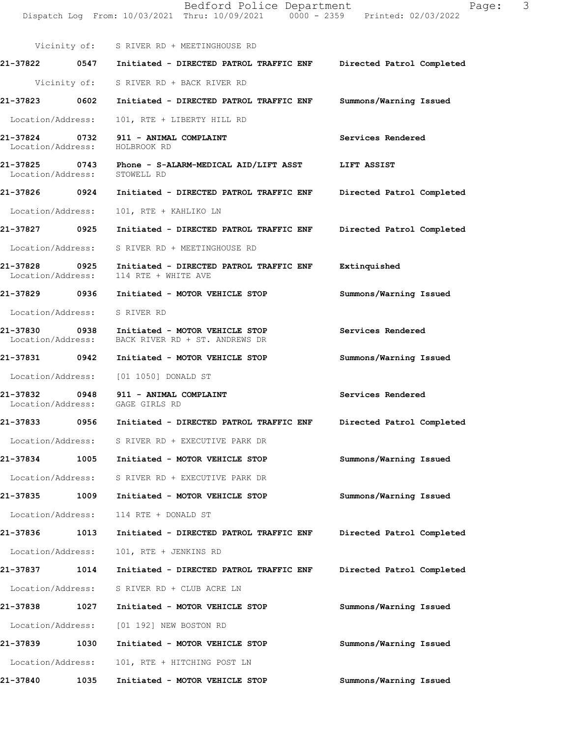Vicinity of: S RIVER RD + MEETINGHOUSE RD

**21-37822 0547 Initiated - DIRECTED PATROL TRAFFIC ENF Directed Patrol Completed**

Vicinity of: S RIVER RD + BACK RIVER RD

**21-37823 0602 Initiated - DIRECTED PATROL TRAFFIC ENF Summons/Warning Issued**

Location/Address: 101, RTE + LIBERTY HILL RD

**21-37824 0732 911 - ANIMAL COMPLAINT Services Rendered**
Location/Address: HOLBROOK RD

**21-37825 0743 Phone - S-ALARM-MEDICAL AID/LIFT ASST LIFT ASSIST**
Location/Address: STOWELL RD

**21-37826 0924 Initiated - DIRECTED PATROL TRAFFIC ENF Directed Patrol Completed**

Location/Address: 101, RTE + KAHLIKO LN

**21-37827 0925 Initiated - DIRECTED PATROL TRAFFIC ENF Directed Patrol Completed**

Location/Address: S RIVER RD + MEETINGHOUSE RD

**21-37828 0925 Initiated - DIRECTED PATROL TRAFFIC ENF Extinquished**
Location/Address: 114 RTE + WHITE AVE

**21-37829 0936 Initiated - MOTOR VEHICLE STOP Summons/Warning Issued**

Location/Address: S RIVER RD

**21-37830 0938 Initiated - MOTOR VEHICLE STOP Services Rendered**
Location/Address: BACK RIVER RD + ST. ANDREWS DR

**21-37831 0942 Initiated - MOTOR VEHICLE STOP Summons/Warning Issued**

Location/Address: [01 1050] DONALD ST

**21-37832 0948 911 - ANIMAL COMPLAINT Services Rendered**
Location/Address: GAGE GIRLS RD

**21-37833 0956 Initiated - DIRECTED PATROL TRAFFIC ENF Directed Patrol Completed**

Location/Address: S RIVER RD + EXECUTIVE PARK DR

**21-37834 1005 Initiated - MOTOR VEHICLE STOP Summons/Warning Issued**

Location/Address: S RIVER RD + EXECUTIVE PARK DR

**21-37835 1009 Initiated - MOTOR VEHICLE STOP Summons/Warning Issued**

Location/Address: 114 RTE + DONALD ST

**21-37836 1013 Initiated - DIRECTED PATROL TRAFFIC ENF Directed Patrol Completed**

Location/Address: 101, RTE + JENKINS RD

**21-37837 1014 Initiated - DIRECTED PATROL TRAFFIC ENF Directed Patrol Completed**

Location/Address: S RIVER RD + CLUB ACRE LN

**21-37838 1027 Initiated - MOTOR VEHICLE STOP Summons/Warning Issued**

Location/Address: [01 192] NEW BOSTON RD

**21-37839 1030 Initiated - MOTOR VEHICLE STOP Summons/Warning Issued**

Location/Address: 101, RTE + HITCHING POST LN

**21-37840 1035 Initiated - MOTOR VEHICLE STOP Summons/Warning Issued**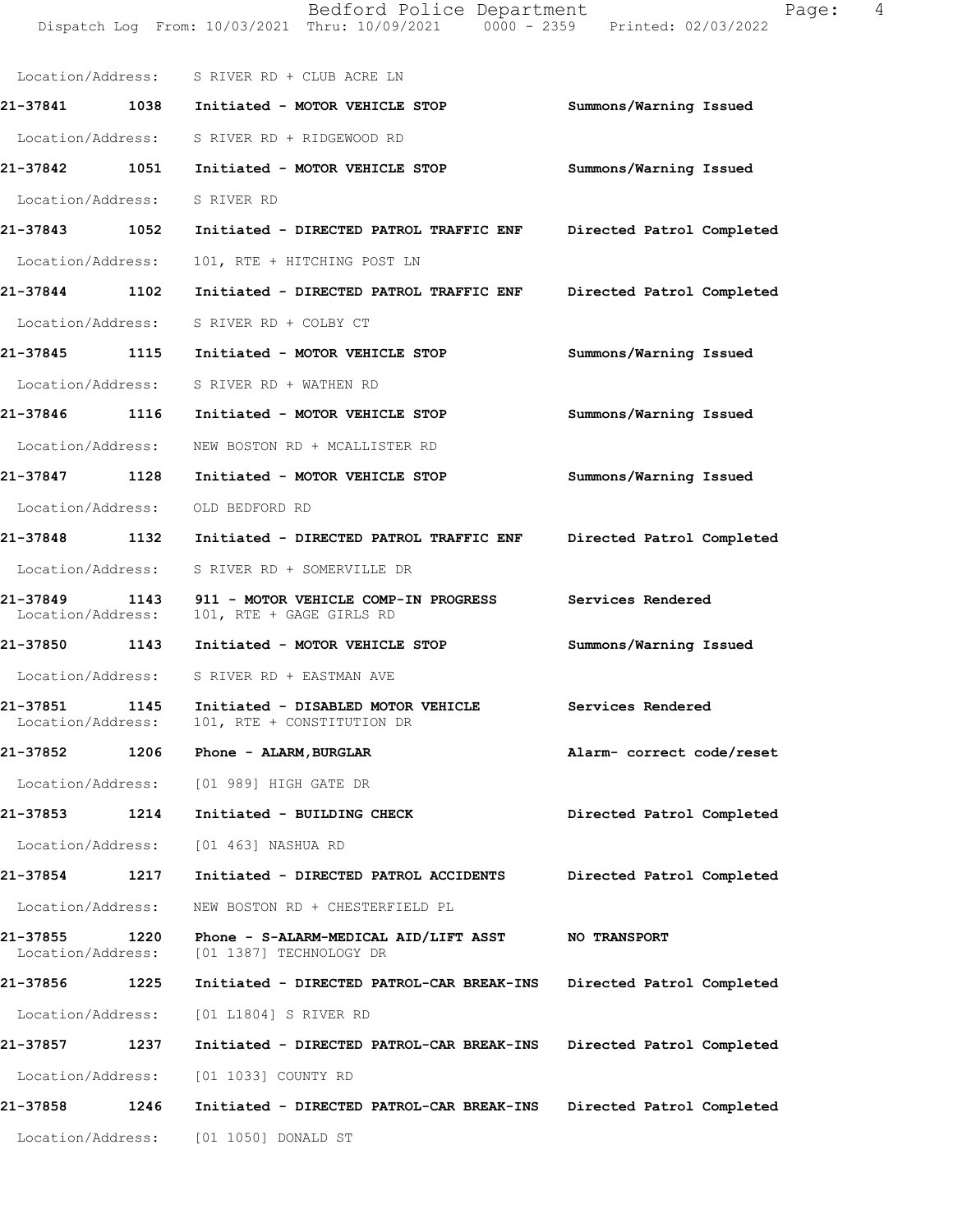Location/Address: S RIVER RD + CLUB ACRE LN

**21-37841 1038 Initiated - MOTOR VEHICLE STOP Summons/Warning Issued**

Location/Address: S RIVER RD + RIDGEWOOD RD

**21-37842 1051 Initiated - MOTOR VEHICLE STOP Summons/Warning Issued**

Location/Address: S RIVER RD

**21-37843 1052 Initiated - DIRECTED PATROL TRAFFIC ENF Directed Patrol Completed**

Location/Address: 101, RTE + HITCHING POST LN

**21-37844 1102 Initiated - DIRECTED PATROL TRAFFIC ENF Directed Patrol Completed**

Location/Address: S RIVER RD + COLBY CT

**21-37845 1115 Initiated - MOTOR VEHICLE STOP Summons/Warning Issued**

Location/Address: S RIVER RD + WATHEN RD

**21-37846 1116 Initiated - MOTOR VEHICLE STOP Summons/Warning Issued**

Location/Address: NEW BOSTON RD + MCALLISTER RD

**21-37847 1128 Initiated - MOTOR VEHICLE STOP Summons/Warning Issued**

Location/Address: OLD BEDFORD RD

**21-37848 1132 Initiated - DIRECTED PATROL TRAFFIC ENF Directed Patrol Completed**

Location/Address: S RIVER RD + SOMERVILLE DR

**21-37849 1143 911 - MOTOR VEHICLE COMP-IN PROGRESS Services Rendered**
Location/Address: 101, RTE + GAGE GIRLS RD

**21-37850 1143 Initiated - MOTOR VEHICLE STOP Summons/Warning Issued**

Location/Address: S RIVER RD + EASTMAN AVE

**21-37851 1145 Initiated - DISABLED MOTOR VEHICLE Services Rendered**
Location/Address: 101, RTE + CONSTITUTION DR

**21-37852 1206 Phone - ALARM,BURGLAR Alarm- correct code/reset**

Location/Address: [01 989] HIGH GATE DR

**21-37853 1214 Initiated - BUILDING CHECK Directed Patrol Completed**

Location/Address: [01 463] NASHUA RD

**21-37854 1217 Initiated - DIRECTED PATROL ACCIDENTS Directed Patrol Completed**

Location/Address: NEW BOSTON RD + CHESTERFIELD PL

**21-37855 1220 Phone - S-ALARM-MEDICAL AID/LIFT ASST NO TRANSPORT**
Location/Address: [01 1387] TECHNOLOGY DR

**21-37856 1225 Initiated - DIRECTED PATROL-CAR BREAK-INS Directed Patrol Completed**

Location/Address: [01 L1804] S RIVER RD

**21-37857 1237 Initiated - DIRECTED PATROL-CAR BREAK-INS Directed Patrol Completed**

Location/Address: [01 1033] COUNTY RD

**21-37858 1246 Initiated - DIRECTED PATROL-CAR BREAK-INS Directed Patrol Completed**

Location/Address: [01 1050] DONALD ST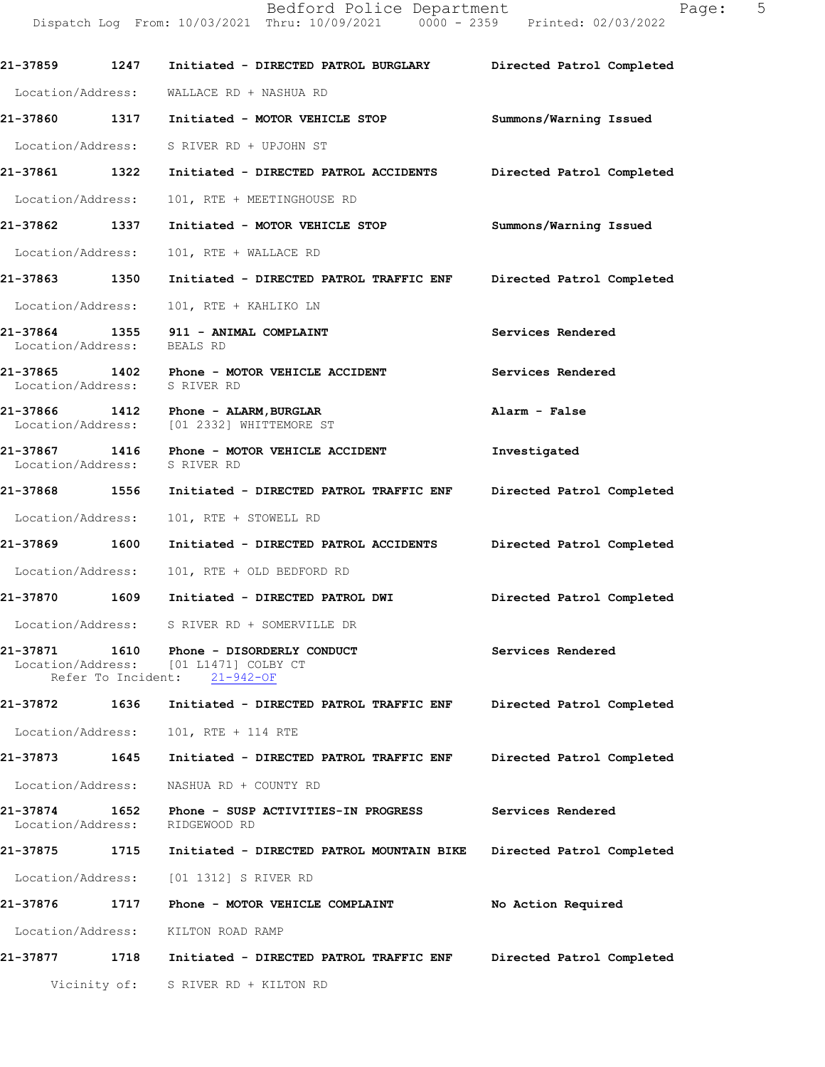21-37859 1247 Initiated - DIRECTED PATROL BURGLARY Directed Patrol Completed

Location/Address: WALLACE RD + NASHUA RD

21-37860 1317 Initiated - MOTOR VEHICLE STOP Summons/Warning Issued

Location/Address: S RIVER RD + UPJOHN ST

21-37861 1322 Initiated - DIRECTED PATROL ACCIDENTS Directed Patrol Completed

Location/Address: 101, RTE + MEETINGHOUSE RD

21-37862 1337 Initiated - MOTOR VEHICLE STOP Summons/Warning Issued

Location/Address: 101, RTE + WALLACE RD

21-37863 1350 Initiated - DIRECTED PATROL TRAFFIC ENF Directed Patrol Completed

Location/Address: 101, RTE + KAHLIKO LN

21-37864 1355 911 - ANIMAL COMPLAINT Services Rendered
Location/Address: BEALS RD

21-37865 1402 Phone - MOTOR VEHICLE ACCIDENT Services Rendered
Location/Address: S RIVER RD

21-37866 1412 Phone - ALARM, BURGLAR Alarm - False
Location/Address: [01 2332] WHITTEMORE ST

21-37867 1416 Phone - MOTOR VEHICLE ACCIDENT Investigated
Location/Address: S RIVER RD

21-37868 1556 Initiated - DIRECTED PATROL TRAFFIC ENF Directed Patrol Completed

Location/Address: 101, RTE + STOWELL RD

21-37869 1600 Initiated - DIRECTED PATROL ACCIDENTS Directed Patrol Completed

Location/Address: 101, RTE + OLD BEDFORD RD

21-37870 1609 Initiated - DIRECTED PATROL DWI Directed Patrol Completed

Location/Address: S RIVER RD + SOMERVILLE DR

21-37871 1610 Phone - DISORDERLY CONDUCT Services Rendered
Location/Address: [01 L1471] COLBY CT
Refer To Incident: 21-942-OF

21-37872 1636 Initiated - DIRECTED PATROL TRAFFIC ENF Directed Patrol Completed

Location/Address: 101, RTE + 114 RTE

21-37873 1645 Initiated - DIRECTED PATROL TRAFFIC ENF Directed Patrol Completed

Location/Address: NASHUA RD + COUNTY RD

21-37874 1652 Phone - SUSP ACTIVITIES-IN PROGRESS Services Rendered
Location/Address: RIDGEWOOD RD

21-37875 1715 Initiated - DIRECTED PATROL MOUNTAIN BIKE Directed Patrol Completed

Location/Address: [01 1312] S RIVER RD

21-37876 1717 Phone - MOTOR VEHICLE COMPLAINT No Action Required

Location/Address: KILTON ROAD RAMP

21-37877 1718 Initiated - DIRECTED PATROL TRAFFIC ENF Directed Patrol Completed

Vicinity of: S RIVER RD + KILTON RD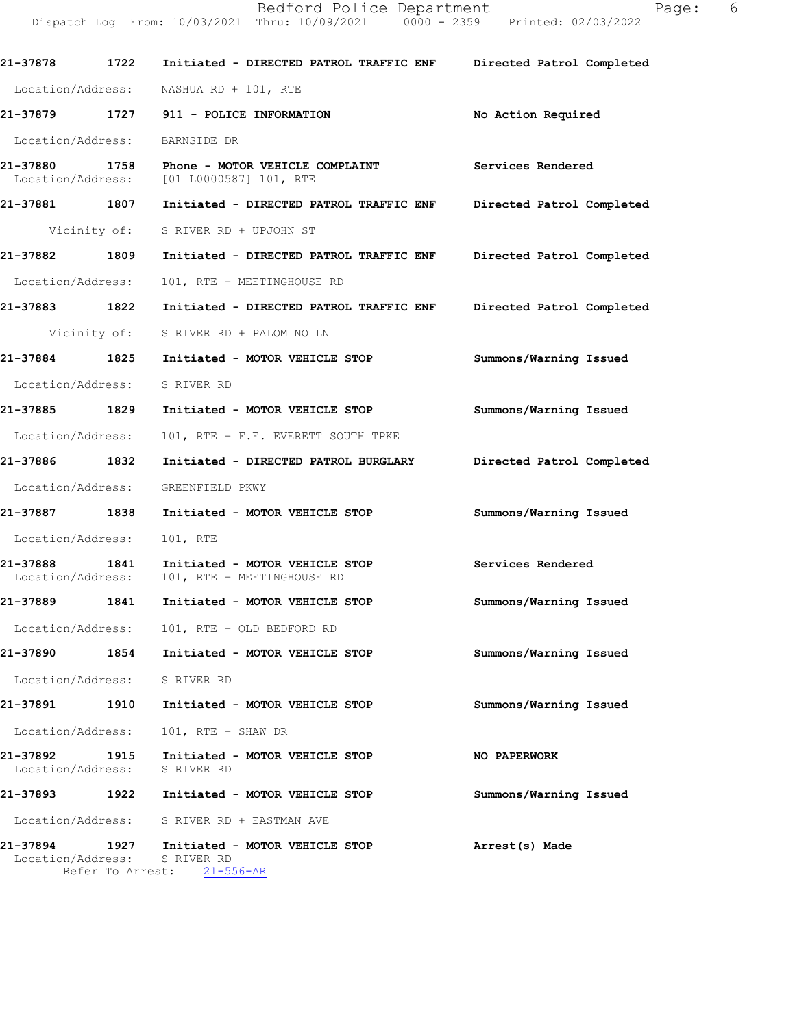| Call Number | Time | Call Reason | Action |
|---|---|---|---|
| 21-37878 | 1722 | Initiated - DIRECTED PATROL TRAFFIC ENF | Directed Patrol Completed |
| | | Location/Address: NASHUA RD + 101, RTE | |
| 21-37879 | 1727 | 911 - POLICE INFORMATION | No Action Required |
| | | Location/Address: BARNSIDE DR | |
| 21-37880 | 1758 | Phone - MOTOR VEHICLE COMPLAINT | Services Rendered |
| | | Location/Address: [01 L0000587] 101, RTE | |
| 21-37881 | 1807 | Initiated - DIRECTED PATROL TRAFFIC ENF | Directed Patrol Completed |
| | | Vicinity of: S RIVER RD + UPJOHN ST | |
| 21-37882 | 1809 | Initiated - DIRECTED PATROL TRAFFIC ENF | Directed Patrol Completed |
| | | Location/Address: 101, RTE + MEETINGHOUSE RD | |
| 21-37883 | 1822 | Initiated - DIRECTED PATROL TRAFFIC ENF | Directed Patrol Completed |
| | | Vicinity of: S RIVER RD + PALOMINO LN | |
| 21-37884 | 1825 | Initiated - MOTOR VEHICLE STOP | Summons/Warning Issued |
| | | Location/Address: S RIVER RD | |
| 21-37885 | 1829 | Initiated - MOTOR VEHICLE STOP | Summons/Warning Issued |
| | | Location/Address: 101, RTE + F.E. EVERETT SOUTH TPKE | |
| 21-37886 | 1832 | Initiated - DIRECTED PATROL BURGLARY | Directed Patrol Completed |
| | | Location/Address: GREENFIELD PKWY | |
| 21-37887 | 1838 | Initiated - MOTOR VEHICLE STOP | Summons/Warning Issued |
| | | Location/Address: 101, RTE | |
| 21-37888 | 1841 | Initiated - MOTOR VEHICLE STOP | Services Rendered |
| | | Location/Address: 101, RTE + MEETINGHOUSE RD | |
| 21-37889 | 1841 | Initiated - MOTOR VEHICLE STOP | Summons/Warning Issued |
| | | Location/Address: 101, RTE + OLD BEDFORD RD | |
| 21-37890 | 1854 | Initiated - MOTOR VEHICLE STOP | Summons/Warning Issued |
| | | Location/Address: S RIVER RD | |
| 21-37891 | 1910 | Initiated - MOTOR VEHICLE STOP | Summons/Warning Issued |
| | | Location/Address: 101, RTE + SHAW DR | |
| 21-37892 | 1915 | Initiated - MOTOR VEHICLE STOP | NO PAPERWORK |
| | | Location/Address: S RIVER RD | |
| 21-37893 | 1922 | Initiated - MOTOR VEHICLE STOP | Summons/Warning Issued |
| | | Location/Address: S RIVER RD + EASTMAN AVE | |
| 21-37894 | 1927 | Initiated - MOTOR VEHICLE STOP | Arrest(s) Made |
| | | Location/Address: S RIVER RD | |
| | | Refer To Arrest: 21-556-AR | |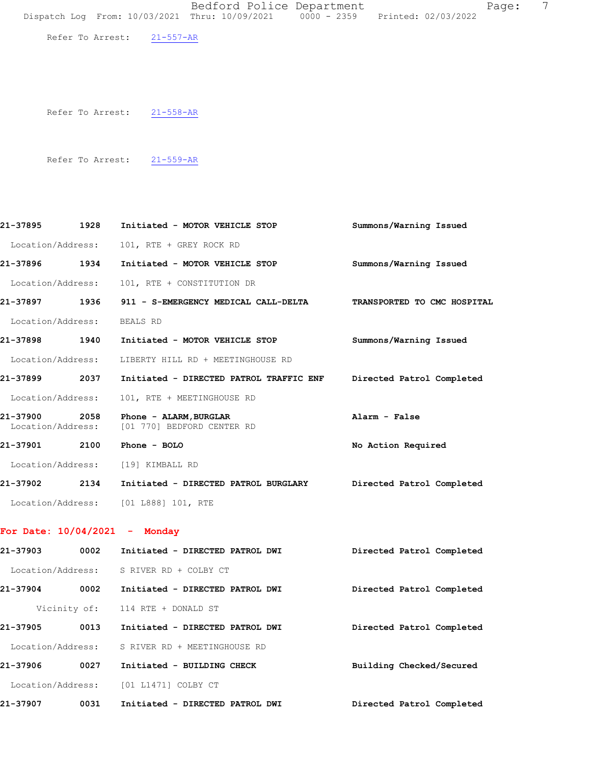Refer To Arrest: 21-557-AR

Refer To Arrest: 21-558-AR

Refer To Arrest: 21-559-AR

**21-37895 1928 Initiated - MOTOR VEHICLE STOP** **Summons/Warning Issued**

Location/Address: 101, RTE + GREY ROCK RD

**21-37896 1934 Initiated - MOTOR VEHICLE STOP** **Summons/Warning Issued**

Location/Address: 101, RTE + CONSTITUTION DR

**21-37897 1936 911 - S-EMERGENCY MEDICAL CALL-DELTA** **TRANSPORTED TO CMC HOSPITAL**

Location/Address: BEALS RD

**21-37898 1940 Initiated - MOTOR VEHICLE STOP** **Summons/Warning Issued**

Location/Address: LIBERTY HILL RD + MEETINGHOUSE RD

**21-37899 2037 Initiated - DIRECTED PATROL TRAFFIC ENF** **Directed Patrol Completed**

Location/Address: 101, RTE + MEETINGHOUSE RD

**21-37900 2058 Phone - ALARM,BURGLAR** **Alarm - False**

Location/Address: [01 770] BEDFORD CENTER RD

**21-37901 2100 Phone - BOLO** **No Action Required**

Location/Address: [19] KIMBALL RD

**21-37902 2134 Initiated - DIRECTED PATROL BURGLARY** **Directed Patrol Completed**

Location/Address: [01 L888] 101, RTE

## For Date: 10/04/2021 - Monday

**21-37903 0002 Initiated - DIRECTED PATROL DWI** **Directed Patrol Completed**

Location/Address: S RIVER RD + COLBY CT

**21-37904 0002 Initiated - DIRECTED PATROL DWI** **Directed Patrol Completed**

Vicinity of: 114 RTE + DONALD ST

**21-37905 0013 Initiated - DIRECTED PATROL DWI** **Directed Patrol Completed**

Location/Address: S RIVER RD + MEETINGHOUSE RD

**21-37906 0027 Initiated - BUILDING CHECK** **Building Checked/Secured**

Location/Address: [01 L1471] COLBY CT

**21-37907 0031 Initiated - DIRECTED PATROL DWI** **Directed Patrol Completed**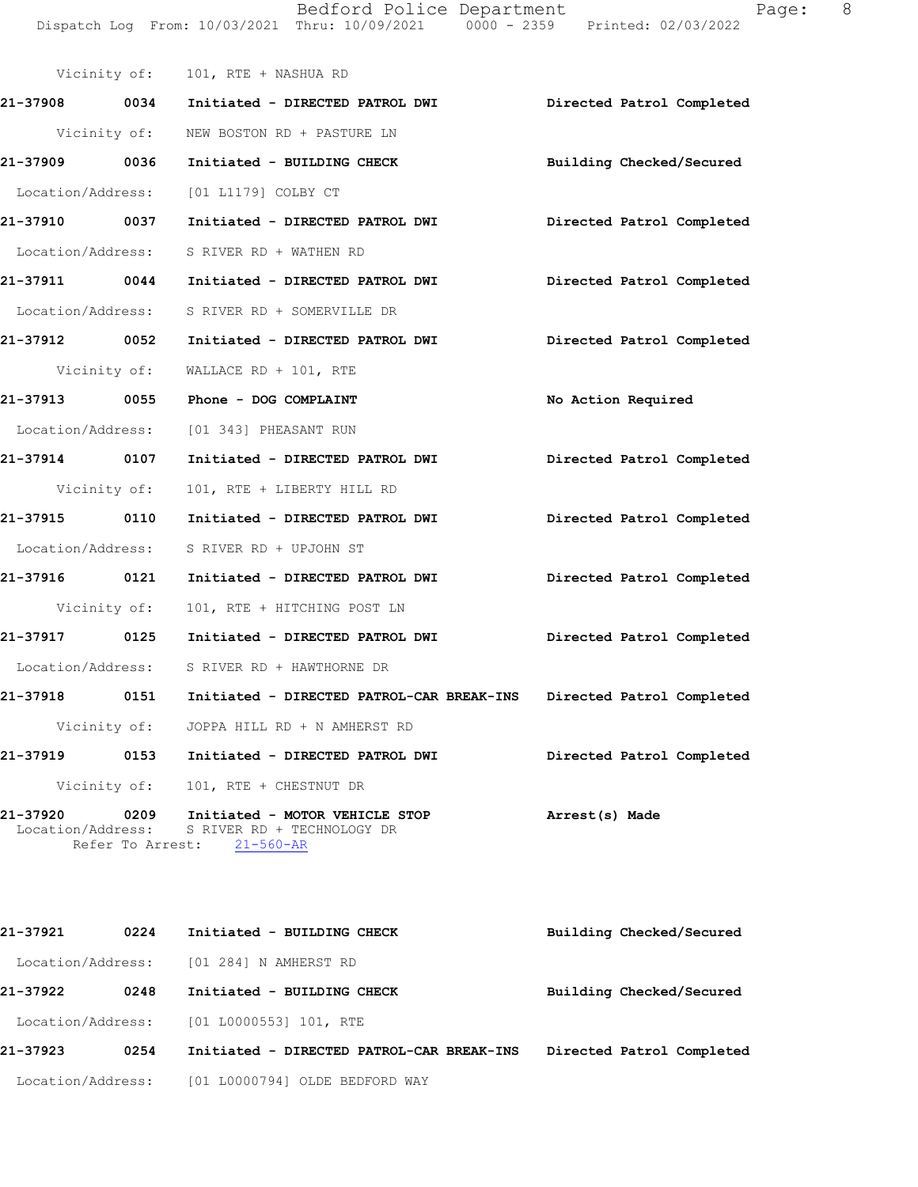Vicinity of: 101, RTE + NASHUA RD

**21-37908 0034 Initiated - DIRECTED PATROL DWI** Directed Patrol Completed

Vicinity of: NEW BOSTON RD + PASTURE LN

**21-37909 0036 Initiated - BUILDING CHECK** Building Checked/Secured

Location/Address: [01 L1179] COLBY CT

**21-37910 0037 Initiated - DIRECTED PATROL DWI** Directed Patrol Completed

Location/Address: S RIVER RD + WATHEN RD

**21-37911 0044 Initiated - DIRECTED PATROL DWI** Directed Patrol Completed

Location/Address: S RIVER RD + SOMERVILLE DR

**21-37912 0052 Initiated - DIRECTED PATROL DWI** Directed Patrol Completed

Vicinity of: WALLACE RD + 101, RTE

**21-37913 0055 Phone - DOG COMPLAINT** No Action Required

Location/Address: [01 343] PHEASANT RUN

**21-37914 0107 Initiated - DIRECTED PATROL DWI** Directed Patrol Completed

Vicinity of: 101, RTE + LIBERTY HILL RD

**21-37915 0110 Initiated - DIRECTED PATROL DWI** Directed Patrol Completed

Location/Address: S RIVER RD + UPJOHN ST

**21-37916 0121 Initiated - DIRECTED PATROL DWI** Directed Patrol Completed

Vicinity of: 101, RTE + HITCHING POST LN

**21-37917 0125 Initiated - DIRECTED PATROL DWI** Directed Patrol Completed

Location/Address: S RIVER RD + HAWTHORNE DR

**21-37918 0151 Initiated - DIRECTED PATROL-CAR BREAK-INS** Directed Patrol Completed

Vicinity of: JOPPA HILL RD + N AMHERST RD

**21-37919 0153 Initiated - DIRECTED PATROL DWI** Directed Patrol Completed

Vicinity of: 101, RTE + CHESTNUT DR

**21-37920 0209 Initiated - MOTOR VEHICLE STOP** Arrest(s) Made

Location/Address: S RIVER RD + TECHNOLOGY DR

Refer To Arrest: 21-560-AR

**21-37921 0224 Initiated - BUILDING CHECK** Building Checked/Secured

Location/Address: [01 284] N AMHERST RD

**21-37922 0248 Initiated - BUILDING CHECK** Building Checked/Secured

Location/Address: [01 L0000553] 101, RTE

**21-37923 0254 Initiated - DIRECTED PATROL-CAR BREAK-INS** Directed Patrol Completed

Location/Address: [01 L0000794] OLDE BEDFORD WAY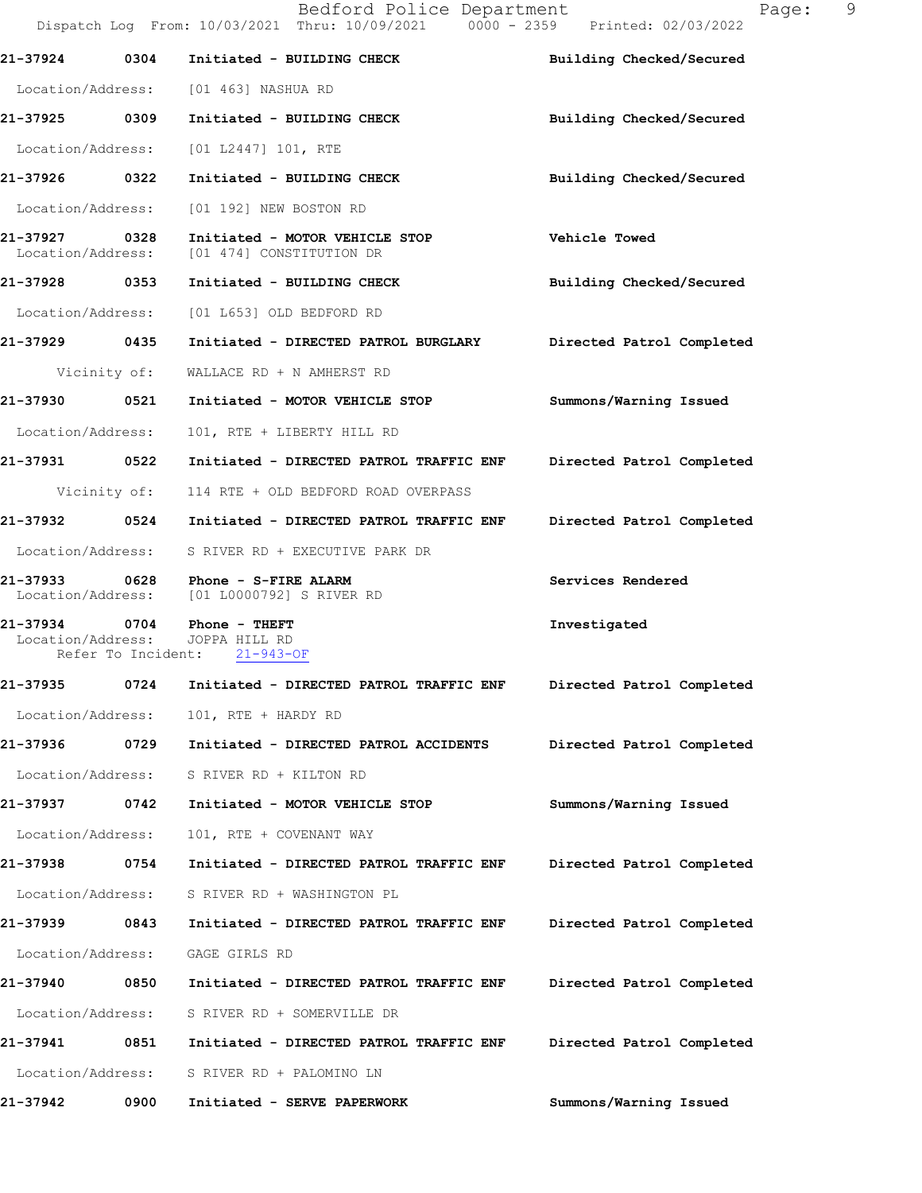21-37924 0304 Initiated - BUILDING CHECK Building Checked/Secured

Location/Address: [01 463] NASHUA RD

21-37925 0309 Initiated - BUILDING CHECK Building Checked/Secured

Location/Address: [01 L2447] 101, RTE

21-37926 0322 Initiated - BUILDING CHECK Building Checked/Secured

Location/Address: [01 192] NEW BOSTON RD

21-37927 0328 Initiated - MOTOR VEHICLE STOP Vehicle Towed

Location/Address: [01 474] CONSTITUTION DR

21-37928 0353 Initiated - BUILDING CHECK Building Checked/Secured

Location/Address: [01 L653] OLD BEDFORD RD

21-37929 0435 Initiated - DIRECTED PATROL BURGLARY Directed Patrol Completed

Vicinity of: WALLACE RD + N AMHERST RD

21-37930 0521 Initiated - MOTOR VEHICLE STOP Summons/Warning Issued

Location/Address: 101, RTE + LIBERTY HILL RD

21-37931 0522 Initiated - DIRECTED PATROL TRAFFIC ENF Directed Patrol Completed

Vicinity of: 114 RTE + OLD BEDFORD ROAD OVERPASS

21-37932 0524 Initiated - DIRECTED PATROL TRAFFIC ENF Directed Patrol Completed

Location/Address: S RIVER RD + EXECUTIVE PARK DR

21-37933 0628 Phone - S-FIRE ALARM Services Rendered

Location/Address: [01 L0000792] S RIVER RD

21-37934 0704 Phone - THEFT Investigated

Location/Address: JOPPA HILL RD

Refer To Incident: 21-943-OF

21-37935 0724 Initiated - DIRECTED PATROL TRAFFIC ENF Directed Patrol Completed

Location/Address: 101, RTE + HARDY RD

21-37936 0729 Initiated - DIRECTED PATROL ACCIDENTS Directed Patrol Completed

Location/Address: S RIVER RD + KILTON RD

21-37937 0742 Initiated - MOTOR VEHICLE STOP Summons/Warning Issued

Location/Address: 101, RTE + COVENANT WAY

21-37938 0754 Initiated - DIRECTED PATROL TRAFFIC ENF Directed Patrol Completed

Location/Address: S RIVER RD + WASHINGTON PL

21-37939 0843 Initiated - DIRECTED PATROL TRAFFIC ENF Directed Patrol Completed

Location/Address: GAGE GIRLS RD

21-37940 0850 Initiated - DIRECTED PATROL TRAFFIC ENF Directed Patrol Completed

Location/Address: S RIVER RD + SOMERVILLE DR

21-37941 0851 Initiated - DIRECTED PATROL TRAFFIC ENF Directed Patrol Completed

Location/Address: S RIVER RD + PALOMINO LN

21-37942 0900 Initiated - SERVE PAPERWORK Summons/Warning Issued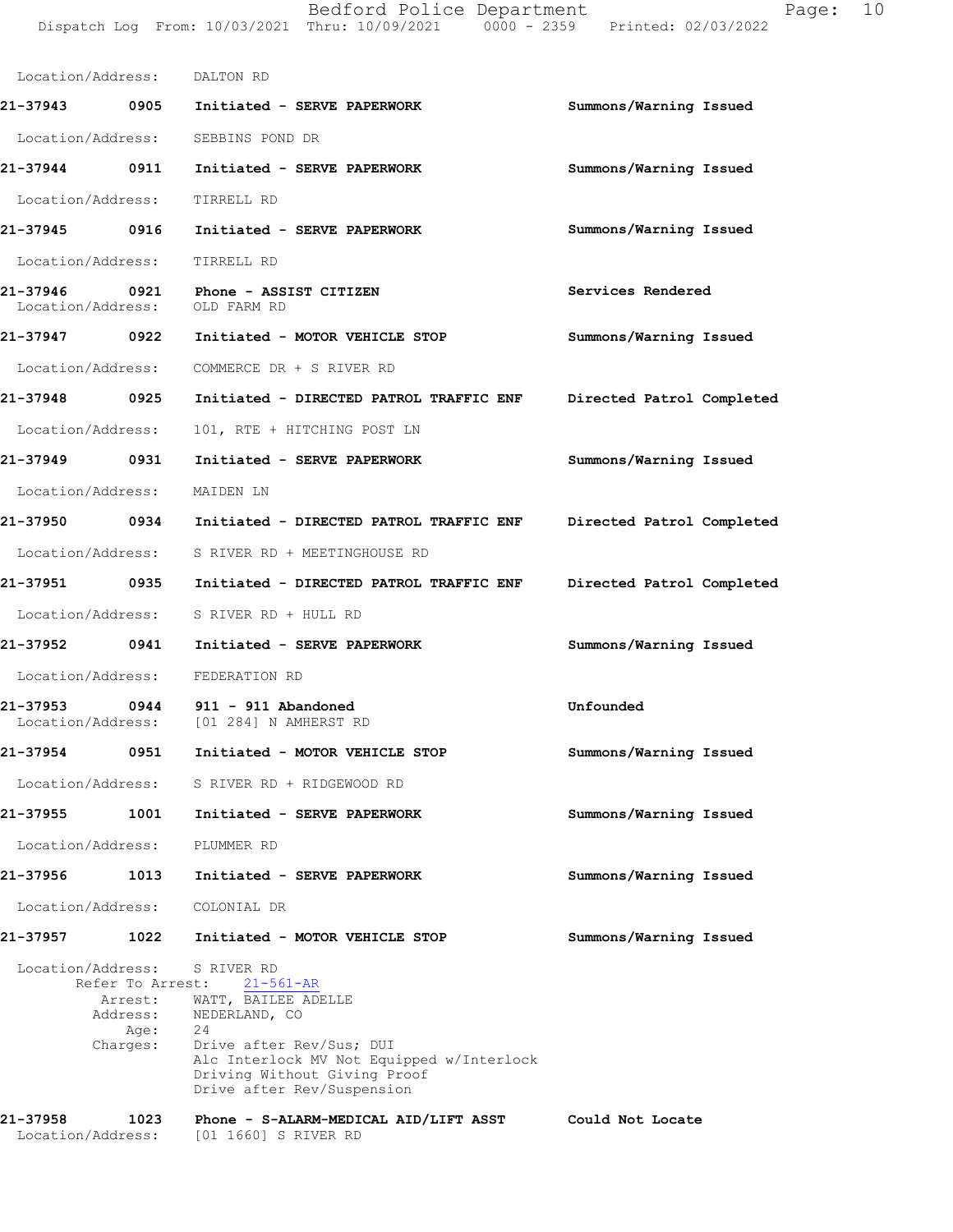Location/Address: DALTON RD

| | | | |
|---|---|---|---|
| 21-37943 | 0905 | Initiated - SERVE PAPERWORK | Summons/Warning Issued |

Location/Address: SEBBINS POND DR

| | | | |
|---|---|---|---|
| 21-37944 | 0911 | Initiated - SERVE PAPERWORK | Summons/Warning Issued |

Location/Address: TIRRELL RD

| | | | |
|---|---|---|---|
| 21-37945 | 0916 | Initiated - SERVE PAPERWORK | Summons/Warning Issued |

Location/Address: TIRRELL RD

| | | | |
|---|---|---|---|
| 21-37946 | 0921 | Phone - ASSIST CITIZEN | Services Rendered |

Location/Address: OLD FARM RD

| | | | |
|---|---|---|---|
| 21-37947 | 0922 | Initiated - MOTOR VEHICLE STOP | Summons/Warning Issued |

Location/Address: COMMERCE DR + S RIVER RD

| | | | |
|---|---|---|---|
| 21-37948 | 0925 | Initiated - DIRECTED PATROL TRAFFIC ENF | Directed Patrol Completed |

Location/Address: 101, RTE + HITCHING POST LN

| | | | |
|---|---|---|---|
| 21-37949 | 0931 | Initiated - SERVE PAPERWORK | Summons/Warning Issued |

Location/Address: MAIDEN LN

| | | | |
|---|---|---|---|
| 21-37950 | 0934 | Initiated - DIRECTED PATROL TRAFFIC ENF | Directed Patrol Completed |

Location/Address: S RIVER RD + MEETINGHOUSE RD

| | | | |
|---|---|---|---|
| 21-37951 | 0935 | Initiated - DIRECTED PATROL TRAFFIC ENF | Directed Patrol Completed |

Location/Address: S RIVER RD + HULL RD

| | | | |
|---|---|---|---|
| 21-37952 | 0941 | Initiated - SERVE PAPERWORK | Summons/Warning Issued |

Location/Address: FEDERATION RD

| | | | |
|---|---|---|---|
| 21-37953 | 0944 | 911 - 911 Abandoned | Unfounded |

Location/Address: [01 284] N AMHERST RD

| | | | |
|---|---|---|---|
| 21-37954 | 0951 | Initiated - MOTOR VEHICLE STOP | Summons/Warning Issued |

Location/Address: S RIVER RD + RIDGEWOOD RD

| | | | |
|---|---|---|---|
| 21-37955 | 1001 | Initiated - SERVE PAPERWORK | Summons/Warning Issued |

Location/Address: PLUMMER RD

| | | | |
|---|---|---|---|
| 21-37956 | 1013 | Initiated - SERVE PAPERWORK | Summons/Warning Issued |

Location/Address: COLONIAL DR

| | | | |
|---|---|---|---|
| 21-37957 | 1022 | Initiated - MOTOR VEHICLE STOP | Summons/Warning Issued |

Location/Address: S RIVER RD
Refer To Arrest: 21-561-AR
Arrest: WATT, BAILEE ADELLE
Address: NEDERLAND, CO
Age: 24
Charges: Drive after Rev/Sus; DUI
Alc Interlock MV Not Equipped w/Interlock
Driving Without Giving Proof
Drive after Rev/Suspension

| | | | |
|---|---|---|---|
| 21-37958 | 1023 | Phone - S-ALARM-MEDICAL AID/LIFT ASST | Could Not Locate |

Location/Address: [01 1660] S RIVER RD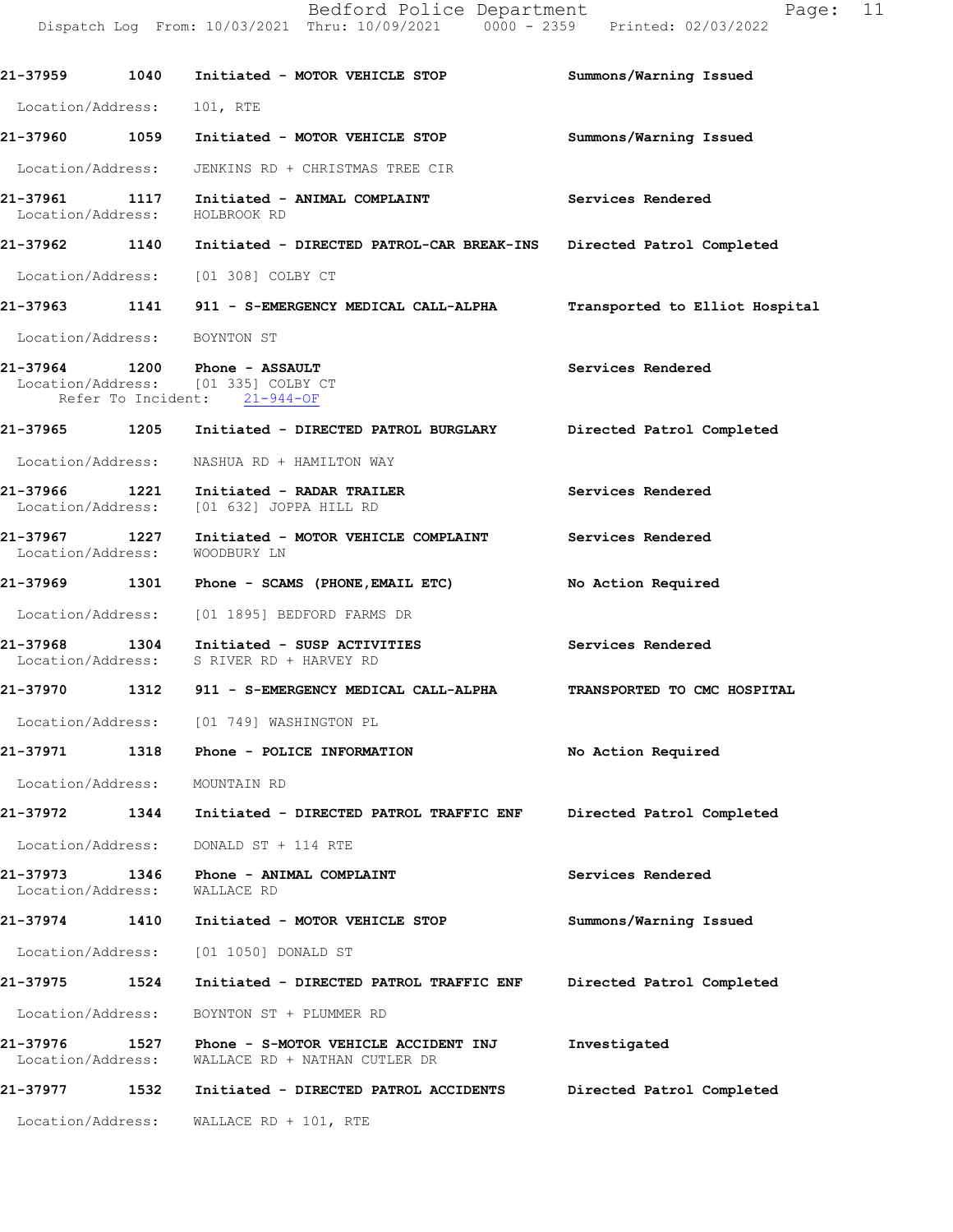21-37959 1040 Initiated - MOTOR VEHICLE STOP Summons/Warning Issued

Location/Address: 101, RTE

21-37960 1059 Initiated - MOTOR VEHICLE STOP Summons/Warning Issued

Location/Address: JENKINS RD + CHRISTMAS TREE CIR

21-37961 1117 Initiated - ANIMAL COMPLAINT Services Rendered
Location/Address: HOLBROOK RD

21-37962 1140 Initiated - DIRECTED PATROL-CAR BREAK-INS Directed Patrol Completed

Location/Address: [01 308] COLBY CT

21-37963 1141 911 - S-EMERGENCY MEDICAL CALL-ALPHA Transported to Elliot Hospital

Location/Address: BOYNTON ST

21-37964 1200 Phone - ASSAULT Services Rendered
Location/Address: [01 335] COLBY CT
Refer To Incident: 21-944-OF

21-37965 1205 Initiated - DIRECTED PATROL BURGLARY Directed Patrol Completed

Location/Address: NASHUA RD + HAMILTON WAY

21-37966 1221 Initiated - RADAR TRAILER Services Rendered
Location/Address: [01 632] JOPPA HILL RD

21-37967 1227 Initiated - MOTOR VEHICLE COMPLAINT Services Rendered
Location/Address: WOODBURY LN

21-37969 1301 Phone - SCAMS (PHONE,EMAIL ETC) No Action Required

Location/Address: [01 1895] BEDFORD FARMS DR

21-37968 1304 Initiated - SUSP ACTIVITIES Services Rendered
Location/Address: S RIVER RD + HARVEY RD

21-37970 1312 911 - S-EMERGENCY MEDICAL CALL-ALPHA TRANSPORTED TO CMC HOSPITAL

Location/Address: [01 749] WASHINGTON PL

21-37971 1318 Phone - POLICE INFORMATION No Action Required

Location/Address: MOUNTAIN RD

21-37972 1344 Initiated - DIRECTED PATROL TRAFFIC ENF Directed Patrol Completed

Location/Address: DONALD ST + 114 RTE

21-37973 1346 Phone - ANIMAL COMPLAINT Services Rendered
Location/Address: WALLACE RD

21-37974 1410 Initiated - MOTOR VEHICLE STOP Summons/Warning Issued

Location/Address: [01 1050] DONALD ST

21-37975 1524 Initiated - DIRECTED PATROL TRAFFIC ENF Directed Patrol Completed

Location/Address: BOYNTON ST + PLUMMER RD

21-37976 1527 Phone - S-MOTOR VEHICLE ACCIDENT INJ Investigated
Location/Address: WALLACE RD + NATHAN CUTLER DR

21-37977 1532 Initiated - DIRECTED PATROL ACCIDENTS Directed Patrol Completed

Location/Address: WALLACE RD + 101, RTE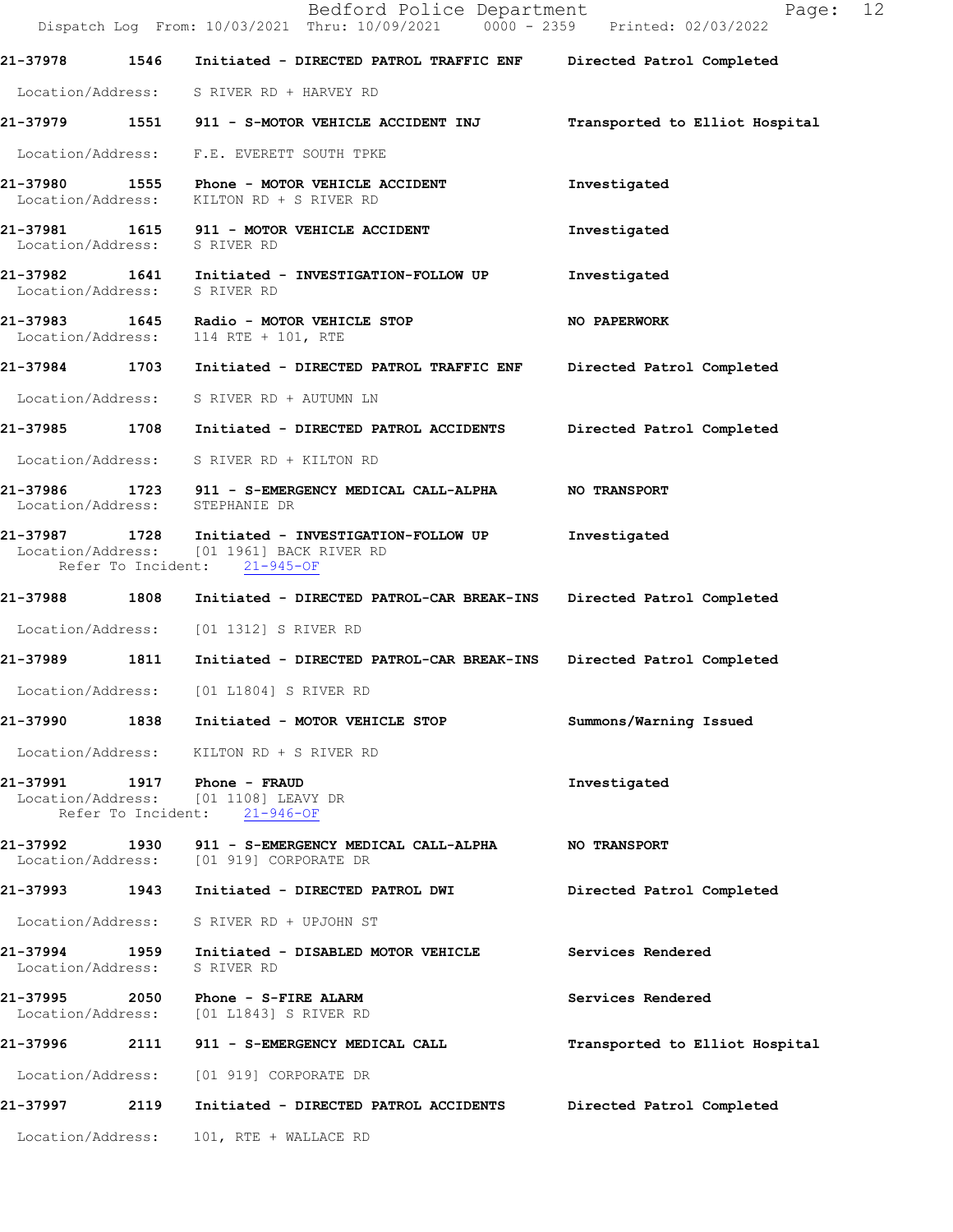21-37978 1546 Initiated - DIRECTED PATROL TRAFFIC ENF Directed Patrol Completed

Location/Address: S RIVER RD + HARVEY RD

21-37979 1551 911 - S-MOTOR VEHICLE ACCIDENT INJ Transported to Elliot Hospital

Location/Address: F.E. EVERETT SOUTH TPKE

21-37980 1555 Phone - MOTOR VEHICLE ACCIDENT Investigated
Location/Address: KILTON RD + S RIVER RD

21-37981 1615 911 - MOTOR VEHICLE ACCIDENT Investigated
Location/Address: S RIVER RD

21-37982 1641 Initiated - INVESTIGATION-FOLLOW UP Investigated
Location/Address: S RIVER RD

21-37983 1645 Radio - MOTOR VEHICLE STOP NO PAPERWORK
Location/Address: 114 RTE + 101, RTE

21-37984 1703 Initiated - DIRECTED PATROL TRAFFIC ENF Directed Patrol Completed

Location/Address: S RIVER RD + AUTUMN LN

21-37985 1708 Initiated - DIRECTED PATROL ACCIDENTS Directed Patrol Completed

Location/Address: S RIVER RD + KILTON RD

21-37986 1723 911 - S-EMERGENCY MEDICAL CALL-ALPHA NO TRANSPORT
Location/Address: STEPHANIE DR

21-37987 1728 Initiated - INVESTIGATION-FOLLOW UP Investigated
Location/Address: [01 1961] BACK RIVER RD
Refer To Incident: 21-945-OF

21-37988 1808 Initiated - DIRECTED PATROL-CAR BREAK-INS Directed Patrol Completed

Location/Address: [01 1312] S RIVER RD

21-37989 1811 Initiated - DIRECTED PATROL-CAR BREAK-INS Directed Patrol Completed

Location/Address: [01 L1804] S RIVER RD

21-37990 1838 Initiated - MOTOR VEHICLE STOP Summons/Warning Issued

Location/Address: KILTON RD + S RIVER RD

21-37991 1917 Phone - FRAUD Investigated
Location/Address: [01 1108] LEAVY DR
Refer To Incident: 21-946-OF

21-37992 1930 911 - S-EMERGENCY MEDICAL CALL-ALPHA NO TRANSPORT
Location/Address: [01 919] CORPORATE DR

21-37993 1943 Initiated - DIRECTED PATROL DWI Directed Patrol Completed

Location/Address: S RIVER RD + UPJOHN ST

21-37994 1959 Initiated - DISABLED MOTOR VEHICLE Services Rendered
Location/Address: S RIVER RD

21-37995 2050 Phone - S-FIRE ALARM Services Rendered
Location/Address: [01 L1843] S RIVER RD

21-37996 2111 911 - S-EMERGENCY MEDICAL CALL Transported to Elliot Hospital

Location/Address: [01 919] CORPORATE DR

21-37997 2119 Initiated - DIRECTED PATROL ACCIDENTS Directed Patrol Completed

Location/Address: 101, RTE + WALLACE RD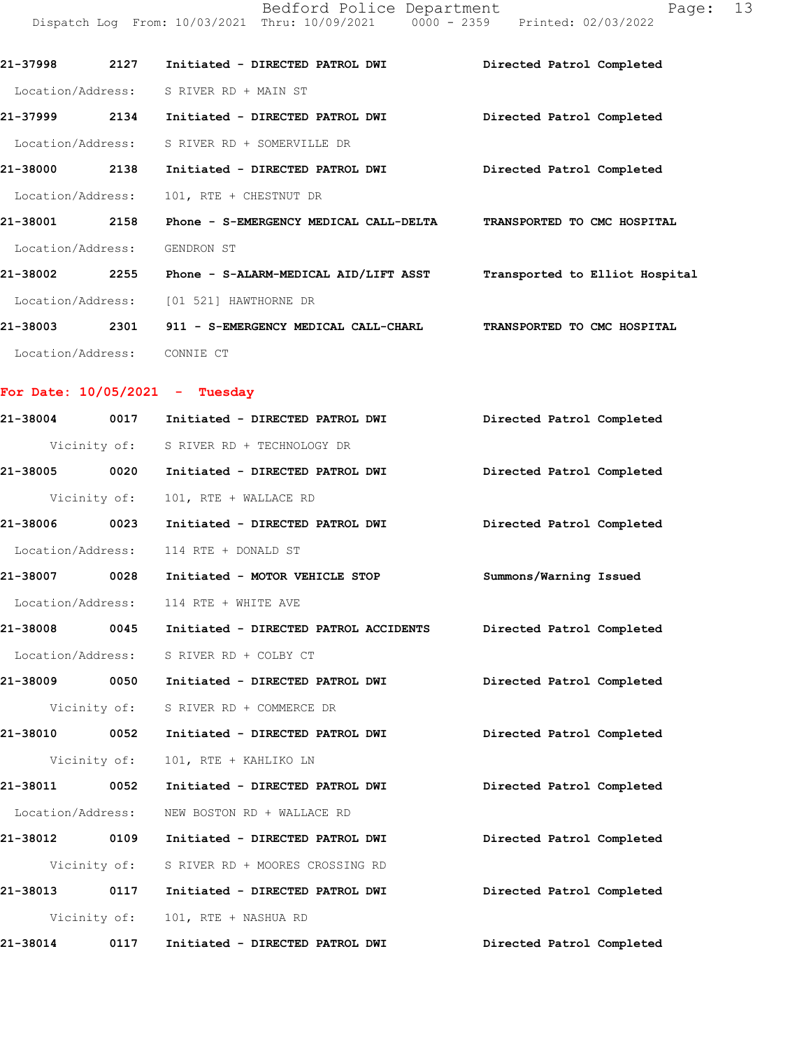21-37998 2127 Initiated - DIRECTED PATROL DWI Directed Patrol Completed

Location/Address: S RIVER RD + MAIN ST

21-37999 2134 Initiated - DIRECTED PATROL DWI Directed Patrol Completed

Location/Address: S RIVER RD + SOMERVILLE DR

21-38000 2138 Initiated - DIRECTED PATROL DWI Directed Patrol Completed

Location/Address: 101, RTE + CHESTNUT DR

21-38001 2158 Phone - S-EMERGENCY MEDICAL CALL-DELTA TRANSPORTED TO CMC HOSPITAL

Location/Address: GENDRON ST

21-38002 2255 Phone - S-ALARM-MEDICAL AID/LIFT ASST Transported to Elliot Hospital

Location/Address: [01 521] HAWTHORNE DR

21-38003 2301 911 - S-EMERGENCY MEDICAL CALL-CHARL TRANSPORTED TO CMC HOSPITAL

Location/Address: CONNIE CT

## For Date: 10/05/2021 - Tuesday

21-38004 0017 Initiated - DIRECTED PATROL DWI Directed Patrol Completed

Vicinity of: S RIVER RD + TECHNOLOGY DR

21-38005 0020 Initiated - DIRECTED PATROL DWI Directed Patrol Completed

Vicinity of: 101, RTE + WALLACE RD

21-38006 0023 Initiated - DIRECTED PATROL DWI Directed Patrol Completed

Location/Address: 114 RTE + DONALD ST

21-38007 0028 Initiated - MOTOR VEHICLE STOP Summons/Warning Issued

Location/Address: 114 RTE + WHITE AVE

21-38008 0045 Initiated - DIRECTED PATROL ACCIDENTS Directed Patrol Completed

Location/Address: S RIVER RD + COLBY CT

21-38009 0050 Initiated - DIRECTED PATROL DWI Directed Patrol Completed

Vicinity of: S RIVER RD + COMMERCE DR

21-38010 0052 Initiated - DIRECTED PATROL DWI Directed Patrol Completed

Vicinity of: 101, RTE + KAHLIKO LN

21-38011 0052 Initiated - DIRECTED PATROL DWI Directed Patrol Completed

Location/Address: NEW BOSTON RD + WALLACE RD

21-38012 0109 Initiated - DIRECTED PATROL DWI Directed Patrol Completed

Vicinity of: S RIVER RD + MOORES CROSSING RD

21-38013 0117 Initiated - DIRECTED PATROL DWI Directed Patrol Completed

Vicinity of: 101, RTE + NASHUA RD

21-38014 0117 Initiated - DIRECTED PATROL DWI Directed Patrol Completed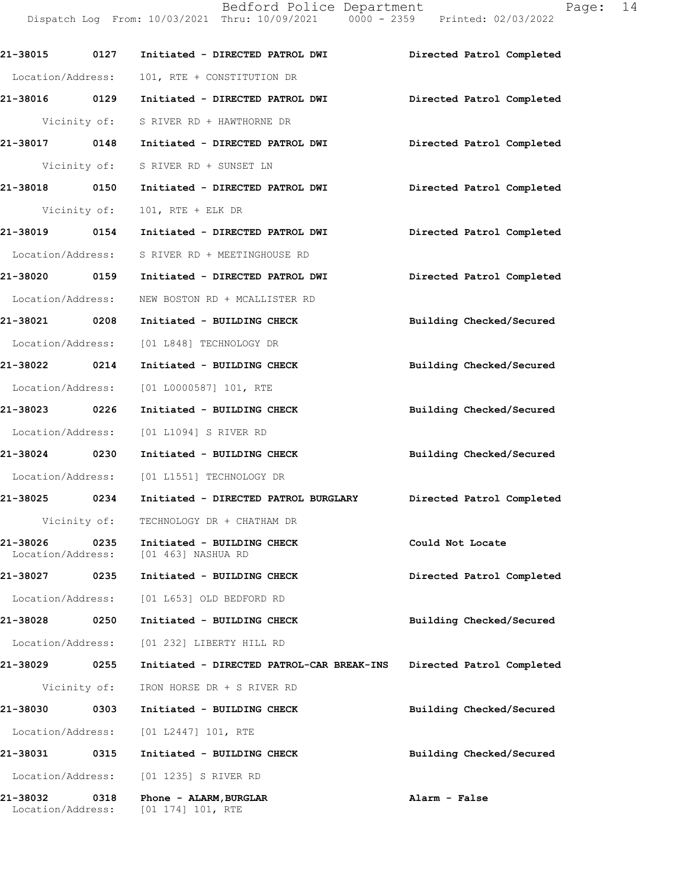**21-38015 0127 Initiated - DIRECTED PATROL DWI** **Directed Patrol Completed**

Location/Address: 101, RTE + CONSTITUTION DR

**21-38016 0129 Initiated - DIRECTED PATROL DWI** **Directed Patrol Completed**

Vicinity of: S RIVER RD + HAWTHORNE DR

**21-38017 0148 Initiated - DIRECTED PATROL DWI** **Directed Patrol Completed**

Vicinity of: S RIVER RD + SUNSET LN

**21-38018 0150 Initiated - DIRECTED PATROL DWI** **Directed Patrol Completed**

Vicinity of: 101, RTE + ELK DR

**21-38019 0154 Initiated - DIRECTED PATROL DWI** **Directed Patrol Completed**

Location/Address: S RIVER RD + MEETINGHOUSE RD

**21-38020 0159 Initiated - DIRECTED PATROL DWI** **Directed Patrol Completed**

Location/Address: NEW BOSTON RD + MCALLISTER RD

**21-38021 0208 Initiated - BUILDING CHECK** **Building Checked/Secured**

Location/Address: [01 L848] TECHNOLOGY DR

**21-38022 0214 Initiated - BUILDING CHECK** **Building Checked/Secured**

Location/Address: [01 L0000587] 101, RTE

**21-38023 0226 Initiated - BUILDING CHECK** **Building Checked/Secured**

Location/Address: [01 L1094] S RIVER RD

**21-38024 0230 Initiated - BUILDING CHECK** **Building Checked/Secured**

Location/Address: [01 L1551] TECHNOLOGY DR

**21-38025 0234 Initiated - DIRECTED PATROL BURGLARY** **Directed Patrol Completed**

Vicinity of: TECHNOLOGY DR + CHATHAM DR

**21-38026 0235 Initiated - BUILDING CHECK** **Could Not Locate**

Location/Address: [01 463] NASHUA RD

**21-38027 0235 Initiated - BUILDING CHECK** **Directed Patrol Completed**

Location/Address: [01 L653] OLD BEDFORD RD

**21-38028 0250 Initiated - BUILDING CHECK** **Building Checked/Secured**

Location/Address: [01 232] LIBERTY HILL RD

**21-38029 0255 Initiated - DIRECTED PATROL-CAR BREAK-INS** **Directed Patrol Completed**

Vicinity of: IRON HORSE DR + S RIVER RD

**21-38030 0303 Initiated - BUILDING CHECK** **Building Checked/Secured**

Location/Address: [01 L2447] 101, RTE

**21-38031 0315 Initiated - BUILDING CHECK** **Building Checked/Secured**

Location/Address: [01 1235] S RIVER RD

**21-38032 0318 Phone - ALARM,BURGLAR** **Alarm - False**

Location/Address: [01 174] 101, RTE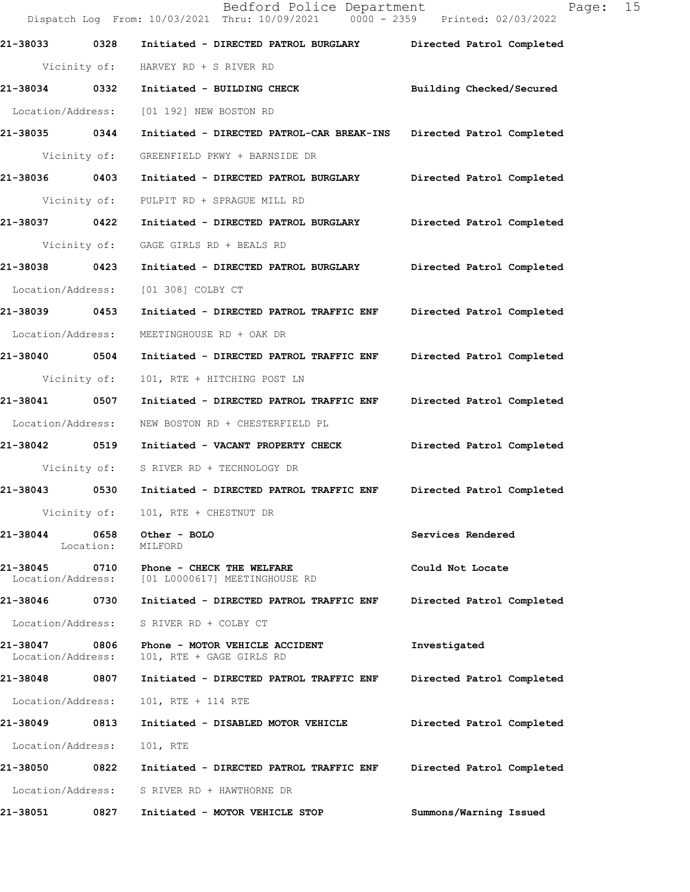| Call Number | Time | Call Reason | Action |
|---|---|---|---|
| 21-38033 | 0328 | Initiated - DIRECTED PATROL BURGLARY | Directed Patrol Completed |
| | | Vicinity of: HARVEY RD + S RIVER RD | |
| 21-38034 | 0332 | Initiated - BUILDING CHECK | Building Checked/Secured |
| | | Location/Address: [01 192] NEW BOSTON RD | |
| 21-38035 | 0344 | Initiated - DIRECTED PATROL-CAR BREAK-INS | Directed Patrol Completed |
| | | Vicinity of: GREENFIELD PKWY + BARNSIDE DR | |
| 21-38036 | 0403 | Initiated - DIRECTED PATROL BURGLARY | Directed Patrol Completed |
| | | Vicinity of: PULPIT RD + SPRAGUE MILL RD | |
| 21-38037 | 0422 | Initiated - DIRECTED PATROL BURGLARY | Directed Patrol Completed |
| | | Vicinity of: GAGE GIRLS RD + BEALS RD | |
| 21-38038 | 0423 | Initiated - DIRECTED PATROL BURGLARY | Directed Patrol Completed |
| | | Location/Address: [01 308] COLBY CT | |
| 21-38039 | 0453 | Initiated - DIRECTED PATROL TRAFFIC ENF | Directed Patrol Completed |
| | | Location/Address: MEETINGHOUSE RD + OAK DR | |
| 21-38040 | 0504 | Initiated - DIRECTED PATROL TRAFFIC ENF | Directed Patrol Completed |
| | | Vicinity of: 101, RTE + HITCHING POST LN | |
| 21-38041 | 0507 | Initiated - DIRECTED PATROL TRAFFIC ENF | Directed Patrol Completed |
| | | Location/Address: NEW BOSTON RD + CHESTERFIELD PL | |
| 21-38042 | 0519 | Initiated - VACANT PROPERTY CHECK | Directed Patrol Completed |
| | | Vicinity of: S RIVER RD + TECHNOLOGY DR | |
| 21-38043 | 0530 | Initiated - DIRECTED PATROL TRAFFIC ENF | Directed Patrol Completed |
| | | Vicinity of: 101, RTE + CHESTNUT DR | |
| 21-38044 | 0658 | Other - BOLO | Services Rendered |
| | | Location: MILFORD | |
| 21-38045 | 0710 | Phone - CHECK THE WELFARE | Could Not Locate |
| | | Location/Address: [01 L0000617] MEETINGHOUSE RD | |
| 21-38046 | 0730 | Initiated - DIRECTED PATROL TRAFFIC ENF | Directed Patrol Completed |
| | | Location/Address: S RIVER RD + COLBY CT | |
| 21-38047 | 0806 | Phone - MOTOR VEHICLE ACCIDENT | Investigated |
| | | Location/Address: 101, RTE + GAGE GIRLS RD | |
| 21-38048 | 0807 | Initiated - DIRECTED PATROL TRAFFIC ENF | Directed Patrol Completed |
| | | Location/Address: 101, RTE + 114 RTE | |
| 21-38049 | 0813 | Initiated - DISABLED MOTOR VEHICLE | Directed Patrol Completed |
| | | Location/Address: 101, RTE | |
| 21-38050 | 0822 | Initiated - DIRECTED PATROL TRAFFIC ENF | Directed Patrol Completed |
| | | Location/Address: S RIVER RD + HAWTHORNE DR | |
| 21-38051 | 0827 | Initiated - MOTOR VEHICLE STOP | Summons/Warning Issued |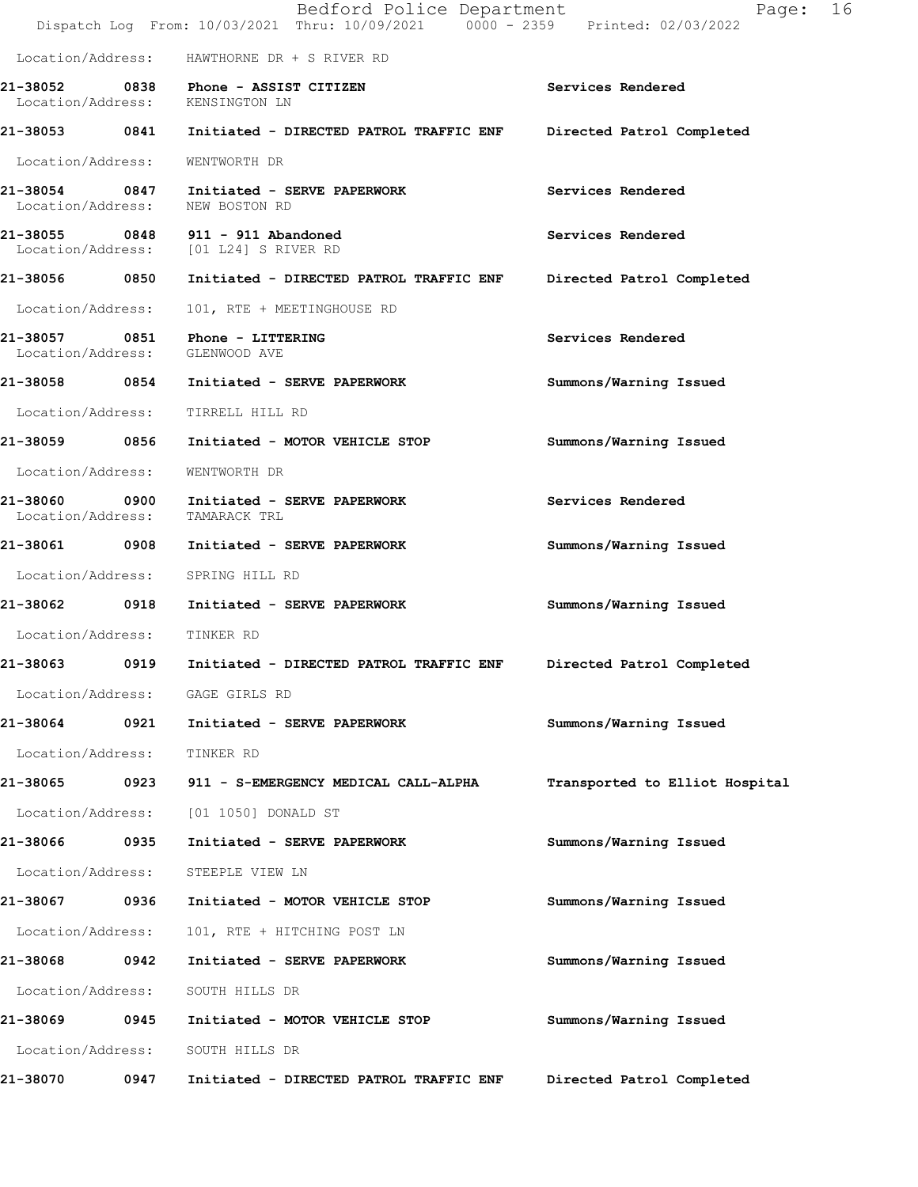Location/Address: HAWTHORNE DR + S RIVER RD

**21-38052 0838 Phone - ASSIST CITIZEN** **Services Rendered**
Location/Address: KENSINGTON LN

**21-38053 0841 Initiated - DIRECTED PATROL TRAFFIC ENF** **Directed Patrol Completed**

Location/Address: WENTWORTH DR

**21-38054 0847 Initiated - SERVE PAPERWORK** **Services Rendered**
Location/Address: NEW BOSTON RD

**21-38055 0848 911 - 911 Abandoned** **Services Rendered**
Location/Address: [01 L24] S RIVER RD

**21-38056 0850 Initiated - DIRECTED PATROL TRAFFIC ENF** **Directed Patrol Completed**

Location/Address: 101, RTE + MEETINGHOUSE RD

**21-38057 0851 Phone - LITTERING** **Services Rendered**
Location/Address: GLENWOOD AVE

**21-38058 0854 Initiated - SERVE PAPERWORK** **Summons/Warning Issued**

Location/Address: TIRRELL HILL RD

**21-38059 0856 Initiated - MOTOR VEHICLE STOP** **Summons/Warning Issued**

Location/Address: WENTWORTH DR

**21-38060 0900 Initiated - SERVE PAPERWORK** **Services Rendered**
Location/Address: TAMARACK TRL

**21-38061 0908 Initiated - SERVE PAPERWORK** **Summons/Warning Issued**

Location/Address: SPRING HILL RD

**21-38062 0918 Initiated - SERVE PAPERWORK** **Summons/Warning Issued**

Location/Address: TINKER RD

**21-38063 0919 Initiated - DIRECTED PATROL TRAFFIC ENF** **Directed Patrol Completed**

Location/Address: GAGE GIRLS RD

**21-38064 0921 Initiated - SERVE PAPERWORK** **Summons/Warning Issued**

Location/Address: TINKER RD

**21-38065 0923 911 - S-EMERGENCY MEDICAL CALL-ALPHA** **Transported to Elliot Hospital**

Location/Address: [01 1050] DONALD ST

**21-38066 0935 Initiated - SERVE PAPERWORK** **Summons/Warning Issued**

Location/Address: STEEPLE VIEW LN

**21-38067 0936 Initiated - MOTOR VEHICLE STOP** **Summons/Warning Issued**

Location/Address: 101, RTE + HITCHING POST LN

**21-38068 0942 Initiated - SERVE PAPERWORK** **Summons/Warning Issued**

Location/Address: SOUTH HILLS DR

**21-38069 0945 Initiated - MOTOR VEHICLE STOP** **Summons/Warning Issued**

Location/Address: SOUTH HILLS DR

**21-38070 0947 Initiated - DIRECTED PATROL TRAFFIC ENF** **Directed Patrol Completed**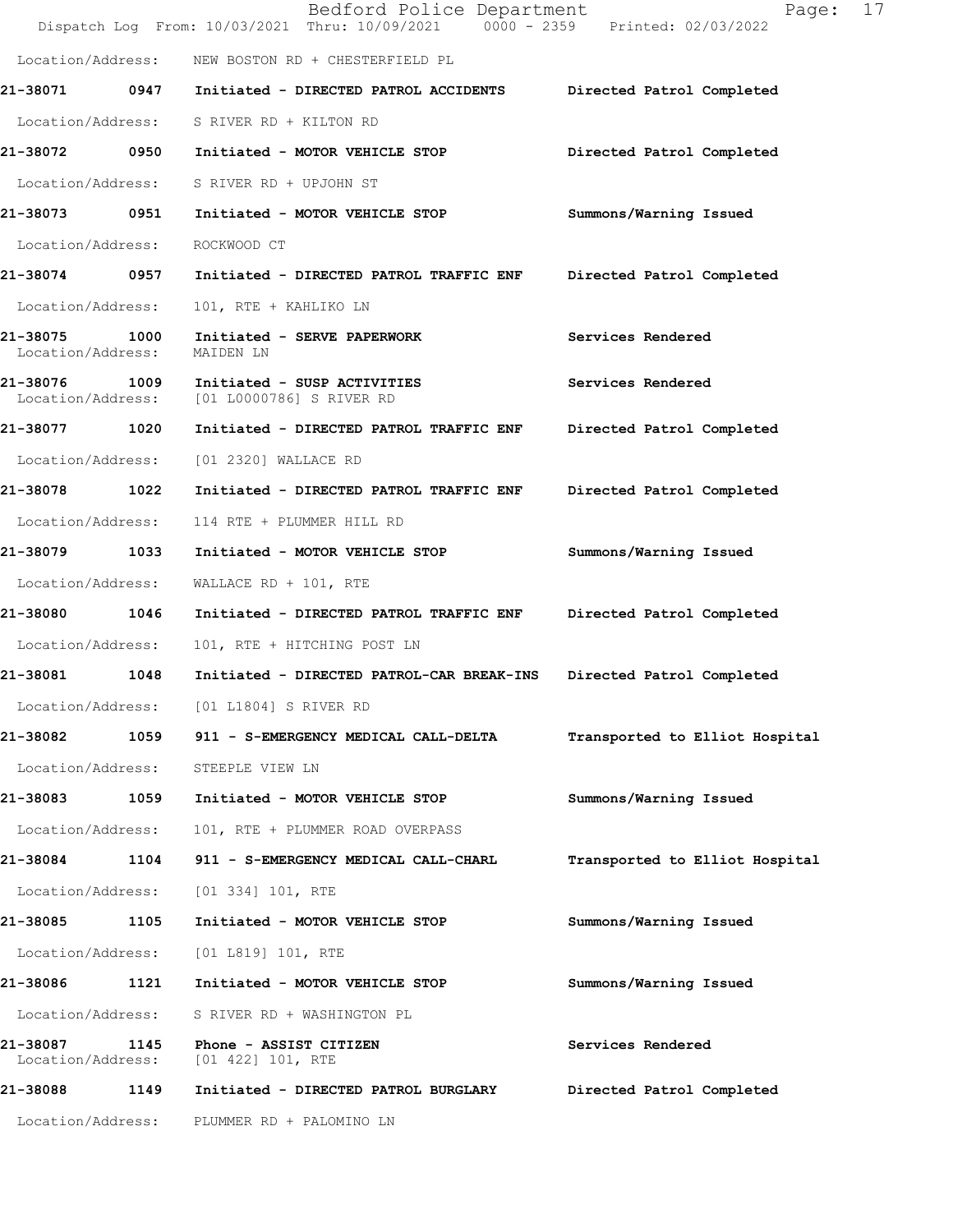Location/Address: NEW BOSTON RD + CHESTERFIELD PL

**21-38071 0947 Initiated - DIRECTED PATROL ACCIDENTS Directed Patrol Completed**

Location/Address: S RIVER RD + KILTON RD

**21-38072 0950 Initiated - MOTOR VEHICLE STOP Directed Patrol Completed**

Location/Address: S RIVER RD + UPJOHN ST

**21-38073 0951 Initiated - MOTOR VEHICLE STOP Summons/Warning Issued**

Location/Address: ROCKWOOD CT

**21-38074 0957 Initiated - DIRECTED PATROL TRAFFIC ENF Directed Patrol Completed**

Location/Address: 101, RTE + KAHLIKO LN

**21-38075 1000 Initiated - SERVE PAPERWORK Services Rendered**

Location/Address: MAIDEN LN

**21-38076 1009 Initiated - SUSP ACTIVITIES Services Rendered**

Location/Address: [01 L0000786] S RIVER RD

**21-38077 1020 Initiated - DIRECTED PATROL TRAFFIC ENF Directed Patrol Completed**

Location/Address: [01 2320] WALLACE RD

**21-38078 1022 Initiated - DIRECTED PATROL TRAFFIC ENF Directed Patrol Completed**

Location/Address: 114 RTE + PLUMMER HILL RD

**21-38079 1033 Initiated - MOTOR VEHICLE STOP Summons/Warning Issued**

Location/Address: WALLACE RD + 101, RTE

**21-38080 1046 Initiated - DIRECTED PATROL TRAFFIC ENF Directed Patrol Completed**

Location/Address: 101, RTE + HITCHING POST LN

**21-38081 1048 Initiated - DIRECTED PATROL-CAR BREAK-INS Directed Patrol Completed**

Location/Address: [01 L1804] S RIVER RD

**21-38082 1059 911 - S-EMERGENCY MEDICAL CALL-DELTA Transported to Elliot Hospital**

Location/Address: STEEPLE VIEW LN

**21-38083 1059 Initiated - MOTOR VEHICLE STOP Summons/Warning Issued**

Location/Address: 101, RTE + PLUMMER ROAD OVERPASS

**21-38084 1104 911 - S-EMERGENCY MEDICAL CALL-CHARL Transported to Elliot Hospital**

Location/Address: [01 334] 101, RTE

**21-38085 1105 Initiated - MOTOR VEHICLE STOP Summons/Warning Issued**

Location/Address: [01 L819] 101, RTE

**21-38086 1121 Initiated - MOTOR VEHICLE STOP Summons/Warning Issued**

Location/Address: S RIVER RD + WASHINGTON PL

**21-38087 1145 Phone - ASSIST CITIZEN Services Rendered**

Location/Address: [01 422] 101, RTE

**21-38088 1149 Initiated - DIRECTED PATROL BURGLARY Directed Patrol Completed**

Location/Address: PLUMMER RD + PALOMINO LN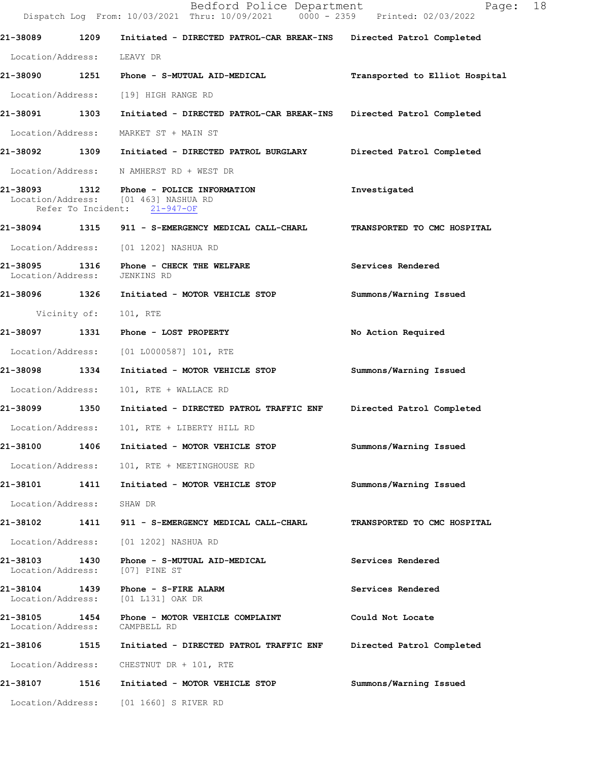21-38089 1209 Initiated - DIRECTED PATROL-CAR BREAK-INS Directed Patrol Completed

Location/Address: LEAVY DR

21-38090 1251 Phone - S-MUTUAL AID-MEDICAL Transported to Elliot Hospital

Location/Address: [19] HIGH RANGE RD

21-38091 1303 Initiated - DIRECTED PATROL-CAR BREAK-INS Directed Patrol Completed

Location/Address: MARKET ST + MAIN ST

21-38092 1309 Initiated - DIRECTED PATROL BURGLARY Directed Patrol Completed

Location/Address: N AMHERST RD + WEST DR

21-38093 1312 Phone - POLICE INFORMATION Investigated
Location/Address: [01 463] NASHUA RD
Refer To Incident: 21-947-OF

21-38094 1315 911 - S-EMERGENCY MEDICAL CALL-CHARL TRANSPORTED TO CMC HOSPITAL

Location/Address: [01 1202] NASHUA RD

21-38095 1316 Phone - CHECK THE WELFARE Services Rendered
Location/Address: JENKINS RD

21-38096 1326 Initiated - MOTOR VEHICLE STOP Summons/Warning Issued

Vicinity of: 101, RTE

21-38097 1331 Phone - LOST PROPERTY No Action Required

Location/Address: [01 L0000587] 101, RTE

21-38098 1334 Initiated - MOTOR VEHICLE STOP Summons/Warning Issued

Location/Address: 101, RTE + WALLACE RD

21-38099 1350 Initiated - DIRECTED PATROL TRAFFIC ENF Directed Patrol Completed

Location/Address: 101, RTE + LIBERTY HILL RD

21-38100 1406 Initiated - MOTOR VEHICLE STOP Summons/Warning Issued

Location/Address: 101, RTE + MEETINGHOUSE RD

21-38101 1411 Initiated - MOTOR VEHICLE STOP Summons/Warning Issued

Location/Address: SHAW DR

21-38102 1411 911 - S-EMERGENCY MEDICAL CALL-CHARL TRANSPORTED TO CMC HOSPITAL

Location/Address: [01 1202] NASHUA RD

21-38103 1430 Phone - S-MUTUAL AID-MEDICAL Services Rendered
Location/Address: [07] PINE ST

21-38104 1439 Phone - S-FIRE ALARM Services Rendered
Location/Address: [01 L131] OAK DR

21-38105 1454 Phone - MOTOR VEHICLE COMPLAINT Could Not Locate
Location/Address: CAMPBELL RD

21-38106 1515 Initiated - DIRECTED PATROL TRAFFIC ENF Directed Patrol Completed

Location/Address: CHESTNUT DR + 101, RTE

21-38107 1516 Initiated - MOTOR VEHICLE STOP Summons/Warning Issued

Location/Address: [01 1660] S RIVER RD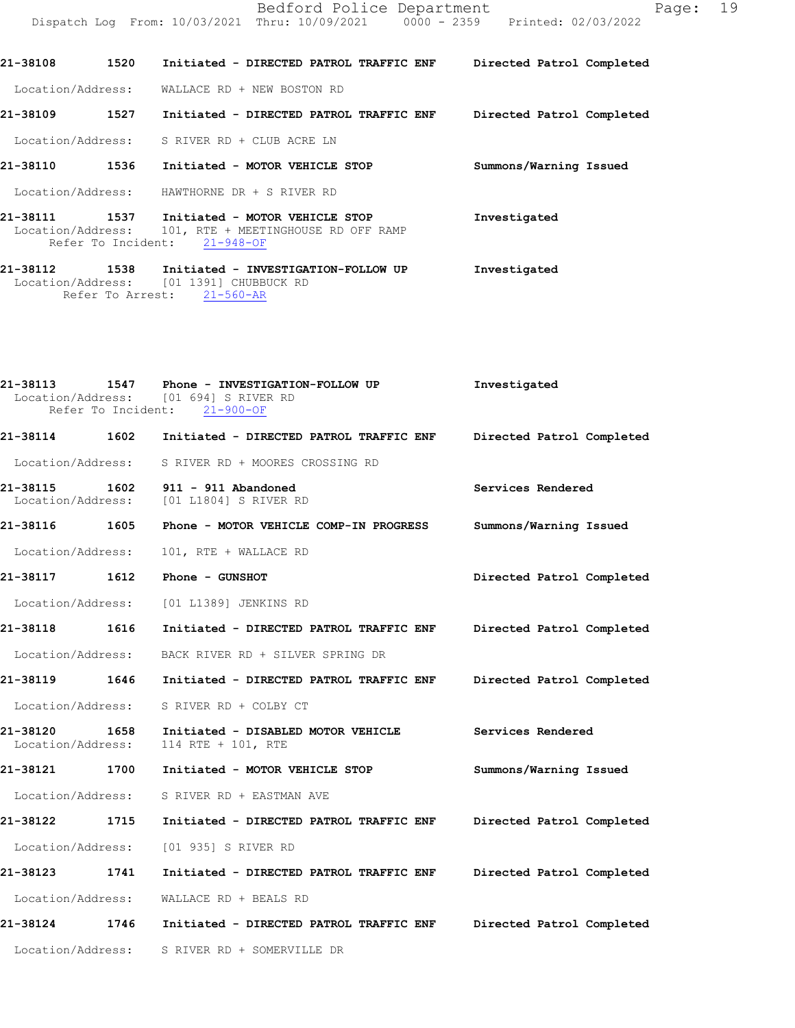21-38108 1520 Initiated - DIRECTED PATROL TRAFFIC ENF Directed Patrol Completed

Location/Address: WALLACE RD + NEW BOSTON RD

21-38109 1527 Initiated - DIRECTED PATROL TRAFFIC ENF Directed Patrol Completed

Location/Address: S RIVER RD + CLUB ACRE LN

21-38110 1536 Initiated - MOTOR VEHICLE STOP Summons/Warning Issued

Location/Address: HAWTHORNE DR + S RIVER RD

21-38111 1537 Initiated - MOTOR VEHICLE STOP Investigated
Location/Address: 101, RTE + MEETINGHOUSE RD OFF RAMP
Refer To Incident: 21-948-OF

21-38112 1538 Initiated - INVESTIGATION-FOLLOW UP Investigated
Location/Address: [01 1391] CHUBBUCK RD
Refer To Arrest: 21-560-AR

21-38113 1547 Phone - INVESTIGATION-FOLLOW UP Investigated
Location/Address: [01 694] S RIVER RD
Refer To Incident: 21-900-OF

21-38114 1602 Initiated - DIRECTED PATROL TRAFFIC ENF Directed Patrol Completed

Location/Address: S RIVER RD + MOORES CROSSING RD

21-38115 1602 911 - 911 Abandoned Services Rendered
Location/Address: [01 L1804] S RIVER RD

21-38116 1605 Phone - MOTOR VEHICLE COMP-IN PROGRESS Summons/Warning Issued

Location/Address: 101, RTE + WALLACE RD

21-38117 1612 Phone - GUNSHOT Directed Patrol Completed

Location/Address: [01 L1389] JENKINS RD

21-38118 1616 Initiated - DIRECTED PATROL TRAFFIC ENF Directed Patrol Completed

Location/Address: BACK RIVER RD + SILVER SPRING DR

21-38119 1646 Initiated - DIRECTED PATROL TRAFFIC ENF Directed Patrol Completed

Location/Address: S RIVER RD + COLBY CT

21-38120 1658 Initiated - DISABLED MOTOR VEHICLE Services Rendered
Location/Address: 114 RTE + 101, RTE

21-38121 1700 Initiated - MOTOR VEHICLE STOP Summons/Warning Issued

Location/Address: S RIVER RD + EASTMAN AVE

21-38122 1715 Initiated - DIRECTED PATROL TRAFFIC ENF Directed Patrol Completed

Location/Address: [01 935] S RIVER RD

21-38123 1741 Initiated - DIRECTED PATROL TRAFFIC ENF Directed Patrol Completed

Location/Address: WALLACE RD + BEALS RD

21-38124 1746 Initiated - DIRECTED PATROL TRAFFIC ENF Directed Patrol Completed

Location/Address: S RIVER RD + SOMERVILLE DR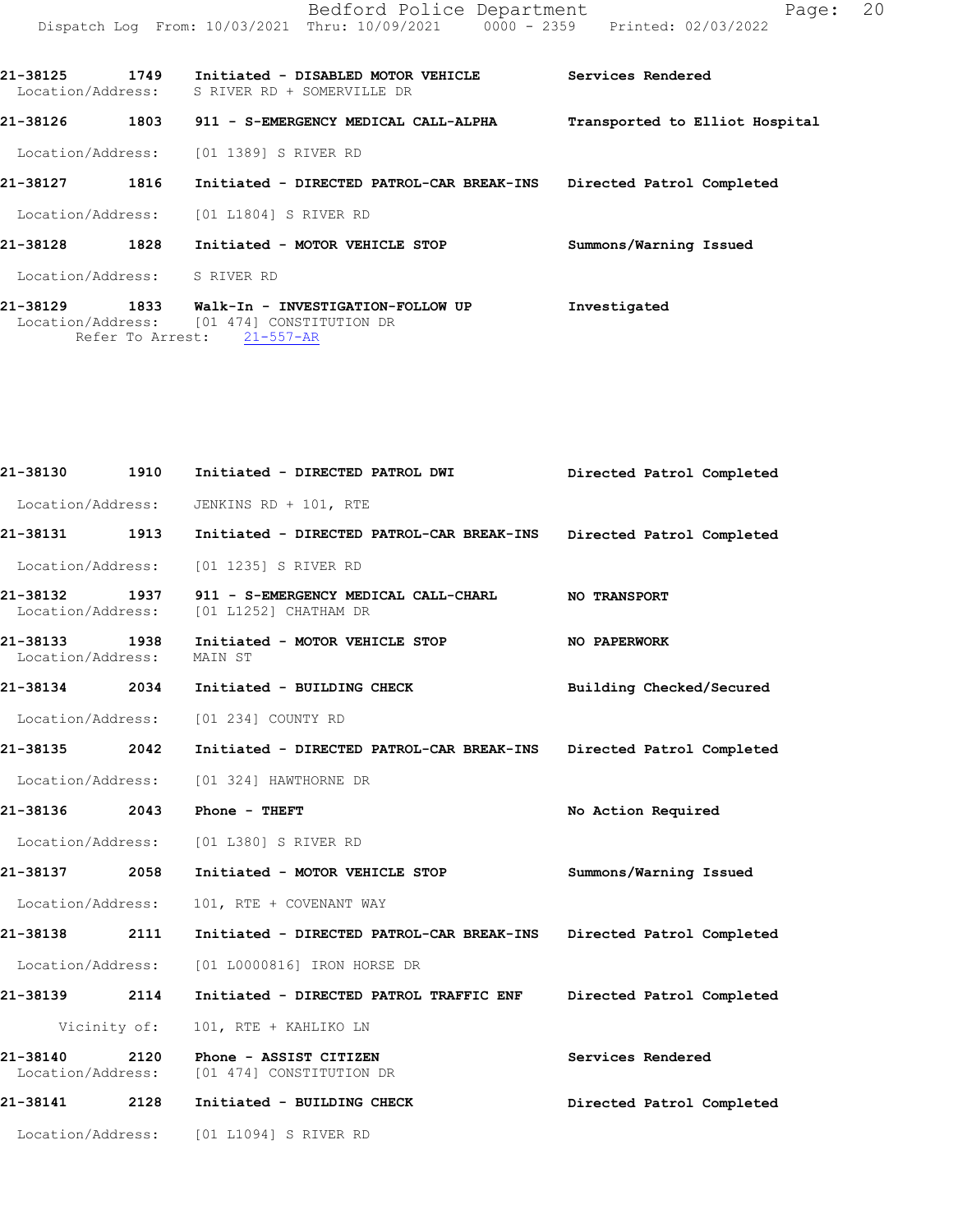21-38125 1749 Initiated - DISABLED MOTOR VEHICLE — Services Rendered
Location/Address: S RIVER RD + SOMERVILLE DR

21-38126 1803 911 - S-EMERGENCY MEDICAL CALL-ALPHA — Transported to Elliot Hospital
Location/Address: [01 1389] S RIVER RD

21-38127 1816 Initiated - DIRECTED PATROL-CAR BREAK-INS — Directed Patrol Completed
Location/Address: [01 L1804] S RIVER RD

21-38128 1828 Initiated - MOTOR VEHICLE STOP — Summons/Warning Issued
Location/Address: S RIVER RD

21-38129 1833 Walk-In - INVESTIGATION-FOLLOW UP — Investigated
Location/Address: [01 474] CONSTITUTION DR
Refer To Arrest: 21-557-AR

21-38130 1910 Initiated - DIRECTED PATROL DWI — Directed Patrol Completed
Location/Address: JENKINS RD + 101, RTE

21-38131 1913 Initiated - DIRECTED PATROL-CAR BREAK-INS — Directed Patrol Completed
Location/Address: [01 1235] S RIVER RD

21-38132 1937 911 - S-EMERGENCY MEDICAL CALL-CHARL — NO TRANSPORT
Location/Address: [01 L1252] CHATHAM DR

21-38133 1938 Initiated - MOTOR VEHICLE STOP — NO PAPERWORK
Location/Address: MAIN ST

21-38134 2034 Initiated - BUILDING CHECK — Building Checked/Secured
Location/Address: [01 234] COUNTY RD

21-38135 2042 Initiated - DIRECTED PATROL-CAR BREAK-INS — Directed Patrol Completed
Location/Address: [01 324] HAWTHORNE DR

21-38136 2043 Phone - THEFT — No Action Required
Location/Address: [01 L380] S RIVER RD

21-38137 2058 Initiated - MOTOR VEHICLE STOP — Summons/Warning Issued
Location/Address: 101, RTE + COVENANT WAY

21-38138 2111 Initiated - DIRECTED PATROL-CAR BREAK-INS — Directed Patrol Completed
Location/Address: [01 L0000816] IRON HORSE DR

21-38139 2114 Initiated - DIRECTED PATROL TRAFFIC ENF — Directed Patrol Completed
Vicinity of: 101, RTE + KAHLIKO LN

21-38140 2120 Phone - ASSIST CITIZEN — Services Rendered
Location/Address: [01 474] CONSTITUTION DR

21-38141 2128 Initiated - BUILDING CHECK — Directed Patrol Completed
Location/Address: [01 L1094] S RIVER RD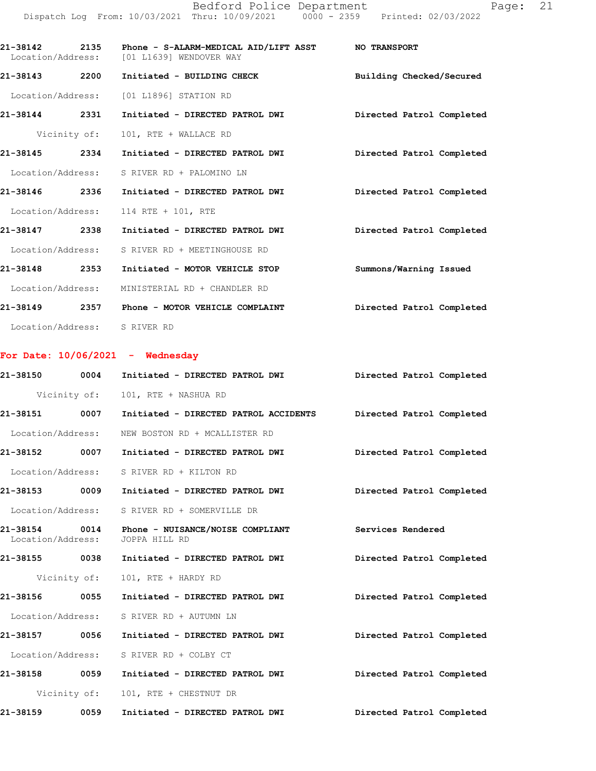21-38142 2135 Phone - S-ALARM-MEDICAL AID/LIFT ASST NO TRANSPORT
Location/Address: [01 L1639] WENDOVER WAY

21-38143 2200 Initiated - BUILDING CHECK Building Checked/Secured
Location/Address: [01 L1896] STATION RD

21-38144 2331 Initiated - DIRECTED PATROL DWI Directed Patrol Completed
Vicinity of: 101, RTE + WALLACE RD

21-38145 2334 Initiated - DIRECTED PATROL DWI Directed Patrol Completed
Location/Address: S RIVER RD + PALOMINO LN

21-38146 2336 Initiated - DIRECTED PATROL DWI Directed Patrol Completed
Location/Address: 114 RTE + 101, RTE

21-38147 2338 Initiated - DIRECTED PATROL DWI Directed Patrol Completed
Location/Address: S RIVER RD + MEETINGHOUSE RD

21-38148 2353 Initiated - MOTOR VEHICLE STOP Summons/Warning Issued
Location/Address: MINISTERIAL RD + CHANDLER RD

21-38149 2357 Phone - MOTOR VEHICLE COMPLAINT Directed Patrol Completed
Location/Address: S RIVER RD

## For Date: 10/06/2021 - Wednesday

21-38150 0004 Initiated - DIRECTED PATROL DWI Directed Patrol Completed
Vicinity of: 101, RTE + NASHUA RD

21-38151 0007 Initiated - DIRECTED PATROL ACCIDENTS Directed Patrol Completed
Location/Address: NEW BOSTON RD + MCALLISTER RD

21-38152 0007 Initiated - DIRECTED PATROL DWI Directed Patrol Completed
Location/Address: S RIVER RD + KILTON RD

21-38153 0009 Initiated - DIRECTED PATROL DWI Directed Patrol Completed
Location/Address: S RIVER RD + SOMERVILLE DR

21-38154 0014 Phone - NUISANCE/NOISE COMPLIANT Services Rendered
Location/Address: JOPPA HILL RD

21-38155 0038 Initiated - DIRECTED PATROL DWI Directed Patrol Completed
Vicinity of: 101, RTE + HARDY RD

21-38156 0055 Initiated - DIRECTED PATROL DWI Directed Patrol Completed
Location/Address: S RIVER RD + AUTUMN LN

21-38157 0056 Initiated - DIRECTED PATROL DWI Directed Patrol Completed
Location/Address: S RIVER RD + COLBY CT

21-38158 0059 Initiated - DIRECTED PATROL DWI Directed Patrol Completed
Vicinity of: 101, RTE + CHESTNUT DR

21-38159 0059 Initiated - DIRECTED PATROL DWI Directed Patrol Completed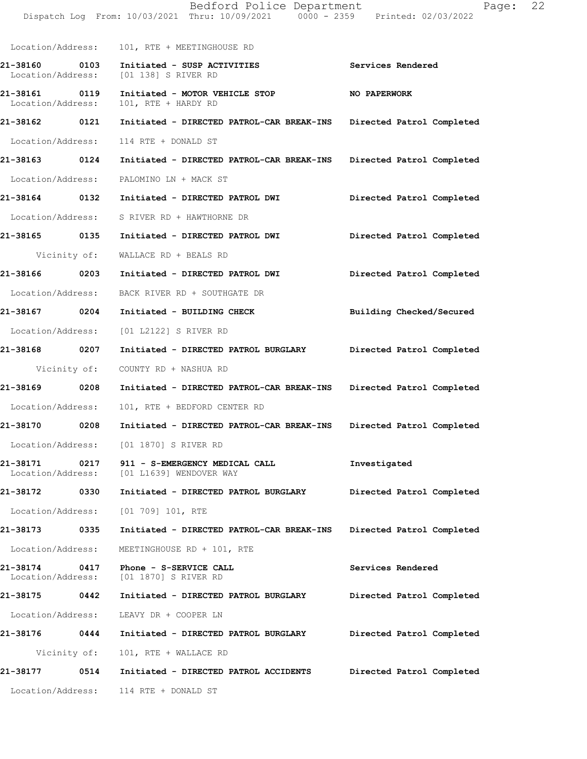Location/Address: 101, RTE + MEETINGHOUSE RD

**21-38160 0103 Initiated - SUSP ACTIVITIES** **Services Rendered**
Location/Address: [01 138] S RIVER RD

**21-38161 0119 Initiated - MOTOR VEHICLE STOP** **NO PAPERWORK**
Location/Address: 101, RTE + HARDY RD

**21-38162 0121 Initiated - DIRECTED PATROL-CAR BREAK-INS** **Directed Patrol Completed**
Location/Address: 114 RTE + DONALD ST

**21-38163 0124 Initiated - DIRECTED PATROL-CAR BREAK-INS** **Directed Patrol Completed**
Location/Address: PALOMINO LN + MACK ST

**21-38164 0132 Initiated - DIRECTED PATROL DWI** **Directed Patrol Completed**
Location/Address: S RIVER RD + HAWTHORNE DR

**21-38165 0135 Initiated - DIRECTED PATROL DWI** **Directed Patrol Completed**
Vicinity of: WALLACE RD + BEALS RD

**21-38166 0203 Initiated - DIRECTED PATROL DWI** **Directed Patrol Completed**
Location/Address: BACK RIVER RD + SOUTHGATE DR

**21-38167 0204 Initiated - BUILDING CHECK** **Building Checked/Secured**
Location/Address: [01 L2122] S RIVER RD

**21-38168 0207 Initiated - DIRECTED PATROL BURGLARY** **Directed Patrol Completed**
Vicinity of: COUNTY RD + NASHUA RD

**21-38169 0208 Initiated - DIRECTED PATROL-CAR BREAK-INS** **Directed Patrol Completed**
Location/Address: 101, RTE + BEDFORD CENTER RD

**21-38170 0208 Initiated - DIRECTED PATROL-CAR BREAK-INS** **Directed Patrol Completed**
Location/Address: [01 1870] S RIVER RD

**21-38171 0217 911 - S-EMERGENCY MEDICAL CALL** **Investigated**
Location/Address: [01 L1639] WENDOVER WAY

**21-38172 0330 Initiated - DIRECTED PATROL BURGLARY** **Directed Patrol Completed**
Location/Address: [01 709] 101, RTE

**21-38173 0335 Initiated - DIRECTED PATROL-CAR BREAK-INS** **Directed Patrol Completed**
Location/Address: MEETINGHOUSE RD + 101, RTE

**21-38174 0417 Phone - S-SERVICE CALL** **Services Rendered**
Location/Address: [01 1870] S RIVER RD

**21-38175 0442 Initiated - DIRECTED PATROL BURGLARY** **Directed Patrol Completed**
Location/Address: LEAVY DR + COOPER LN

**21-38176 0444 Initiated - DIRECTED PATROL BURGLARY** **Directed Patrol Completed**
Vicinity of: 101, RTE + WALLACE RD

**21-38177 0514 Initiated - DIRECTED PATROL ACCIDENTS** **Directed Patrol Completed**
Location/Address: 114 RTE + DONALD ST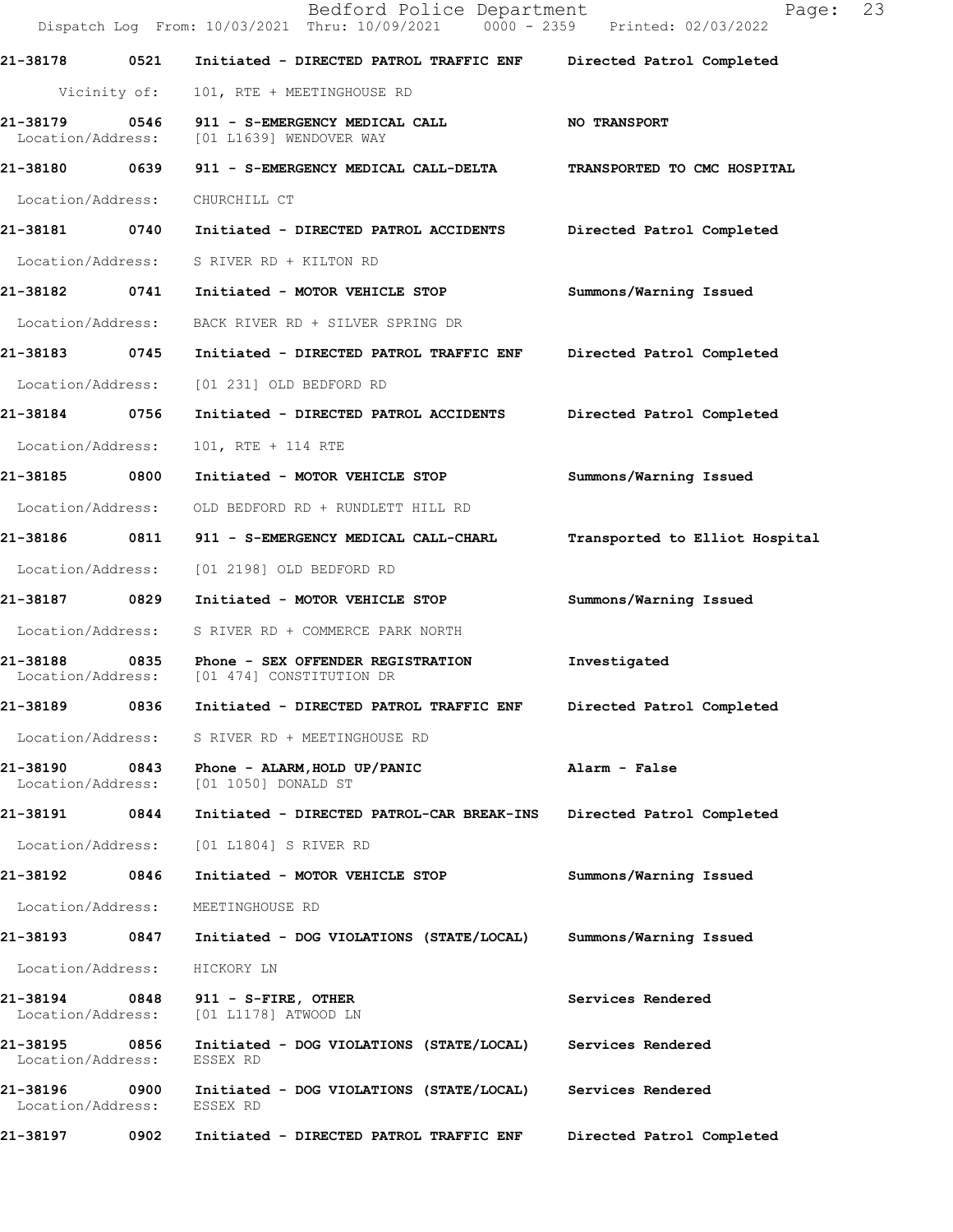**21-38178 0521 Initiated - DIRECTED PATROL TRAFFIC ENF — Directed Patrol Completed**

Vicinity of: 101, RTE + MEETINGHOUSE RD

**21-38179 0546 911 - S-EMERGENCY MEDICAL CALL — NO TRANSPORT**

Location/Address: [01 L1639] WENDOVER WAY

**21-38180 0639 911 - S-EMERGENCY MEDICAL CALL-DELTA — TRANSPORTED TO CMC HOSPITAL**

Location/Address: CHURCHILL CT

**21-38181 0740 Initiated - DIRECTED PATROL ACCIDENTS — Directed Patrol Completed**

Location/Address: S RIVER RD + KILTON RD

**21-38182 0741 Initiated - MOTOR VEHICLE STOP — Summons/Warning Issued**

Location/Address: BACK RIVER RD + SILVER SPRING DR

**21-38183 0745 Initiated - DIRECTED PATROL TRAFFIC ENF — Directed Patrol Completed**

Location/Address: [01 231] OLD BEDFORD RD

**21-38184 0756 Initiated - DIRECTED PATROL ACCIDENTS — Directed Patrol Completed**

Location/Address: 101, RTE + 114 RTE

**21-38185 0800 Initiated - MOTOR VEHICLE STOP — Summons/Warning Issued**

Location/Address: OLD BEDFORD RD + RUNDLETT HILL RD

**21-38186 0811 911 - S-EMERGENCY MEDICAL CALL-CHARL — Transported to Elliot Hospital**

Location/Address: [01 2198] OLD BEDFORD RD

**21-38187 0829 Initiated - MOTOR VEHICLE STOP — Summons/Warning Issued**

Location/Address: S RIVER RD + COMMERCE PARK NORTH

**21-38188 0835 Phone - SEX OFFENDER REGISTRATION — Investigated**

Location/Address: [01 474] CONSTITUTION DR

**21-38189 0836 Initiated - DIRECTED PATROL TRAFFIC ENF — Directed Patrol Completed**

Location/Address: S RIVER RD + MEETINGHOUSE RD

**21-38190 0843 Phone - ALARM,HOLD UP/PANIC — Alarm - False**

Location/Address: [01 1050] DONALD ST

**21-38191 0844 Initiated - DIRECTED PATROL-CAR BREAK-INS — Directed Patrol Completed**

Location/Address: [01 L1804] S RIVER RD

**21-38192 0846 Initiated - MOTOR VEHICLE STOP — Summons/Warning Issued**

Location/Address: MEETINGHOUSE RD

**21-38193 0847 Initiated - DOG VIOLATIONS (STATE/LOCAL) — Summons/Warning Issued**

Location/Address: HICKORY LN

**21-38194 0848 911 - S-FIRE, OTHER — Services Rendered**

Location/Address: [01 L1178] ATWOOD LN

**21-38195 0856 Initiated - DOG VIOLATIONS (STATE/LOCAL) — Services Rendered**

Location/Address: ESSEX RD

**21-38196 0900 Initiated - DOG VIOLATIONS (STATE/LOCAL) — Services Rendered**

Location/Address: ESSEX RD

**21-38197 0902 Initiated - DIRECTED PATROL TRAFFIC ENF — Directed Patrol Completed**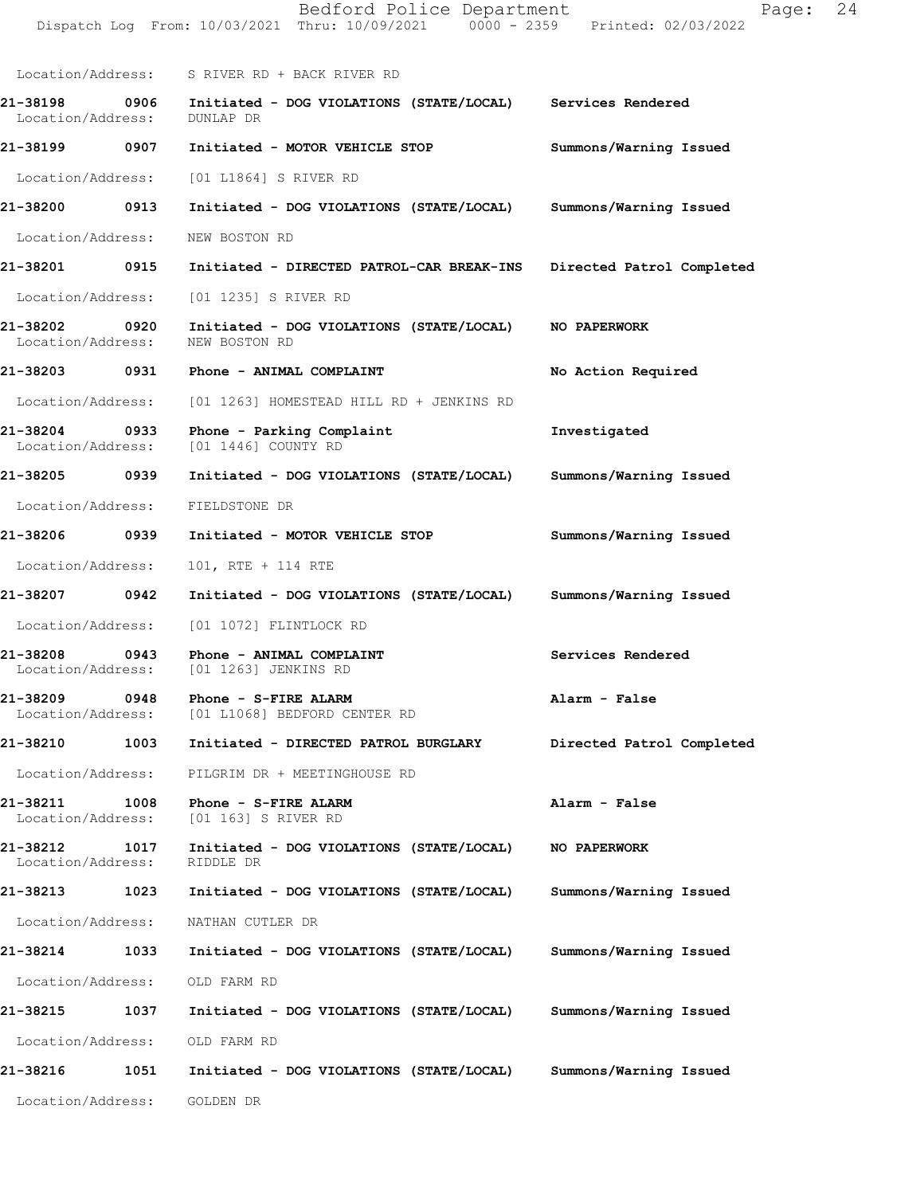Location/Address: S RIVER RD + BACK RIVER RD

**21-38198 0906 Initiated - DOG VIOLATIONS (STATE/LOCAL) Services Rendered**
Location/Address: DUNLAP DR

**21-38199 0907 Initiated - MOTOR VEHICLE STOP Summons/Warning Issued**
Location/Address: [01 L1864] S RIVER RD

**21-38200 0913 Initiated - DOG VIOLATIONS (STATE/LOCAL) Summons/Warning Issued**
Location/Address: NEW BOSTON RD

**21-38201 0915 Initiated - DIRECTED PATROL-CAR BREAK-INS Directed Patrol Completed**
Location/Address: [01 1235] S RIVER RD

**21-38202 0920 Initiated - DOG VIOLATIONS (STATE/LOCAL) NO PAPERWORK**
Location/Address: NEW BOSTON RD

**21-38203 0931 Phone - ANIMAL COMPLAINT No Action Required**
Location/Address: [01 1263] HOMESTEAD HILL RD + JENKINS RD

**21-38204 0933 Phone - Parking Complaint Investigated**
Location/Address: [01 1446] COUNTY RD

**21-38205 0939 Initiated - DOG VIOLATIONS (STATE/LOCAL) Summons/Warning Issued**
Location/Address: FIELDSTONE DR

**21-38206 0939 Initiated - MOTOR VEHICLE STOP Summons/Warning Issued**
Location/Address: 101, RTE + 114 RTE

**21-38207 0942 Initiated - DOG VIOLATIONS (STATE/LOCAL) Summons/Warning Issued**
Location/Address: [01 1072] FLINTLOCK RD

**21-38208 0943 Phone - ANIMAL COMPLAINT Services Rendered**
Location/Address: [01 1263] JENKINS RD

**21-38209 0948 Phone - S-FIRE ALARM Alarm - False**
Location/Address: [01 L1068] BEDFORD CENTER RD

**21-38210 1003 Initiated - DIRECTED PATROL BURGLARY Directed Patrol Completed**
Location/Address: PILGRIM DR + MEETINGHOUSE RD

**21-38211 1008 Phone - S-FIRE ALARM Alarm - False**
Location/Address: [01 163] S RIVER RD

**21-38212 1017 Initiated - DOG VIOLATIONS (STATE/LOCAL) NO PAPERWORK**
Location/Address: RIDDLE DR

**21-38213 1023 Initiated - DOG VIOLATIONS (STATE/LOCAL) Summons/Warning Issued**
Location/Address: NATHAN CUTLER DR

**21-38214 1033 Initiated - DOG VIOLATIONS (STATE/LOCAL) Summons/Warning Issued**
Location/Address: OLD FARM RD

**21-38215 1037 Initiated - DOG VIOLATIONS (STATE/LOCAL) Summons/Warning Issued**
Location/Address: OLD FARM RD

**21-38216 1051 Initiated - DOG VIOLATIONS (STATE/LOCAL) Summons/Warning Issued**
Location/Address: GOLDEN DR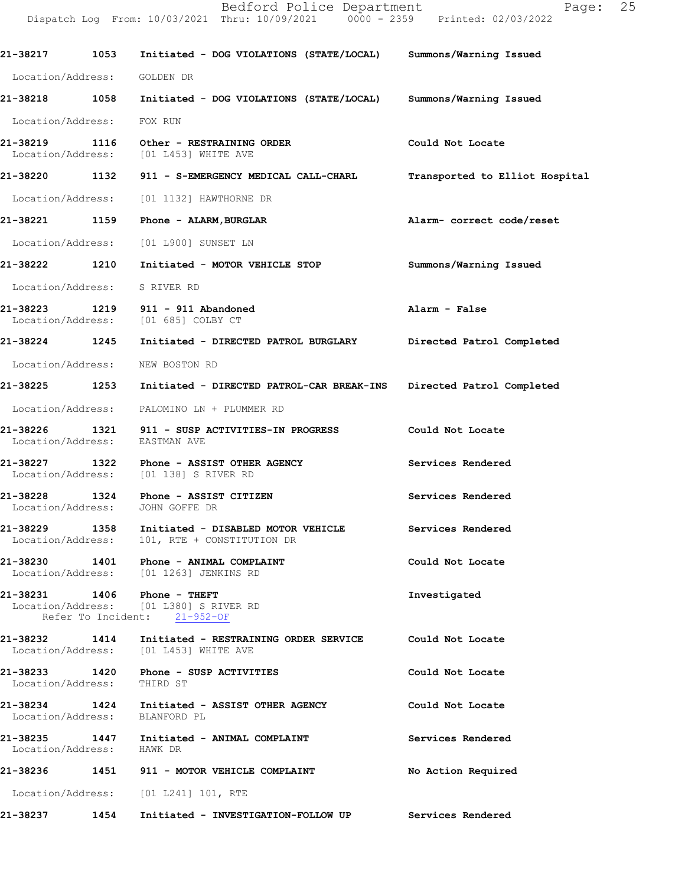**21-38217** **1053** **Initiated - DOG VIOLATIONS (STATE/LOCAL)** **Summons/Warning Issued**
Location/Address: GOLDEN DR

**21-38218** **1058** **Initiated - DOG VIOLATIONS (STATE/LOCAL)** **Summons/Warning Issued**
Location/Address: FOX RUN

**21-38219** **1116** **Other - RESTRAINING ORDER** **Could Not Locate**
Location/Address: [01 L453] WHITE AVE

**21-38220** **1132** **911 - S-EMERGENCY MEDICAL CALL-CHARL** **Transported to Elliot Hospital**
Location/Address: [01 1132] HAWTHORNE DR

**21-38221** **1159** **Phone - ALARM,BURGLAR** **Alarm- correct code/reset**
Location/Address: [01 L900] SUNSET LN

**21-38222** **1210** **Initiated - MOTOR VEHICLE STOP** **Summons/Warning Issued**
Location/Address: S RIVER RD

**21-38223** **1219** **911 - 911 Abandoned** **Alarm - False**
Location/Address: [01 685] COLBY CT

**21-38224** **1245** **Initiated - DIRECTED PATROL BURGLARY** **Directed Patrol Completed**
Location/Address: NEW BOSTON RD

**21-38225** **1253** **Initiated - DIRECTED PATROL-CAR BREAK-INS** **Directed Patrol Completed**
Location/Address: PALOMINO LN + PLUMMER RD

**21-38226** **1321** **911 - SUSP ACTIVITIES-IN PROGRESS** **Could Not Locate**
Location/Address: EASTMAN AVE

**21-38227** **1322** **Phone - ASSIST OTHER AGENCY** **Services Rendered**
Location/Address: [01 138] S RIVER RD

**21-38228** **1324** **Phone - ASSIST CITIZEN** **Services Rendered**
Location/Address: JOHN GOFFE DR

**21-38229** **1358** **Initiated - DISABLED MOTOR VEHICLE** **Services Rendered**
Location/Address: 101, RTE + CONSTITUTION DR

**21-38230** **1401** **Phone - ANIMAL COMPLAINT** **Could Not Locate**
Location/Address: [01 1263] JENKINS RD

**21-38231** **1406** **Phone - THEFT** **Investigated**
Location/Address: [01 L380] S RIVER RD
Refer To Incident: 21-952-OF

**21-38232** **1414** **Initiated - RESTRAINING ORDER SERVICE** **Could Not Locate**
Location/Address: [01 L453] WHITE AVE

**21-38233** **1420** **Phone - SUSP ACTIVITIES** **Could Not Locate**
Location/Address: THIRD ST

**21-38234** **1424** **Initiated - ASSIST OTHER AGENCY** **Could Not Locate**
Location/Address: BLANFORD PL

**21-38235** **1447** **Initiated - ANIMAL COMPLAINT** **Services Rendered**
Location/Address: HAWK DR

**21-38236** **1451** **911 - MOTOR VEHICLE COMPLAINT** **No Action Required**
Location/Address: [01 L241] 101, RTE

**21-38237** **1454** **Initiated - INVESTIGATION-FOLLOW UP** **Services Rendered**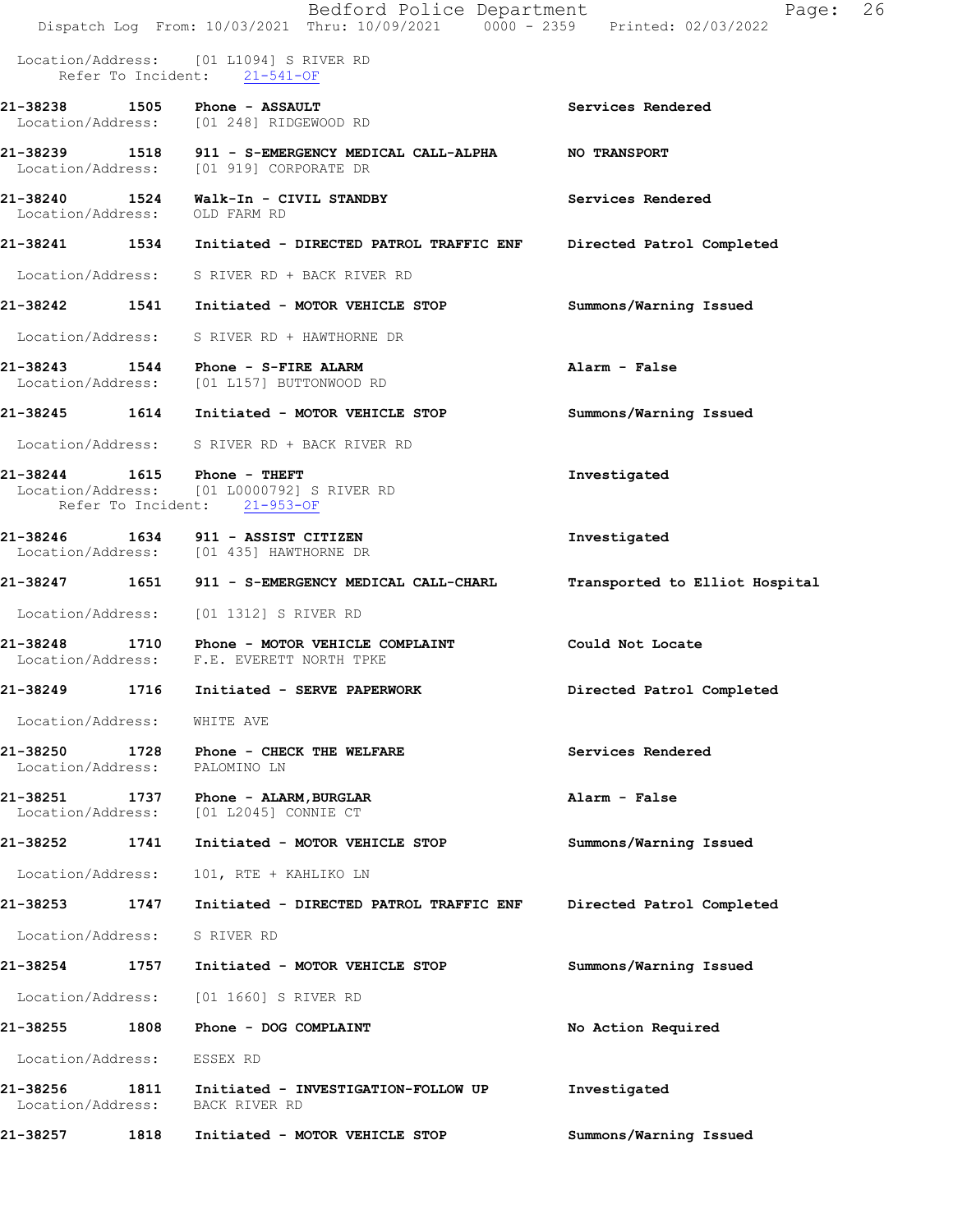Location/Address: [01 L1094] S RIVER RD
Refer To Incident: 21-541-OF

**21-38238 1505 Phone - ASSAULT** Services Rendered
Location/Address: [01 248] RIDGEWOOD RD

**21-38239 1518 911 - S-EMERGENCY MEDICAL CALL-ALPHA** NO TRANSPORT
Location/Address: [01 919] CORPORATE DR

**21-38240 1524 Walk-In - CIVIL STANDBY** Services Rendered
Location/Address: OLD FARM RD

**21-38241 1534 Initiated - DIRECTED PATROL TRAFFIC ENF** Directed Patrol Completed
Location/Address: S RIVER RD + BACK RIVER RD

**21-38242 1541 Initiated - MOTOR VEHICLE STOP** Summons/Warning Issued
Location/Address: S RIVER RD + HAWTHORNE DR

**21-38243 1544 Phone - S-FIRE ALARM** Alarm - False
Location/Address: [01 L157] BUTTONWOOD RD

**21-38245 1614 Initiated - MOTOR VEHICLE STOP** Summons/Warning Issued
Location/Address: S RIVER RD + BACK RIVER RD

**21-38244 1615 Phone - THEFT** Investigated
Location/Address: [01 L0000792] S RIVER RD
Refer To Incident: 21-953-OF

**21-38246 1634 911 - ASSIST CITIZEN** Investigated
Location/Address: [01 435] HAWTHORNE DR

**21-38247 1651 911 - S-EMERGENCY MEDICAL CALL-CHARL** Transported to Elliot Hospital
Location/Address: [01 1312] S RIVER RD

**21-38248 1710 Phone - MOTOR VEHICLE COMPLAINT** Could Not Locate
Location/Address: F.E. EVERETT NORTH TPKE

**21-38249 1716 Initiated - SERVE PAPERWORK** Directed Patrol Completed
Location/Address: WHITE AVE

**21-38250 1728 Phone - CHECK THE WELFARE** Services Rendered
Location/Address: PALOMINO LN

**21-38251 1737 Phone - ALARM,BURGLAR** Alarm - False
Location/Address: [01 L2045] CONNIE CT

**21-38252 1741 Initiated - MOTOR VEHICLE STOP** Summons/Warning Issued
Location/Address: 101, RTE + KAHLIKO LN

**21-38253 1747 Initiated - DIRECTED PATROL TRAFFIC ENF** Directed Patrol Completed
Location/Address: S RIVER RD

**21-38254 1757 Initiated - MOTOR VEHICLE STOP** Summons/Warning Issued
Location/Address: [01 1660] S RIVER RD

**21-38255 1808 Phone - DOG COMPLAINT** No Action Required
Location/Address: ESSEX RD

**21-38256 1811 Initiated - INVESTIGATION-FOLLOW UP** Investigated
Location/Address: BACK RIVER RD

**21-38257 1818 Initiated - MOTOR VEHICLE STOP** Summons/Warning Issued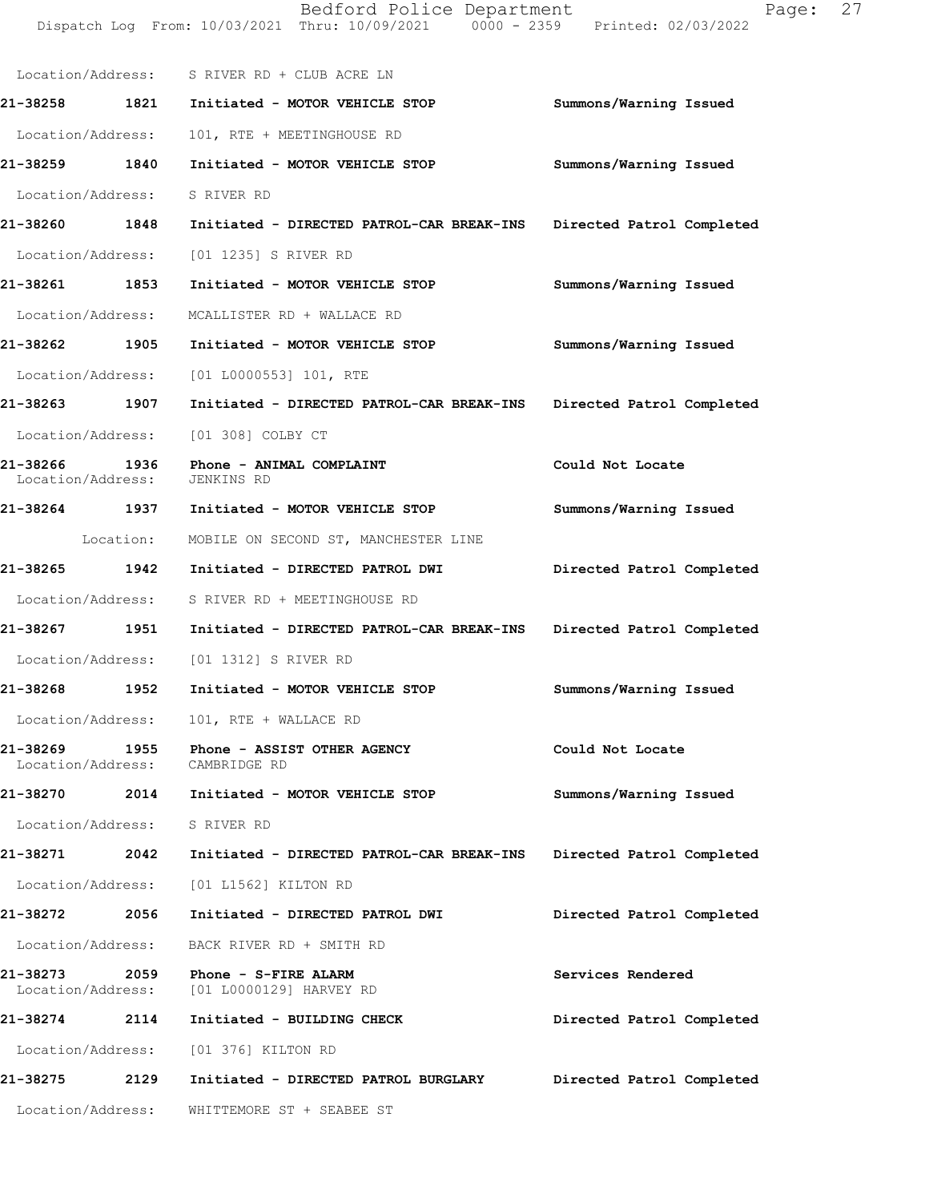Location/Address: S RIVER RD + CLUB ACRE LN

**21-38258 1821 Initiated - MOTOR VEHICLE STOP** Summons/Warning Issued

Location/Address: 101, RTE + MEETINGHOUSE RD

**21-38259 1840 Initiated - MOTOR VEHICLE STOP** Summons/Warning Issued

Location/Address: S RIVER RD

**21-38260 1848 Initiated - DIRECTED PATROL-CAR BREAK-INS** Directed Patrol Completed

Location/Address: [01 1235] S RIVER RD

**21-38261 1853 Initiated - MOTOR VEHICLE STOP** Summons/Warning Issued

Location/Address: MCALLISTER RD + WALLACE RD

**21-38262 1905 Initiated - MOTOR VEHICLE STOP** Summons/Warning Issued

Location/Address: [01 L0000553] 101, RTE

**21-38263 1907 Initiated - DIRECTED PATROL-CAR BREAK-INS** Directed Patrol Completed

Location/Address: [01 308] COLBY CT

**21-38266 1936 Phone - ANIMAL COMPLAINT** Could Not Locate
Location/Address: JENKINS RD

**21-38264 1937 Initiated - MOTOR VEHICLE STOP** Summons/Warning Issued

Location: MOBILE ON SECOND ST, MANCHESTER LINE

**21-38265 1942 Initiated - DIRECTED PATROL DWI** Directed Patrol Completed

Location/Address: S RIVER RD + MEETINGHOUSE RD

**21-38267 1951 Initiated - DIRECTED PATROL-CAR BREAK-INS** Directed Patrol Completed

Location/Address: [01 1312] S RIVER RD

**21-38268 1952 Initiated - MOTOR VEHICLE STOP** Summons/Warning Issued

Location/Address: 101, RTE + WALLACE RD

**21-38269 1955 Phone - ASSIST OTHER AGENCY** Could Not Locate
Location/Address: CAMBRIDGE RD

**21-38270 2014 Initiated - MOTOR VEHICLE STOP** Summons/Warning Issued

Location/Address: S RIVER RD

**21-38271 2042 Initiated - DIRECTED PATROL-CAR BREAK-INS** Directed Patrol Completed

Location/Address: [01 L1562] KILTON RD

**21-38272 2056 Initiated - DIRECTED PATROL DWI** Directed Patrol Completed

Location/Address: BACK RIVER RD + SMITH RD

**21-38273 2059 Phone - S-FIRE ALARM** Services Rendered
Location/Address: [01 L0000129] HARVEY RD

**21-38274 2114 Initiated - BUILDING CHECK** Directed Patrol Completed

Location/Address: [01 376] KILTON RD

**21-38275 2129 Initiated - DIRECTED PATROL BURGLARY** Directed Patrol Completed

Location/Address: WHITTEMORE ST + SEABEE ST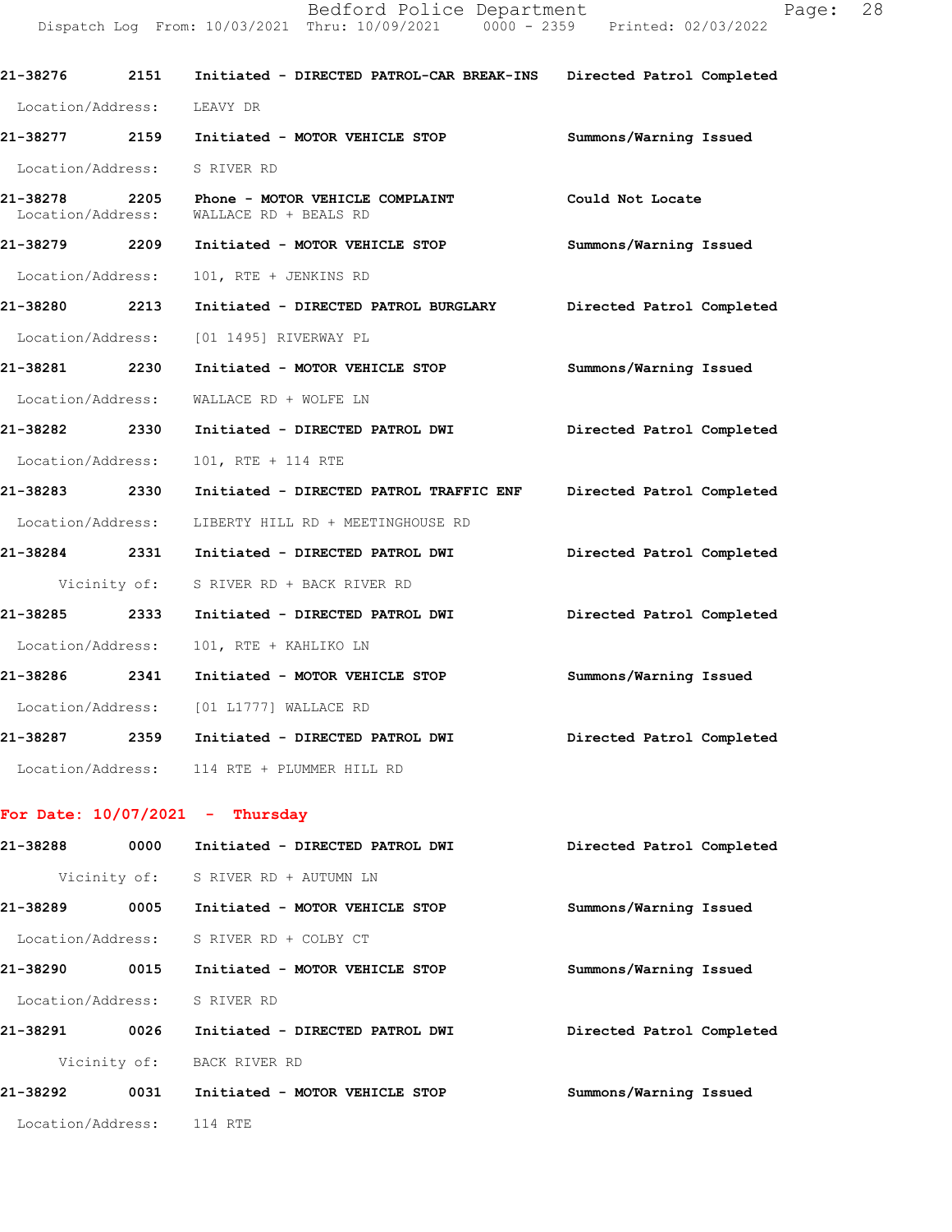**21-38276** 2151 **Initiated - DIRECTED PATROL-CAR BREAK-INS** **Directed Patrol Completed**

Location/Address: LEAVY DR

**21-38277** 2159 **Initiated - MOTOR VEHICLE STOP** **Summons/Warning Issued**

Location/Address: S RIVER RD

**21-38278** 2205 **Phone - MOTOR VEHICLE COMPLAINT** **Could Not Locate**

Location/Address: WALLACE RD + BEALS RD

**21-38279** 2209 **Initiated - MOTOR VEHICLE STOP** **Summons/Warning Issued**

Location/Address: 101, RTE + JENKINS RD

**21-38280** 2213 **Initiated - DIRECTED PATROL BURGLARY** **Directed Patrol Completed**

Location/Address: [01 1495] RIVERWAY PL

**21-38281** 2230 **Initiated - MOTOR VEHICLE STOP** **Summons/Warning Issued**

Location/Address: WALLACE RD + WOLFE LN

**21-38282** 2330 **Initiated - DIRECTED PATROL DWI** **Directed Patrol Completed**

Location/Address: 101, RTE + 114 RTE

**21-38283** 2330 **Initiated - DIRECTED PATROL TRAFFIC ENF** **Directed Patrol Completed**

Location/Address: LIBERTY HILL RD + MEETINGHOUSE RD

**21-38284** 2331 **Initiated - DIRECTED PATROL DWI** **Directed Patrol Completed**

Vicinity of: S RIVER RD + BACK RIVER RD

**21-38285** 2333 **Initiated - DIRECTED PATROL DWI** **Directed Patrol Completed**

Location/Address: 101, RTE + KAHLIKO LN

**21-38286** 2341 **Initiated - MOTOR VEHICLE STOP** **Summons/Warning Issued**

Location/Address: [01 L1777] WALLACE RD

**21-38287** 2359 **Initiated - DIRECTED PATROL DWI** **Directed Patrol Completed**

Location/Address: 114 RTE + PLUMMER HILL RD

## For Date: 10/07/2021 - Thursday

**21-38288** 0000 **Initiated - DIRECTED PATROL DWI** **Directed Patrol Completed**

Vicinity of: S RIVER RD + AUTUMN LN

**21-38289** 0005 **Initiated - MOTOR VEHICLE STOP** **Summons/Warning Issued**

Location/Address: S RIVER RD + COLBY CT

**21-38290** 0015 **Initiated - MOTOR VEHICLE STOP** **Summons/Warning Issued**

Location/Address: S RIVER RD

**21-38291** 0026 **Initiated - DIRECTED PATROL DWI** **Directed Patrol Completed**

Vicinity of: BACK RIVER RD

**21-38292** 0031 **Initiated - MOTOR VEHICLE STOP** **Summons/Warning Issued**

Location/Address: 114 RTE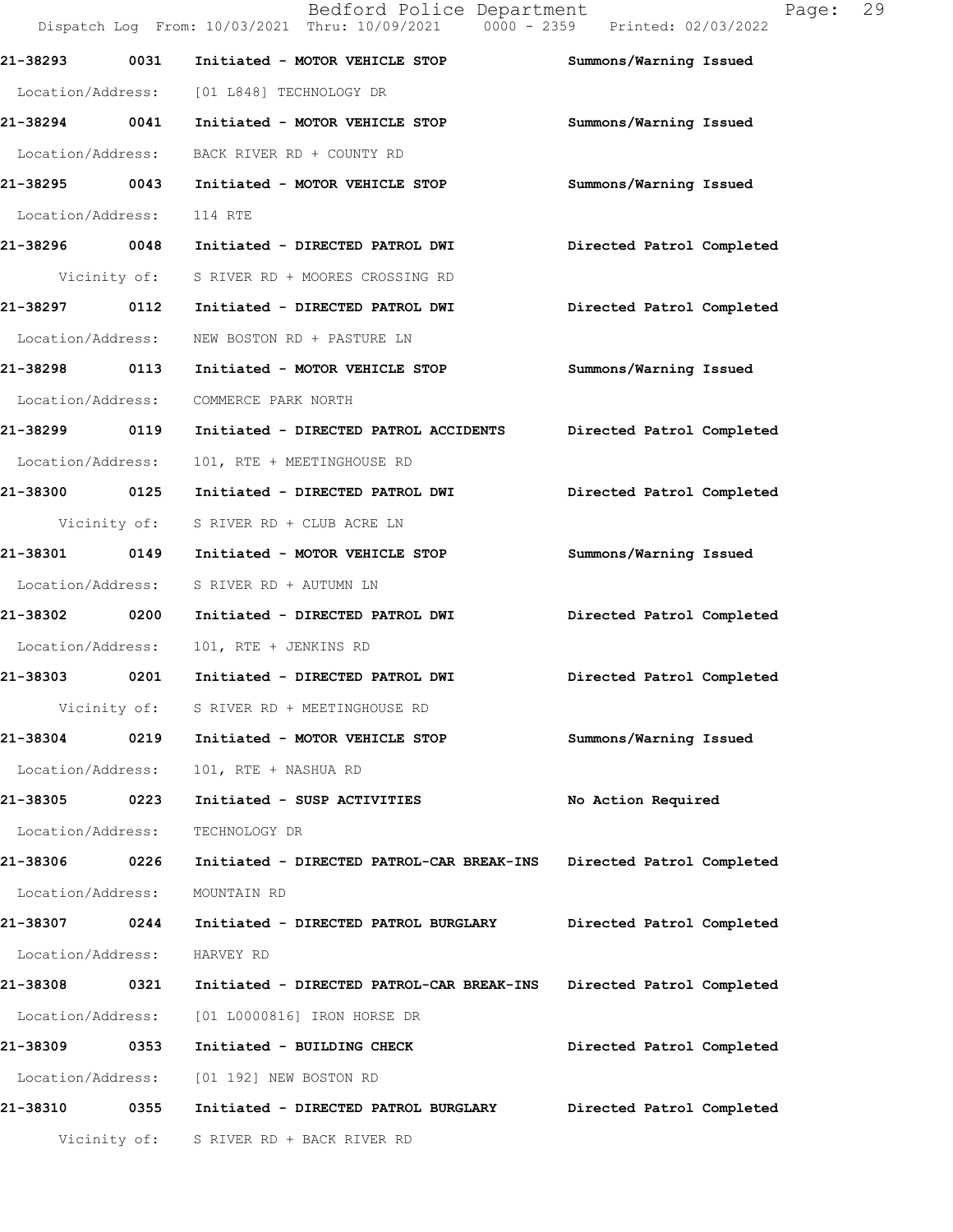21-38293 0031 Initiated - MOTOR VEHICLE STOP Summons/Warning Issued

Location/Address: [01 L848] TECHNOLOGY DR

21-38294 0041 Initiated - MOTOR VEHICLE STOP Summons/Warning Issued

Location/Address: BACK RIVER RD + COUNTY RD

21-38295 0043 Initiated - MOTOR VEHICLE STOP Summons/Warning Issued

Location/Address: 114 RTE

21-38296 0048 Initiated - DIRECTED PATROL DWI Directed Patrol Completed

Vicinity of: S RIVER RD + MOORES CROSSING RD

21-38297 0112 Initiated - DIRECTED PATROL DWI Directed Patrol Completed

Location/Address: NEW BOSTON RD + PASTURE LN

21-38298 0113 Initiated - MOTOR VEHICLE STOP Summons/Warning Issued

Location/Address: COMMERCE PARK NORTH

21-38299 0119 Initiated - DIRECTED PATROL ACCIDENTS Directed Patrol Completed

Location/Address: 101, RTE + MEETINGHOUSE RD

21-38300 0125 Initiated - DIRECTED PATROL DWI Directed Patrol Completed

Vicinity of: S RIVER RD + CLUB ACRE LN

21-38301 0149 Initiated - MOTOR VEHICLE STOP Summons/Warning Issued

Location/Address: S RIVER RD + AUTUMN LN

21-38302 0200 Initiated - DIRECTED PATROL DWI Directed Patrol Completed

Location/Address: 101, RTE + JENKINS RD

21-38303 0201 Initiated - DIRECTED PATROL DWI Directed Patrol Completed

Vicinity of: S RIVER RD + MEETINGHOUSE RD

21-38304 0219 Initiated - MOTOR VEHICLE STOP Summons/Warning Issued

Location/Address: 101, RTE + NASHUA RD

21-38305 0223 Initiated - SUSP ACTIVITIES No Action Required

Location/Address: TECHNOLOGY DR

21-38306 0226 Initiated - DIRECTED PATROL-CAR BREAK-INS Directed Patrol Completed

Location/Address: MOUNTAIN RD

21-38307 0244 Initiated - DIRECTED PATROL BURGLARY Directed Patrol Completed

Location/Address: HARVEY RD

21-38308 0321 Initiated - DIRECTED PATROL-CAR BREAK-INS Directed Patrol Completed

Location/Address: [01 L0000816] IRON HORSE DR

21-38309 0353 Initiated - BUILDING CHECK Directed Patrol Completed

Location/Address: [01 192] NEW BOSTON RD

21-38310 0355 Initiated - DIRECTED PATROL BURGLARY Directed Patrol Completed

Vicinity of: S RIVER RD + BACK RIVER RD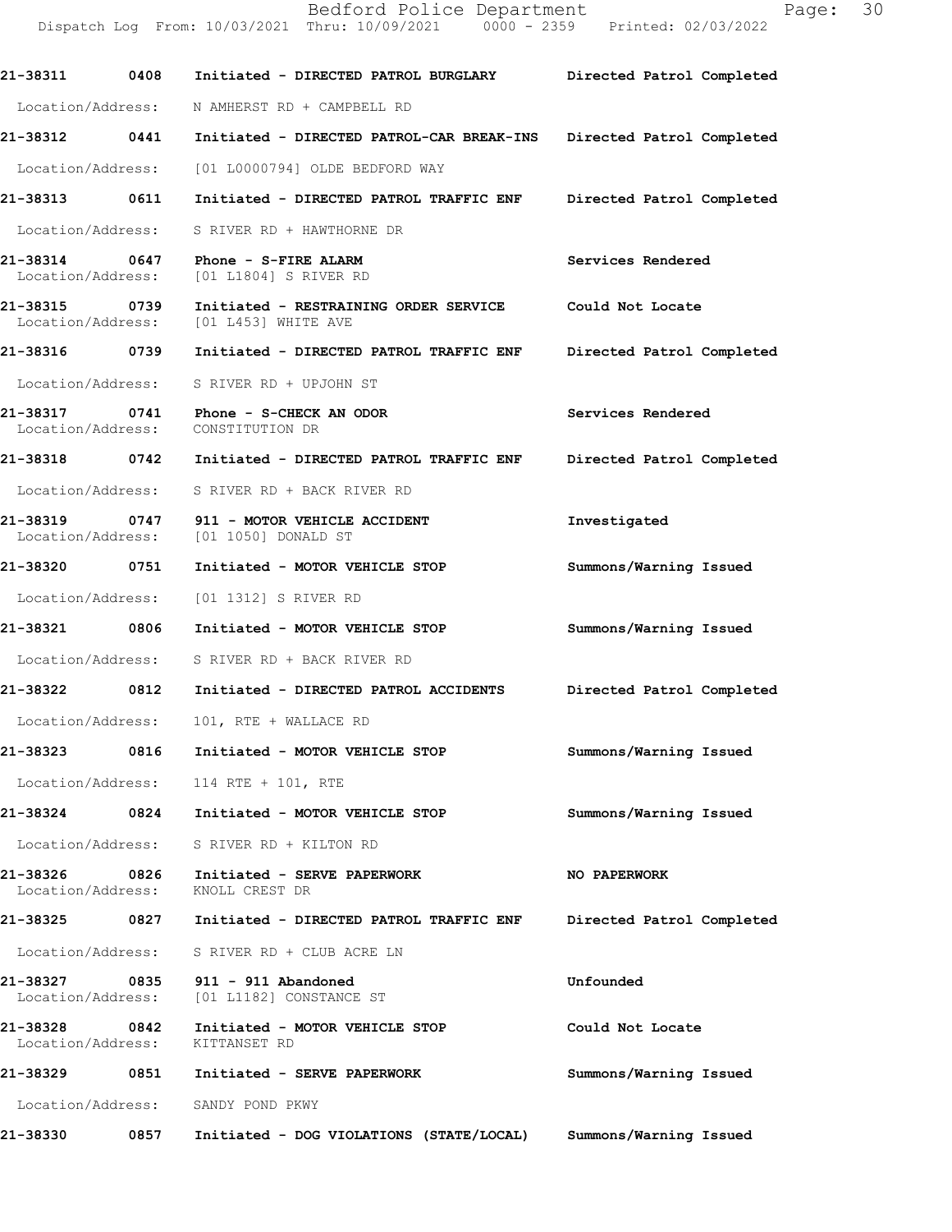**21-38311 0408 Initiated - DIRECTED PATROL BURGLARY — Directed Patrol Completed**

Location/Address: N AMHERST RD + CAMPBELL RD

**21-38312 0441 Initiated - DIRECTED PATROL-CAR BREAK-INS — Directed Patrol Completed**

Location/Address: [01 L0000794] OLDE BEDFORD WAY

**21-38313 0611 Initiated - DIRECTED PATROL TRAFFIC ENF — Directed Patrol Completed**

Location/Address: S RIVER RD + HAWTHORNE DR

**21-38314 0647 Phone - S-FIRE ALARM — Services Rendered**

Location/Address: [01 L1804] S RIVER RD

**21-38315 0739 Initiated - RESTRAINING ORDER SERVICE — Could Not Locate**

Location/Address: [01 L453] WHITE AVE

**21-38316 0739 Initiated - DIRECTED PATROL TRAFFIC ENF — Directed Patrol Completed**

Location/Address: S RIVER RD + UPJOHN ST

**21-38317 0741 Phone - S-CHECK AN ODOR — Services Rendered**

Location/Address: CONSTITUTION DR

**21-38318 0742 Initiated - DIRECTED PATROL TRAFFIC ENF — Directed Patrol Completed**

Location/Address: S RIVER RD + BACK RIVER RD

**21-38319 0747 911 - MOTOR VEHICLE ACCIDENT — Investigated**

Location/Address: [01 1050] DONALD ST

**21-38320 0751 Initiated - MOTOR VEHICLE STOP — Summons/Warning Issued**

Location/Address: [01 1312] S RIVER RD

**21-38321 0806 Initiated - MOTOR VEHICLE STOP — Summons/Warning Issued**

Location/Address: S RIVER RD + BACK RIVER RD

**21-38322 0812 Initiated - DIRECTED PATROL ACCIDENTS — Directed Patrol Completed**

Location/Address: 101, RTE + WALLACE RD

**21-38323 0816 Initiated - MOTOR VEHICLE STOP — Summons/Warning Issued**

Location/Address: 114 RTE + 101, RTE

**21-38324 0824 Initiated - MOTOR VEHICLE STOP — Summons/Warning Issued**

Location/Address: S RIVER RD + KILTON RD

**21-38326 0826 Initiated - SERVE PAPERWORK — NO PAPERWORK**

Location/Address: KNOLL CREST DR

**21-38325 0827 Initiated - DIRECTED PATROL TRAFFIC ENF — Directed Patrol Completed**

Location/Address: S RIVER RD + CLUB ACRE LN

**21-38327 0835 911 - 911 Abandoned — Unfounded**

Location/Address: [01 L1182] CONSTANCE ST

**21-38328 0842 Initiated - MOTOR VEHICLE STOP — Could Not Locate**

Location/Address: KITTANSET RD

**21-38329 0851 Initiated - SERVE PAPERWORK — Summons/Warning Issued**

Location/Address: SANDY POND PKWY

**21-38330 0857 Initiated - DOG VIOLATIONS (STATE/LOCAL) — Summons/Warning Issued**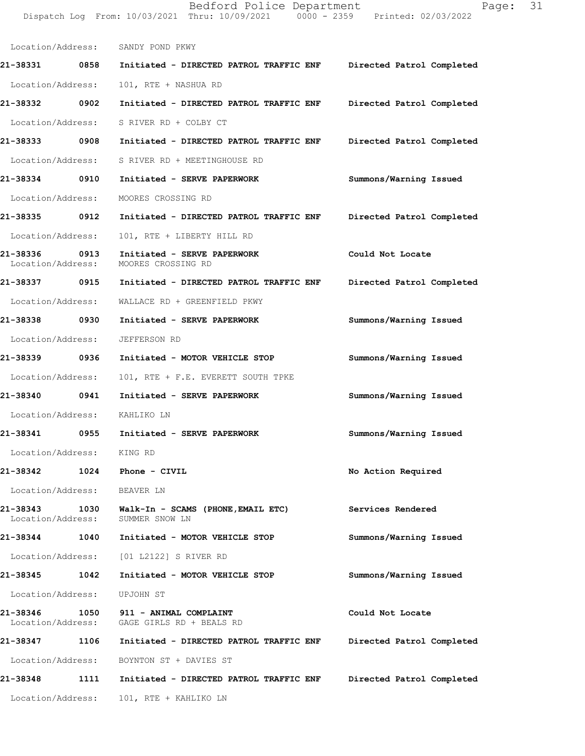Location/Address: SANDY POND PKWY

**21-38331 0858 Initiated - DIRECTED PATROL TRAFFIC ENF Directed Patrol Completed**

Location/Address: 101, RTE + NASHUA RD

**21-38332 0902 Initiated - DIRECTED PATROL TRAFFIC ENF Directed Patrol Completed**

Location/Address: S RIVER RD + COLBY CT

**21-38333 0908 Initiated - DIRECTED PATROL TRAFFIC ENF Directed Patrol Completed**

Location/Address: S RIVER RD + MEETINGHOUSE RD

**21-38334 0910 Initiated - SERVE PAPERWORK Summons/Warning Issued**

Location/Address: MOORES CROSSING RD

**21-38335 0912 Initiated - DIRECTED PATROL TRAFFIC ENF Directed Patrol Completed**

Location/Address: 101, RTE + LIBERTY HILL RD

**21-38336 0913 Initiated - SERVE PAPERWORK Could Not Locate**
Location/Address: MOORES CROSSING RD

**21-38337 0915 Initiated - DIRECTED PATROL TRAFFIC ENF Directed Patrol Completed**

Location/Address: WALLACE RD + GREENFIELD PKWY

**21-38338 0930 Initiated - SERVE PAPERWORK Summons/Warning Issued**

Location/Address: JEFFERSON RD

**21-38339 0936 Initiated - MOTOR VEHICLE STOP Summons/Warning Issued**

Location/Address: 101, RTE + F.E. EVERETT SOUTH TPKE

**21-38340 0941 Initiated - SERVE PAPERWORK Summons/Warning Issued**

Location/Address: KAHLIKO LN

**21-38341 0955 Initiated - SERVE PAPERWORK Summons/Warning Issued**

Location/Address: KING RD

**21-38342 1024 Phone - CIVIL No Action Required**

Location/Address: BEAVER LN

**21-38343 1030 Walk-In - SCAMS (PHONE,EMAIL ETC) Services Rendered**
Location/Address: SUMMER SNOW LN

**21-38344 1040 Initiated - MOTOR VEHICLE STOP Summons/Warning Issued**

Location/Address: [01 L2122] S RIVER RD

**21-38345 1042 Initiated - MOTOR VEHICLE STOP Summons/Warning Issued**

Location/Address: UPJOHN ST

**21-38346 1050 911 - ANIMAL COMPLAINT Could Not Locate**
Location/Address: GAGE GIRLS RD + BEALS RD

**21-38347 1106 Initiated - DIRECTED PATROL TRAFFIC ENF Directed Patrol Completed**

Location/Address: BOYNTON ST + DAVIES ST

**21-38348 1111 Initiated - DIRECTED PATROL TRAFFIC ENF Directed Patrol Completed**

Location/Address: 101, RTE + KAHLIKO LN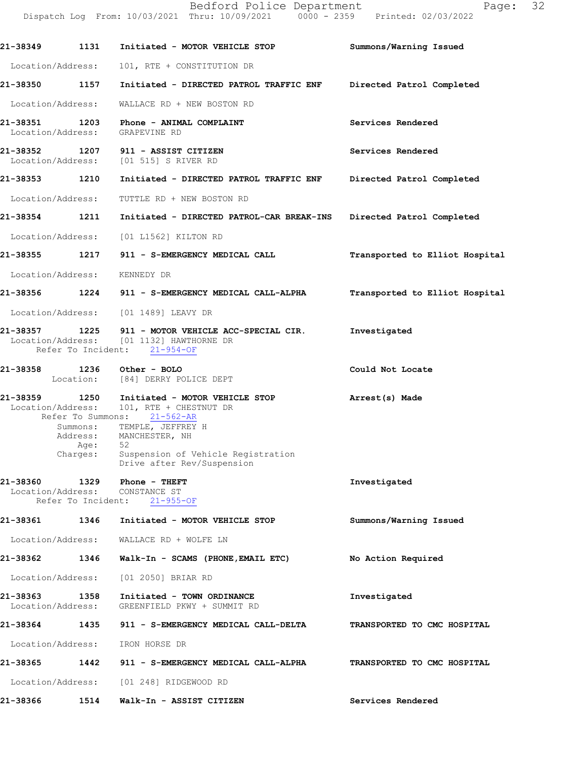21-38349 1131 Initiated - MOTOR VEHICLE STOP Summons/Warning Issued

Location/Address: 101, RTE + CONSTITUTION DR

21-38350 1157 Initiated - DIRECTED PATROL TRAFFIC ENF Directed Patrol Completed

Location/Address: WALLACE RD + NEW BOSTON RD

21-38351 1203 Phone - ANIMAL COMPLAINT Services Rendered
Location/Address: GRAPEVINE RD

21-38352 1207 911 - ASSIST CITIZEN Services Rendered
Location/Address: [01 515] S RIVER RD

21-38353 1210 Initiated - DIRECTED PATROL TRAFFIC ENF Directed Patrol Completed

Location/Address: TUTTLE RD + NEW BOSTON RD

21-38354 1211 Initiated - DIRECTED PATROL-CAR BREAK-INS Directed Patrol Completed

Location/Address: [01 L1562] KILTON RD

21-38355 1217 911 - S-EMERGENCY MEDICAL CALL Transported to Elliot Hospital

Location/Address: KENNEDY DR

21-38356 1224 911 - S-EMERGENCY MEDICAL CALL-ALPHA Transported to Elliot Hospital

Location/Address: [01 1489] LEAVY DR

21-38357 1225 911 - MOTOR VEHICLE ACC-SPECIAL CIR. Investigated
Location/Address: [01 1132] HAWTHORNE DR
Refer To Incident: 21-954-OF

21-38358 1236 Other - BOLO Could Not Locate
Location: [84] DERRY POLICE DEPT

21-38359 1250 Initiated - MOTOR VEHICLE STOP Arrest(s) Made
Location/Address: 101, RTE + CHESTNUT DR
Refer To Summons: 21-562-AR
Summons: TEMPLE, JEFFREY H
Address: MANCHESTER, NH
Age: 52
Charges: Suspension of Vehicle Registration
Drive after Rev/Suspension

21-38360 1329 Phone - THEFT Investigated
Location/Address: CONSTANCE ST
Refer To Incident: 21-955-OF

21-38361 1346 Initiated - MOTOR VEHICLE STOP Summons/Warning Issued

Location/Address: WALLACE RD + WOLFE LN

21-38362 1346 Walk-In - SCAMS (PHONE,EMAIL ETC) No Action Required

Location/Address: [01 2050] BRIAR RD

21-38363 1358 Initiated - TOWN ORDINANCE Investigated
Location/Address: GREENFIELD PKWY + SUMMIT RD

21-38364 1435 911 - S-EMERGENCY MEDICAL CALL-DELTA TRANSPORTED TO CMC HOSPITAL

Location/Address: IRON HORSE DR

21-38365 1442 911 - S-EMERGENCY MEDICAL CALL-ALPHA TRANSPORTED TO CMC HOSPITAL

Location/Address: [01 248] RIDGEWOOD RD

21-38366 1514 Walk-In - ASSIST CITIZEN Services Rendered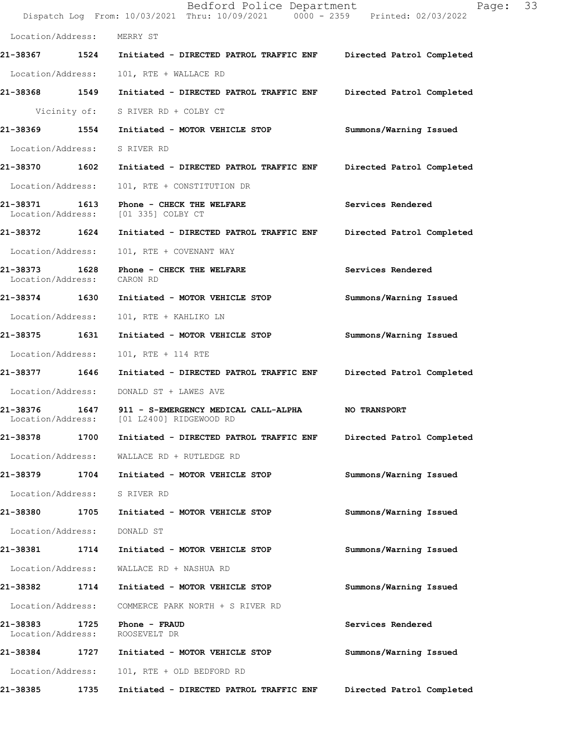Location/Address: MERRY ST

| Call # | Time | Call Reason / Action | Disposition |
|---|---|---|---|
| **21-38367** | **1524** | **Initiated - DIRECTED PATROL TRAFFIC ENF** | **Directed Patrol Completed** |
| | | Location/Address: 101, RTE + WALLACE RD | |
| **21-38368** | **1549** | **Initiated - DIRECTED PATROL TRAFFIC ENF** | **Directed Patrol Completed** |
| | | Vicinity of: S RIVER RD + COLBY CT | |
| **21-38369** | **1554** | **Initiated - MOTOR VEHICLE STOP** | **Summons/Warning Issued** |
| | | Location/Address: S RIVER RD | |
| **21-38370** | **1602** | **Initiated - DIRECTED PATROL TRAFFIC ENF** | **Directed Patrol Completed** |
| | | Location/Address: 101, RTE + CONSTITUTION DR | |
| **21-38371** | **1613** | **Phone - CHECK THE WELFARE** | **Services Rendered** |
| | | Location/Address: [01 335] COLBY CT | |
| **21-38372** | **1624** | **Initiated - DIRECTED PATROL TRAFFIC ENF** | **Directed Patrol Completed** |
| | | Location/Address: 101, RTE + COVENANT WAY | |
| **21-38373** | **1628** | **Phone - CHECK THE WELFARE** | **Services Rendered** |
| | | Location/Address: CARON RD | |
| **21-38374** | **1630** | **Initiated - MOTOR VEHICLE STOP** | **Summons/Warning Issued** |
| | | Location/Address: 101, RTE + KAHLIKO LN | |
| **21-38375** | **1631** | **Initiated - MOTOR VEHICLE STOP** | **Summons/Warning Issued** |
| | | Location/Address: 101, RTE + 114 RTE | |
| **21-38377** | **1646** | **Initiated - DIRECTED PATROL TRAFFIC ENF** | **Directed Patrol Completed** |
| | | Location/Address: DONALD ST + LAWES AVE | |
| **21-38376** | **1647** | **911 - S-EMERGENCY MEDICAL CALL-ALPHA** | **NO TRANSPORT** |
| | | Location/Address: [01 L2400] RIDGEWOOD RD | |
| **21-38378** | **1700** | **Initiated - DIRECTED PATROL TRAFFIC ENF** | **Directed Patrol Completed** |
| | | Location/Address: WALLACE RD + RUTLEDGE RD | |
| **21-38379** | **1704** | **Initiated - MOTOR VEHICLE STOP** | **Summons/Warning Issued** |
| | | Location/Address: S RIVER RD | |
| **21-38380** | **1705** | **Initiated - MOTOR VEHICLE STOP** | **Summons/Warning Issued** |
| | | Location/Address: DONALD ST | |
| **21-38381** | **1714** | **Initiated - MOTOR VEHICLE STOP** | **Summons/Warning Issued** |
| | | Location/Address: WALLACE RD + NASHUA RD | |
| **21-38382** | **1714** | **Initiated - MOTOR VEHICLE STOP** | **Summons/Warning Issued** |
| | | Location/Address: COMMERCE PARK NORTH + S RIVER RD | |
| **21-38383** | **1725** | **Phone - FRAUD** | **Services Rendered** |
| | | Location/Address: ROOSEVELT DR | |
| **21-38384** | **1727** | **Initiated - MOTOR VEHICLE STOP** | **Summons/Warning Issued** |
| | | Location/Address: 101, RTE + OLD BEDFORD RD | |
| **21-38385** | **1735** | **Initiated - DIRECTED PATROL TRAFFIC ENF** | **Directed Patrol Completed** |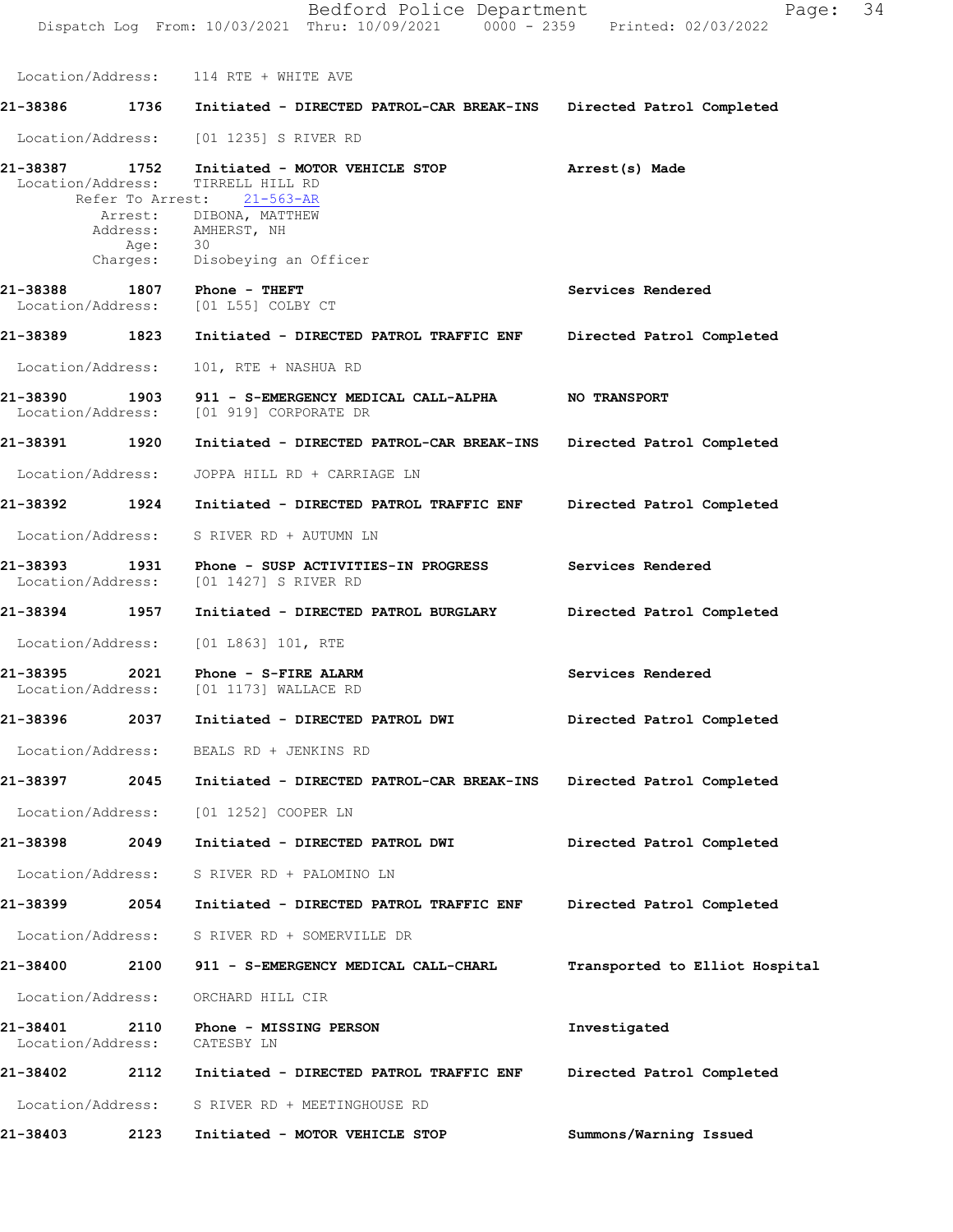Location/Address: 114 RTE + WHITE AVE

**21-38386 1736 Initiated - DIRECTED PATROL-CAR BREAK-INS Directed Patrol Completed**

Location/Address: [01 1235] S RIVER RD

**21-38387 1752 Initiated - MOTOR VEHICLE STOP Arrest(s) Made**
Location/Address: TIRRELL HILL RD
Refer To Arrest: 21-563-AR
Arrest: DIBONA, MATTHEW
Address: AMHERST, NH
Age: 30
Charges: Disobeying an Officer

**21-38388 1807 Phone - THEFT Services Rendered**
Location/Address: [01 L55] COLBY CT

**21-38389 1823 Initiated - DIRECTED PATROL TRAFFIC ENF Directed Patrol Completed**

Location/Address: 101, RTE + NASHUA RD

**21-38390 1903 911 - S-EMERGENCY MEDICAL CALL-ALPHA NO TRANSPORT**
Location/Address: [01 919] CORPORATE DR

**21-38391 1920 Initiated - DIRECTED PATROL-CAR BREAK-INS Directed Patrol Completed**

Location/Address: JOPPA HILL RD + CARRIAGE LN

**21-38392 1924 Initiated - DIRECTED PATROL TRAFFIC ENF Directed Patrol Completed**

Location/Address: S RIVER RD + AUTUMN LN

**21-38393 1931 Phone - SUSP ACTIVITIES-IN PROGRESS Services Rendered**
Location/Address: [01 1427] S RIVER RD

**21-38394 1957 Initiated - DIRECTED PATROL BURGLARY Directed Patrol Completed**

Location/Address: [01 L863] 101, RTE

**21-38395 2021 Phone - S-FIRE ALARM Services Rendered**
Location/Address: [01 1173] WALLACE RD

**21-38396 2037 Initiated - DIRECTED PATROL DWI Directed Patrol Completed**

Location/Address: BEALS RD + JENKINS RD

**21-38397 2045 Initiated - DIRECTED PATROL-CAR BREAK-INS Directed Patrol Completed**

Location/Address: [01 1252] COOPER LN

**21-38398 2049 Initiated - DIRECTED PATROL DWI Directed Patrol Completed**

Location/Address: S RIVER RD + PALOMINO LN

**21-38399 2054 Initiated - DIRECTED PATROL TRAFFIC ENF Directed Patrol Completed**

Location/Address: S RIVER RD + SOMERVILLE DR

**21-38400 2100 911 - S-EMERGENCY MEDICAL CALL-CHARL Transported to Elliot Hospital**

Location/Address: ORCHARD HILL CIR

**21-38401 2110 Phone - MISSING PERSON Investigated**
Location/Address: CATESBY LN

**21-38402 2112 Initiated - DIRECTED PATROL TRAFFIC ENF Directed Patrol Completed**

Location/Address: S RIVER RD + MEETINGHOUSE RD

**21-38403 2123 Initiated - MOTOR VEHICLE STOP Summons/Warning Issued**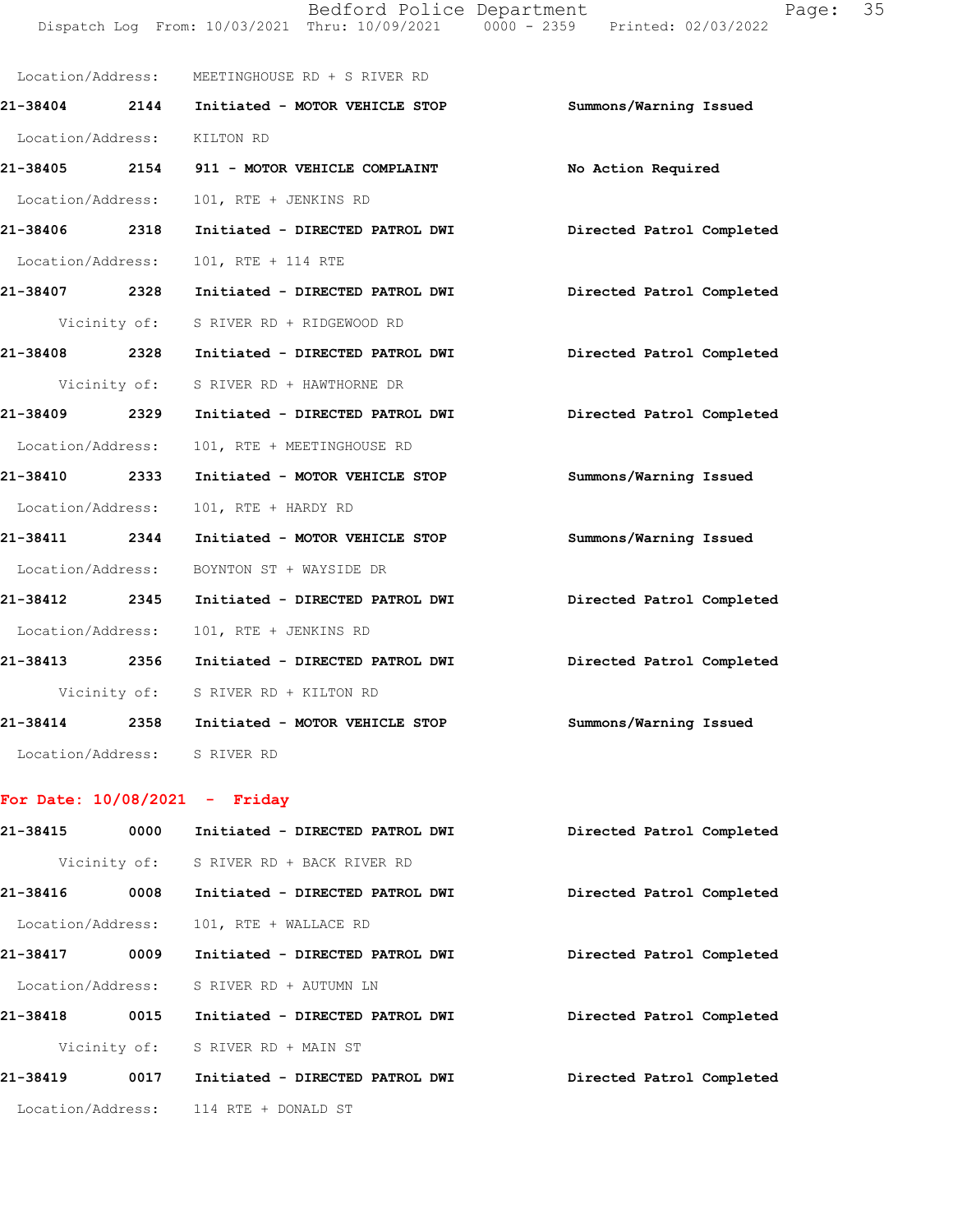Location/Address: MEETINGHOUSE RD + S RIVER RD

**21-38404** **2144** **Initiated - MOTOR VEHICLE STOP** **Summons/Warning Issued**

Location/Address: KILTON RD

**21-38405** **2154** **911 - MOTOR VEHICLE COMPLAINT** **No Action Required**

Location/Address: 101, RTE + JENKINS RD

**21-38406** **2318** **Initiated - DIRECTED PATROL DWI** **Directed Patrol Completed**

Location/Address: 101, RTE + 114 RTE

**21-38407** **2328** **Initiated - DIRECTED PATROL DWI** **Directed Patrol Completed**

Vicinity of: S RIVER RD + RIDGEWOOD RD

**21-38408** **2328** **Initiated - DIRECTED PATROL DWI** **Directed Patrol Completed**

Vicinity of: S RIVER RD + HAWTHORNE DR

**21-38409** **2329** **Initiated - DIRECTED PATROL DWI** **Directed Patrol Completed**

Location/Address: 101, RTE + MEETINGHOUSE RD

**21-38410** **2333** **Initiated - MOTOR VEHICLE STOP** **Summons/Warning Issued**

Location/Address: 101, RTE + HARDY RD

**21-38411** **2344** **Initiated - MOTOR VEHICLE STOP** **Summons/Warning Issued**

Location/Address: BOYNTON ST + WAYSIDE DR

**21-38412** **2345** **Initiated - DIRECTED PATROL DWI** **Directed Patrol Completed**

Location/Address: 101, RTE + JENKINS RD

**21-38413** **2356** **Initiated - DIRECTED PATROL DWI** **Directed Patrol Completed**

Vicinity of: S RIVER RD + KILTON RD

**21-38414** **2358** **Initiated - MOTOR VEHICLE STOP** **Summons/Warning Issued**

Location/Address: S RIVER RD

**For Date: 10/08/2021 - Friday**

**21-38415** **0000** **Initiated - DIRECTED PATROL DWI** **Directed Patrol Completed**

Vicinity of: S RIVER RD + BACK RIVER RD

**21-38416** **0008** **Initiated - DIRECTED PATROL DWI** **Directed Patrol Completed**

Location/Address: 101, RTE + WALLACE RD

**21-38417** **0009** **Initiated - DIRECTED PATROL DWI** **Directed Patrol Completed**

Location/Address: S RIVER RD + AUTUMN LN

**21-38418** **0015** **Initiated - DIRECTED PATROL DWI** **Directed Patrol Completed**

Vicinity of: S RIVER RD + MAIN ST

**21-38419** **0017** **Initiated - DIRECTED PATROL DWI** **Directed Patrol Completed**

Location/Address: 114 RTE + DONALD ST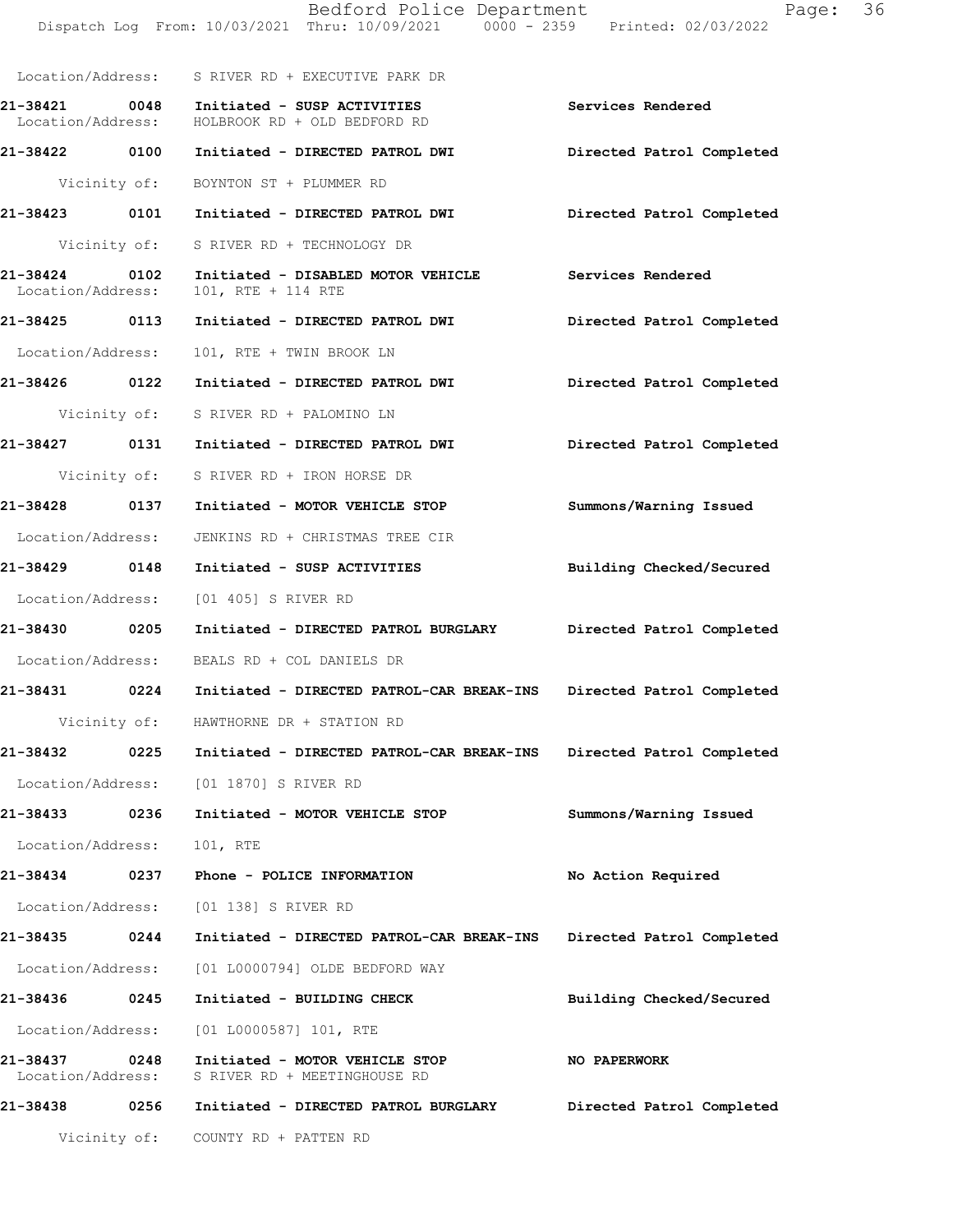Location/Address: S RIVER RD + EXECUTIVE PARK DR

**21-38421 0048 Initiated - SUSP ACTIVITIES** — **Services Rendered**
Location/Address: HOLBROOK RD + OLD BEDFORD RD

**21-38422 0100 Initiated - DIRECTED PATROL DWI** — **Directed Patrol Completed**
Vicinity of: BOYNTON ST + PLUMMER RD

**21-38423 0101 Initiated - DIRECTED PATROL DWI** — **Directed Patrol Completed**
Vicinity of: S RIVER RD + TECHNOLOGY DR

**21-38424 0102 Initiated - DISABLED MOTOR VEHICLE** — **Services Rendered**
Location/Address: 101, RTE + 114 RTE

**21-38425 0113 Initiated - DIRECTED PATROL DWI** — **Directed Patrol Completed**
Location/Address: 101, RTE + TWIN BROOK LN

**21-38426 0122 Initiated - DIRECTED PATROL DWI** — **Directed Patrol Completed**
Vicinity of: S RIVER RD + PALOMINO LN

**21-38427 0131 Initiated - DIRECTED PATROL DWI** — **Directed Patrol Completed**
Vicinity of: S RIVER RD + IRON HORSE DR

**21-38428 0137 Initiated - MOTOR VEHICLE STOP** — **Summons/Warning Issued**
Location/Address: JENKINS RD + CHRISTMAS TREE CIR

**21-38429 0148 Initiated - SUSP ACTIVITIES** — **Building Checked/Secured**
Location/Address: [01 405] S RIVER RD

**21-38430 0205 Initiated - DIRECTED PATROL BURGLARY** — **Directed Patrol Completed**
Location/Address: BEALS RD + COL DANIELS DR

**21-38431 0224 Initiated - DIRECTED PATROL-CAR BREAK-INS** — **Directed Patrol Completed**
Vicinity of: HAWTHORNE DR + STATION RD

**21-38432 0225 Initiated - DIRECTED PATROL-CAR BREAK-INS** — **Directed Patrol Completed**
Location/Address: [01 1870] S RIVER RD

**21-38433 0236 Initiated - MOTOR VEHICLE STOP** — **Summons/Warning Issued**
Location/Address: 101, RTE

**21-38434 0237 Phone - POLICE INFORMATION** — **No Action Required**
Location/Address: [01 138] S RIVER RD

**21-38435 0244 Initiated - DIRECTED PATROL-CAR BREAK-INS** — **Directed Patrol Completed**
Location/Address: [01 L0000794] OLDE BEDFORD WAY

**21-38436 0245 Initiated - BUILDING CHECK** — **Building Checked/Secured**
Location/Address: [01 L0000587] 101, RTE

**21-38437 0248 Initiated - MOTOR VEHICLE STOP** — **NO PAPERWORK**
Location/Address: S RIVER RD + MEETINGHOUSE RD

**21-38438 0256 Initiated - DIRECTED PATROL BURGLARY** — **Directed Patrol Completed**
Vicinity of: COUNTY RD + PATTEN RD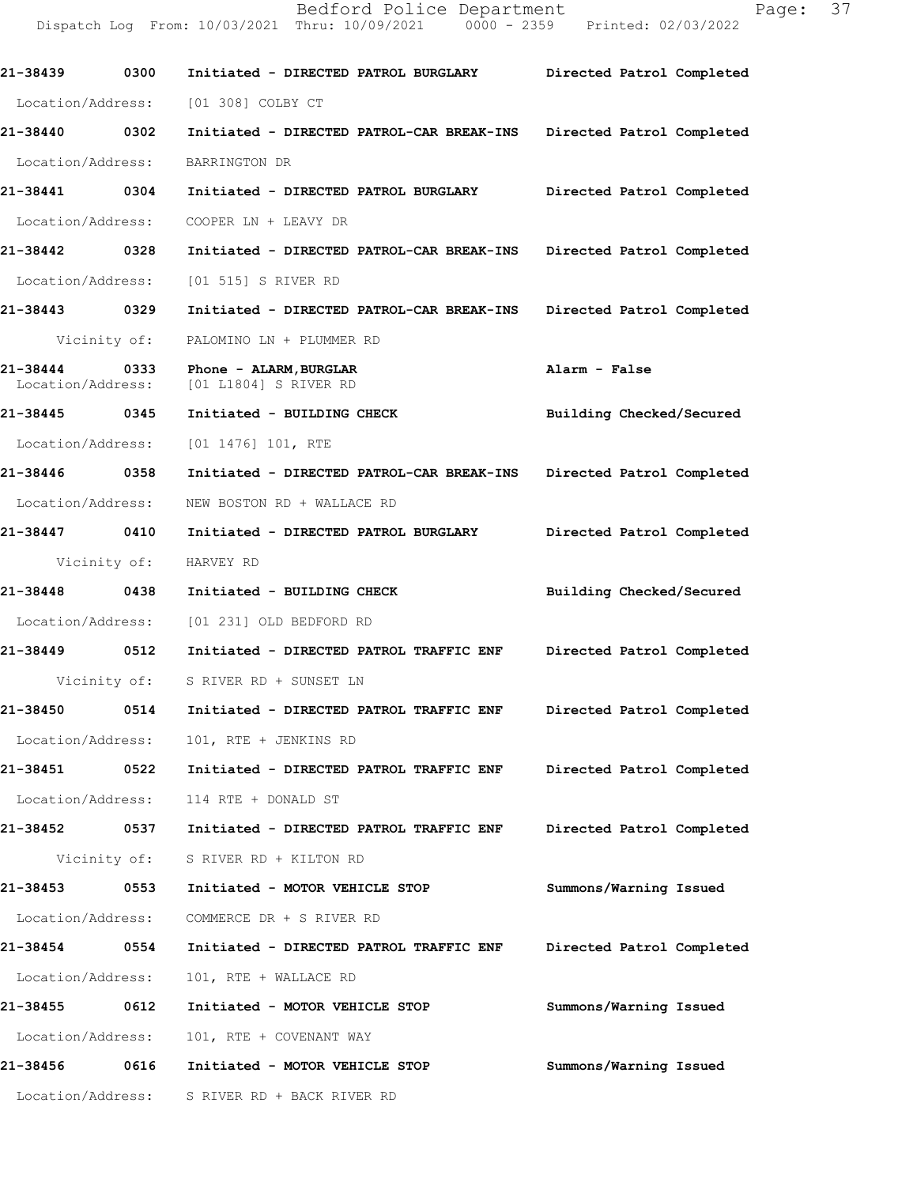21-38439 0300 Initiated - DIRECTED PATROL BURGLARY Directed Patrol Completed

Location/Address: [01 308] COLBY CT

21-38440 0302 Initiated - DIRECTED PATROL-CAR BREAK-INS Directed Patrol Completed

Location/Address: BARRINGTON DR

21-38441 0304 Initiated - DIRECTED PATROL BURGLARY Directed Patrol Completed

Location/Address: COOPER LN + LEAVY DR

21-38442 0328 Initiated - DIRECTED PATROL-CAR BREAK-INS Directed Patrol Completed

Location/Address: [01 515] S RIVER RD

21-38443 0329 Initiated - DIRECTED PATROL-CAR BREAK-INS Directed Patrol Completed

Vicinity of: PALOMINO LN + PLUMMER RD

**21-38444 0333 Phone - ALARM,BURGLAR** **Alarm - False**
Location/Address: [01 L1804] S RIVER RD

21-38445 0345 Initiated - BUILDING CHECK Building Checked/Secured

Location/Address: [01 1476] 101, RTE

21-38446 0358 Initiated - DIRECTED PATROL-CAR BREAK-INS Directed Patrol Completed

Location/Address: NEW BOSTON RD + WALLACE RD

21-38447 0410 Initiated - DIRECTED PATROL BURGLARY Directed Patrol Completed

Vicinity of: HARVEY RD

21-38448 0438 Initiated - BUILDING CHECK Building Checked/Secured

Location/Address: [01 231] OLD BEDFORD RD

21-38449 0512 Initiated - DIRECTED PATROL TRAFFIC ENF Directed Patrol Completed

Vicinity of: S RIVER RD + SUNSET LN

21-38450 0514 Initiated - DIRECTED PATROL TRAFFIC ENF Directed Patrol Completed

Location/Address: 101, RTE + JENKINS RD

21-38451 0522 Initiated - DIRECTED PATROL TRAFFIC ENF Directed Patrol Completed

Location/Address: 114 RTE + DONALD ST

21-38452 0537 Initiated - DIRECTED PATROL TRAFFIC ENF Directed Patrol Completed

Vicinity of: S RIVER RD + KILTON RD

21-38453 0553 Initiated - MOTOR VEHICLE STOP Summons/Warning Issued

Location/Address: COMMERCE DR + S RIVER RD

21-38454 0554 Initiated - DIRECTED PATROL TRAFFIC ENF Directed Patrol Completed

Location/Address: 101, RTE + WALLACE RD

21-38455 0612 Initiated - MOTOR VEHICLE STOP Summons/Warning Issued

Location/Address: 101, RTE + COVENANT WAY

21-38456 0616 Initiated - MOTOR VEHICLE STOP Summons/Warning Issued

Location/Address: S RIVER RD + BACK RIVER RD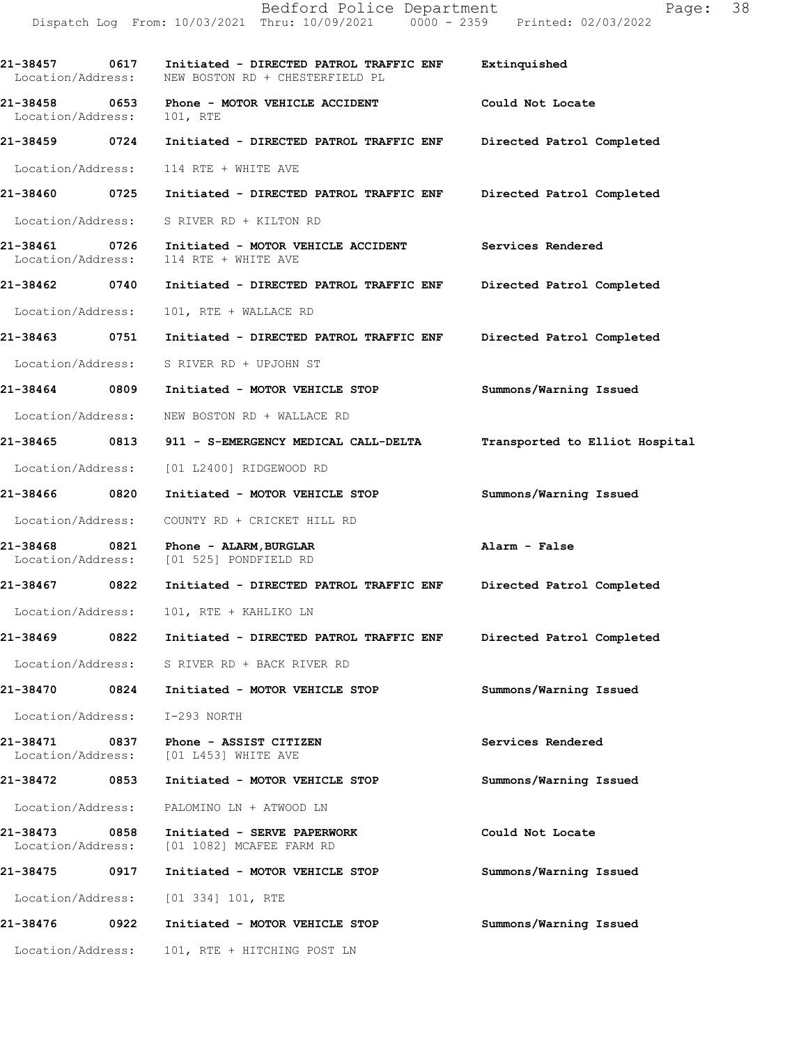21-38457 0617 Initiated - DIRECTED PATROL TRAFFIC ENF Extinguished
Location/Address: NEW BOSTON RD + CHESTERFIELD PL

21-38458 0653 Phone - MOTOR VEHICLE ACCIDENT Could Not Locate
Location/Address: 101, RTE

21-38459 0724 Initiated - DIRECTED PATROL TRAFFIC ENF Directed Patrol Completed
Location/Address: 114 RTE + WHITE AVE

21-38460 0725 Initiated - DIRECTED PATROL TRAFFIC ENF Directed Patrol Completed
Location/Address: S RIVER RD + KILTON RD

21-38461 0726 Initiated - MOTOR VEHICLE ACCIDENT Services Rendered
Location/Address: 114 RTE + WHITE AVE

21-38462 0740 Initiated - DIRECTED PATROL TRAFFIC ENF Directed Patrol Completed
Location/Address: 101, RTE + WALLACE RD

21-38463 0751 Initiated - DIRECTED PATROL TRAFFIC ENF Directed Patrol Completed
Location/Address: S RIVER RD + UPJOHN ST

21-38464 0809 Initiated - MOTOR VEHICLE STOP Summons/Warning Issued
Location/Address: NEW BOSTON RD + WALLACE RD

21-38465 0813 911 - S-EMERGENCY MEDICAL CALL-DELTA Transported to Elliot Hospital
Location/Address: [01 L2400] RIDGEWOOD RD

21-38466 0820 Initiated - MOTOR VEHICLE STOP Summons/Warning Issued
Location/Address: COUNTY RD + CRICKET HILL RD

21-38468 0821 Phone - ALARM,BURGLAR Alarm - False
Location/Address: [01 525] PONDFIELD RD

21-38467 0822 Initiated - DIRECTED PATROL TRAFFIC ENF Directed Patrol Completed
Location/Address: 101, RTE + KAHLIKO LN

21-38469 0822 Initiated - DIRECTED PATROL TRAFFIC ENF Directed Patrol Completed
Location/Address: S RIVER RD + BACK RIVER RD

21-38470 0824 Initiated - MOTOR VEHICLE STOP Summons/Warning Issued
Location/Address: I-293 NORTH

21-38471 0837 Phone - ASSIST CITIZEN Services Rendered
Location/Address: [01 L453] WHITE AVE

21-38472 0853 Initiated - MOTOR VEHICLE STOP Summons/Warning Issued
Location/Address: PALOMINO LN + ATWOOD LN

21-38473 0858 Initiated - SERVE PAPERWORK Could Not Locate
Location/Address: [01 1082] MCAFEE FARM RD

21-38475 0917 Initiated - MOTOR VEHICLE STOP Summons/Warning Issued
Location/Address: [01 334] 101, RTE

21-38476 0922 Initiated - MOTOR VEHICLE STOP Summons/Warning Issued
Location/Address: 101, RTE + HITCHING POST LN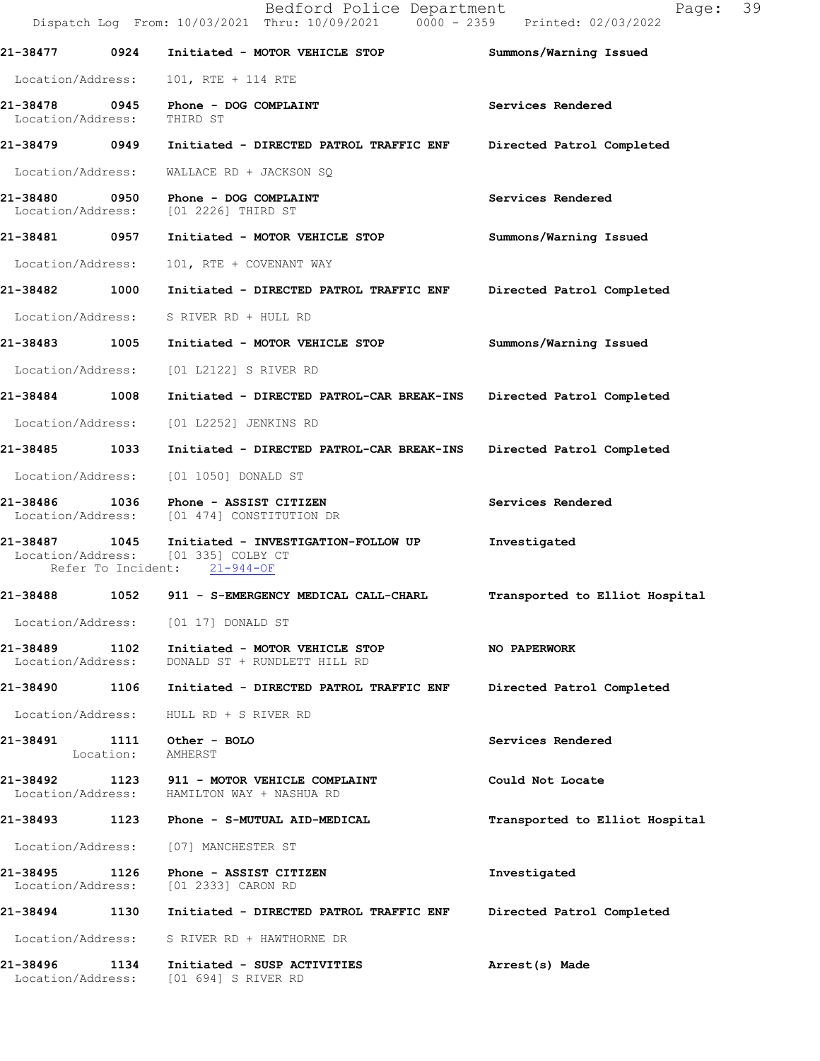Dispatch Log From: 10/03/2021 Thru: 10/09/2021 0000 - 2359 Printed: 02/03/2022

**21-38477** 0924 **Initiated - MOTOR VEHICLE STOP** Summons/Warning Issued
Location/Address: 101, RTE + 114 RTE

**21-38478** 0945 **Phone - DOG COMPLAINT** Services Rendered
Location/Address: THIRD ST

**21-38479** 0949 **Initiated - DIRECTED PATROL TRAFFIC ENF** Directed Patrol Completed
Location/Address: WALLACE RD + JACKSON SQ

**21-38480** 0950 **Phone - DOG COMPLAINT** Services Rendered
Location/Address: [01 2226] THIRD ST

**21-38481** 0957 **Initiated - MOTOR VEHICLE STOP** Summons/Warning Issued
Location/Address: 101, RTE + COVENANT WAY

**21-38482** 1000 **Initiated - DIRECTED PATROL TRAFFIC ENF** Directed Patrol Completed
Location/Address: S RIVER RD + HULL RD

**21-38483** 1005 **Initiated - MOTOR VEHICLE STOP** Summons/Warning Issued
Location/Address: [01 L2122] S RIVER RD

**21-38484** 1008 **Initiated - DIRECTED PATROL-CAR BREAK-INS** Directed Patrol Completed
Location/Address: [01 L2252] JENKINS RD

**21-38485** 1033 **Initiated - DIRECTED PATROL-CAR BREAK-INS** Directed Patrol Completed
Location/Address: [01 1050] DONALD ST

**21-38486** 1036 **Phone - ASSIST CITIZEN** Services Rendered
Location/Address: [01 474] CONSTITUTION DR

**21-38487** 1045 **Initiated - INVESTIGATION-FOLLOW UP** Investigated
Location/Address: [01 335] COLBY CT
Refer To Incident: 21-944-OF

**21-38488** 1052 **911 - S-EMERGENCY MEDICAL CALL-CHARL** Transported to Elliot Hospital
Location/Address: [01 17] DONALD ST

**21-38489** 1102 **Initiated - MOTOR VEHICLE STOP** NO PAPERWORK
Location/Address: DONALD ST + RUNDLETT HILL RD

**21-38490** 1106 **Initiated - DIRECTED PATROL TRAFFIC ENF** Directed Patrol Completed
Location/Address: HULL RD + S RIVER RD

**21-38491** 1111 **Other - BOLO** Services Rendered
Location: AMHERST

**21-38492** 1123 **911 - MOTOR VEHICLE COMPLAINT** Could Not Locate
Location/Address: HAMILTON WAY + NASHUA RD

**21-38493** 1123 **Phone - S-MUTUAL AID-MEDICAL** Transported to Elliot Hospital
Location/Address: [07] MANCHESTER ST

**21-38495** 1126 **Phone - ASSIST CITIZEN** Investigated
Location/Address: [01 2333] CARON RD

**21-38494** 1130 **Initiated - DIRECTED PATROL TRAFFIC ENF** Directed Patrol Completed
Location/Address: S RIVER RD + HAWTHORNE DR

**21-38496** 1134 **Initiated - SUSP ACTIVITIES** Arrest(s) Made
Location/Address: [01 694] S RIVER RD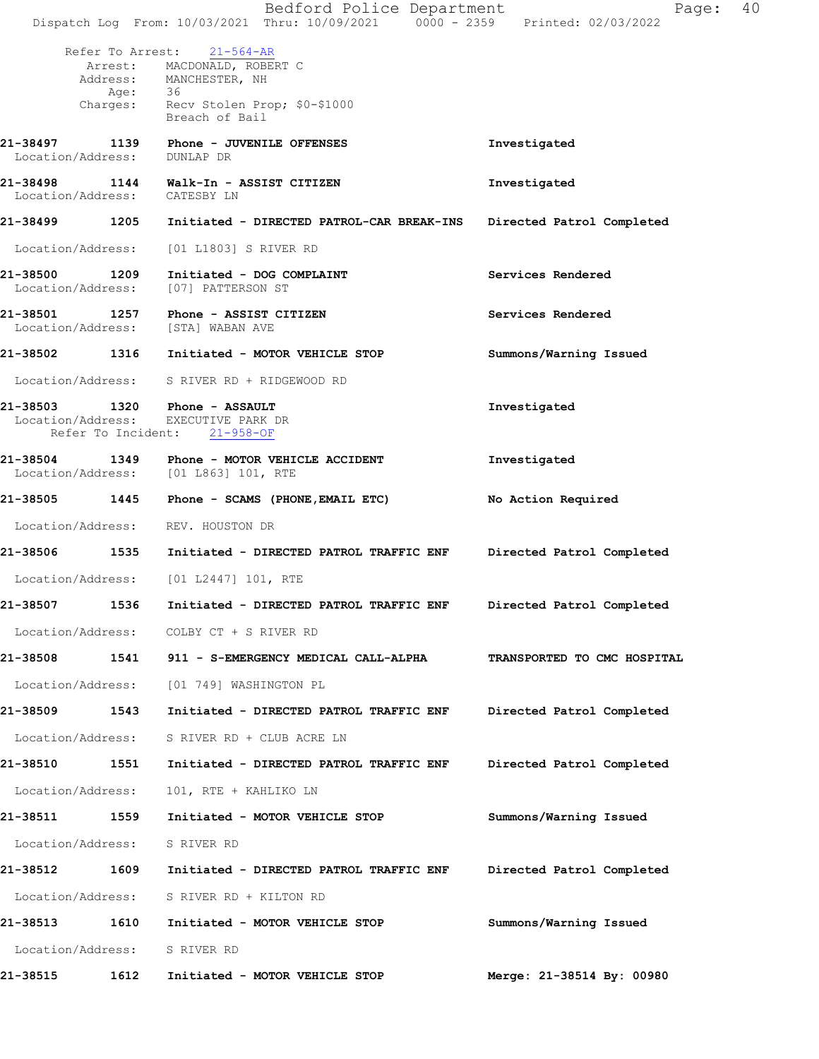Refer To Arrest: 21-564-AR
Arrest: MACDONALD, ROBERT C
Address: MANCHESTER, NH
Age: 36
Charges: Recv Stolen Prop; $0-$1000
Breach of Bail

**21-38497 1139 Phone - JUVENILE OFFENSES** Investigated
Location/Address: DUNLAP DR

**21-38498 1144 Walk-In - ASSIST CITIZEN** Investigated
Location/Address: CATESBY LN

**21-38499 1205 Initiated - DIRECTED PATROL-CAR BREAK-INS** Directed Patrol Completed
Location/Address: [01 L1803] S RIVER RD

**21-38500 1209 Initiated - DOG COMPLAINT** Services Rendered
Location/Address: [07] PATTERSON ST

**21-38501 1257 Phone - ASSIST CITIZEN** Services Rendered
Location/Address: [STA] WABAN AVE

**21-38502 1316 Initiated - MOTOR VEHICLE STOP** Summons/Warning Issued
Location/Address: S RIVER RD + RIDGEWOOD RD

**21-38503 1320 Phone - ASSAULT** Investigated
Location/Address: EXECUTIVE PARK DR
Refer To Incident: 21-958-OF

**21-38504 1349 Phone - MOTOR VEHICLE ACCIDENT** Investigated
Location/Address: [01 L863] 101, RTE

**21-38505 1445 Phone - SCAMS (PHONE,EMAIL ETC)** No Action Required
Location/Address: REV. HOUSTON DR

**21-38506 1535 Initiated - DIRECTED PATROL TRAFFIC ENF** Directed Patrol Completed
Location/Address: [01 L2447] 101, RTE

**21-38507 1536 Initiated - DIRECTED PATROL TRAFFIC ENF** Directed Patrol Completed
Location/Address: COLBY CT + S RIVER RD

**21-38508 1541 911 - S-EMERGENCY MEDICAL CALL-ALPHA** TRANSPORTED TO CMC HOSPITAL
Location/Address: [01 749] WASHINGTON PL

**21-38509 1543 Initiated - DIRECTED PATROL TRAFFIC ENF** Directed Patrol Completed
Location/Address: S RIVER RD + CLUB ACRE LN

**21-38510 1551 Initiated - DIRECTED PATROL TRAFFIC ENF** Directed Patrol Completed
Location/Address: 101, RTE + KAHLIKO LN

**21-38511 1559 Initiated - MOTOR VEHICLE STOP** Summons/Warning Issued
Location/Address: S RIVER RD

**21-38512 1609 Initiated - DIRECTED PATROL TRAFFIC ENF** Directed Patrol Completed
Location/Address: S RIVER RD + KILTON RD

**21-38513 1610 Initiated - MOTOR VEHICLE STOP** Summons/Warning Issued
Location/Address: S RIVER RD

**21-38515 1612 Initiated - MOTOR VEHICLE STOP** Merge: 21-38514 By: 00980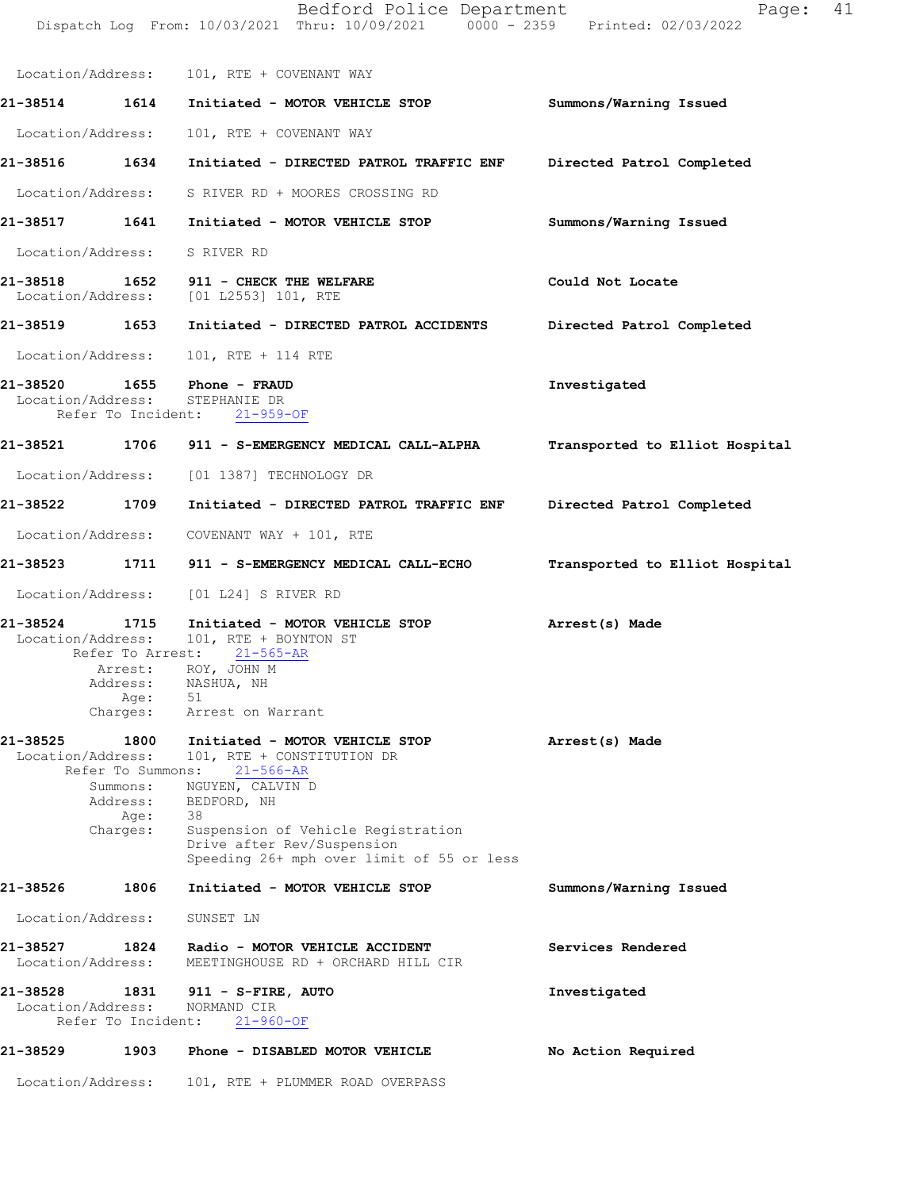Location/Address: 101, RTE + COVENANT WAY

**21-38514** 1614 **Initiated - MOTOR VEHICLE STOP** **Summons/Warning Issued**

Location/Address: 101, RTE + COVENANT WAY

**21-38516** 1634 **Initiated - DIRECTED PATROL TRAFFIC ENF** **Directed Patrol Completed**

Location/Address: S RIVER RD + MOORES CROSSING RD

**21-38517** 1641 **Initiated - MOTOR VEHICLE STOP** **Summons/Warning Issued**

Location/Address: S RIVER RD

**21-38518** 1652 **911 - CHECK THE WELFARE** **Could Not Locate**
Location/Address: [01 L2553] 101, RTE

**21-38519** 1653 **Initiated - DIRECTED PATROL ACCIDENTS** **Directed Patrol Completed**

Location/Address: 101, RTE + 114 RTE

**21-38520** 1655 **Phone - FRAUD** **Investigated**
Location/Address: STEPHANIE DR
Refer To Incident: 21-959-OF

**21-38521** 1706 **911 - S-EMERGENCY MEDICAL CALL-ALPHA** **Transported to Elliot Hospital**

Location/Address: [01 1387] TECHNOLOGY DR

**21-38522** 1709 **Initiated - DIRECTED PATROL TRAFFIC ENF** **Directed Patrol Completed**

Location/Address: COVENANT WAY + 101, RTE

**21-38523** 1711 **911 - S-EMERGENCY MEDICAL CALL-ECHO** **Transported to Elliot Hospital**

Location/Address: [01 L24] S RIVER RD

**21-38524** 1715 **Initiated - MOTOR VEHICLE STOP** **Arrest(s) Made**
Location/Address: 101, RTE + BOYNTON ST
Refer To Arrest: 21-565-AR
Arrest: ROY, JOHN M
Address: NASHUA, NH
Age: 51
Charges: Arrest on Warrant

**21-38525** 1800 **Initiated - MOTOR VEHICLE STOP** **Arrest(s) Made**
Location/Address: 101, RTE + CONSTITUTION DR
Refer To Summons: 21-566-AR
Summons: NGUYEN, CALVIN D
Address: BEDFORD, NH
Age: 38
Charges: Suspension of Vehicle Registration
Drive after Rev/Suspension
Speeding 26+ mph over limit of 55 or less

**21-38526** 1806 **Initiated - MOTOR VEHICLE STOP** **Summons/Warning Issued**

Location/Address: SUNSET LN

**21-38527** 1824 **Radio - MOTOR VEHICLE ACCIDENT** **Services Rendered**
Location/Address: MEETINGHOUSE RD + ORCHARD HILL CIR

**21-38528** 1831 **911 - S-FIRE, AUTO** **Investigated**
Location/Address: NORMAND CIR
Refer To Incident: 21-960-OF

**21-38529** 1903 **Phone - DISABLED MOTOR VEHICLE** **No Action Required**

Location/Address: 101, RTE + PLUMMER ROAD OVERPASS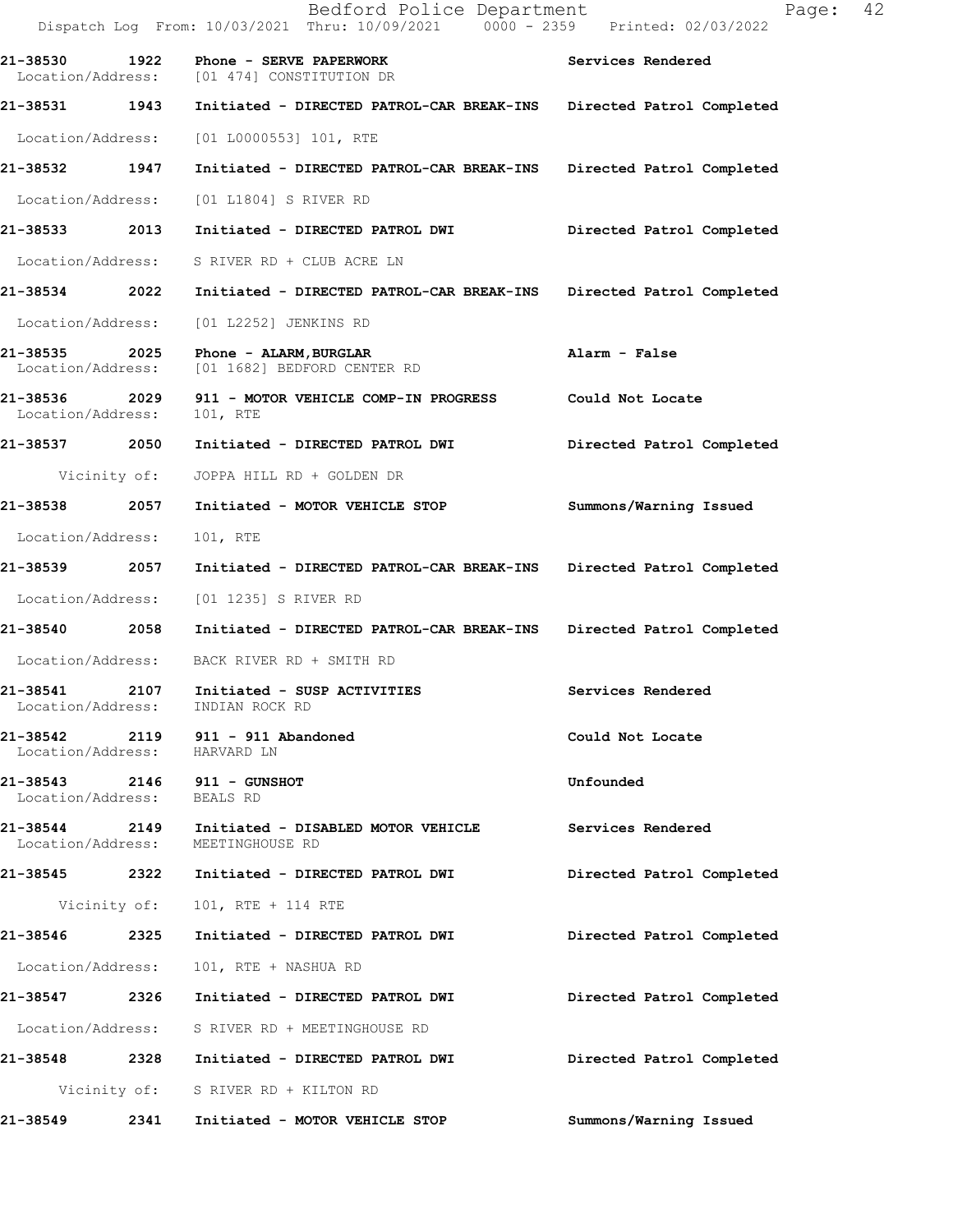**21-38530 1922 Phone - SERVE PAPERWORK** **Services Rendered**
Location/Address: [01 474] CONSTITUTION DR

**21-38531 1943 Initiated - DIRECTED PATROL-CAR BREAK-INS** **Directed Patrol Completed**
Location/Address: [01 L0000553] 101, RTE

**21-38532 1947 Initiated - DIRECTED PATROL-CAR BREAK-INS** **Directed Patrol Completed**
Location/Address: [01 L1804] S RIVER RD

**21-38533 2013 Initiated - DIRECTED PATROL DWI** **Directed Patrol Completed**
Location/Address: S RIVER RD + CLUB ACRE LN

**21-38534 2022 Initiated - DIRECTED PATROL-CAR BREAK-INS** **Directed Patrol Completed**
Location/Address: [01 L2252] JENKINS RD

**21-38535 2025 Phone - ALARM,BURGLAR** **Alarm - False**
Location/Address: [01 1682] BEDFORD CENTER RD

**21-38536 2029 911 - MOTOR VEHICLE COMP-IN PROGRESS** **Could Not Locate**
Location/Address: 101, RTE

**21-38537 2050 Initiated - DIRECTED PATROL DWI** **Directed Patrol Completed**
Vicinity of: JOPPA HILL RD + GOLDEN DR

**21-38538 2057 Initiated - MOTOR VEHICLE STOP** **Summons/Warning Issued**
Location/Address: 101, RTE

**21-38539 2057 Initiated - DIRECTED PATROL-CAR BREAK-INS** **Directed Patrol Completed**
Location/Address: [01 1235] S RIVER RD

**21-38540 2058 Initiated - DIRECTED PATROL-CAR BREAK-INS** **Directed Patrol Completed**
Location/Address: BACK RIVER RD + SMITH RD

**21-38541 2107 Initiated - SUSP ACTIVITIES** **Services Rendered**
Location/Address: INDIAN ROCK RD

**21-38542 2119 911 - 911 Abandoned** **Could Not Locate**
Location/Address: HARVARD LN

**21-38543 2146 911 - GUNSHOT** **Unfounded**
Location/Address: BEALS RD

**21-38544 2149 Initiated - DISABLED MOTOR VEHICLE** **Services Rendered**
Location/Address: MEETINGHOUSE RD

**21-38545 2322 Initiated - DIRECTED PATROL DWI** **Directed Patrol Completed**
Vicinity of: 101, RTE + 114 RTE

**21-38546 2325 Initiated - DIRECTED PATROL DWI** **Directed Patrol Completed**
Location/Address: 101, RTE + NASHUA RD

**21-38547 2326 Initiated - DIRECTED PATROL DWI** **Directed Patrol Completed**
Location/Address: S RIVER RD + MEETINGHOUSE RD

**21-38548 2328 Initiated - DIRECTED PATROL DWI** **Directed Patrol Completed**
Vicinity of: S RIVER RD + KILTON RD

**21-38549 2341 Initiated - MOTOR VEHICLE STOP** **Summons/Warning Issued**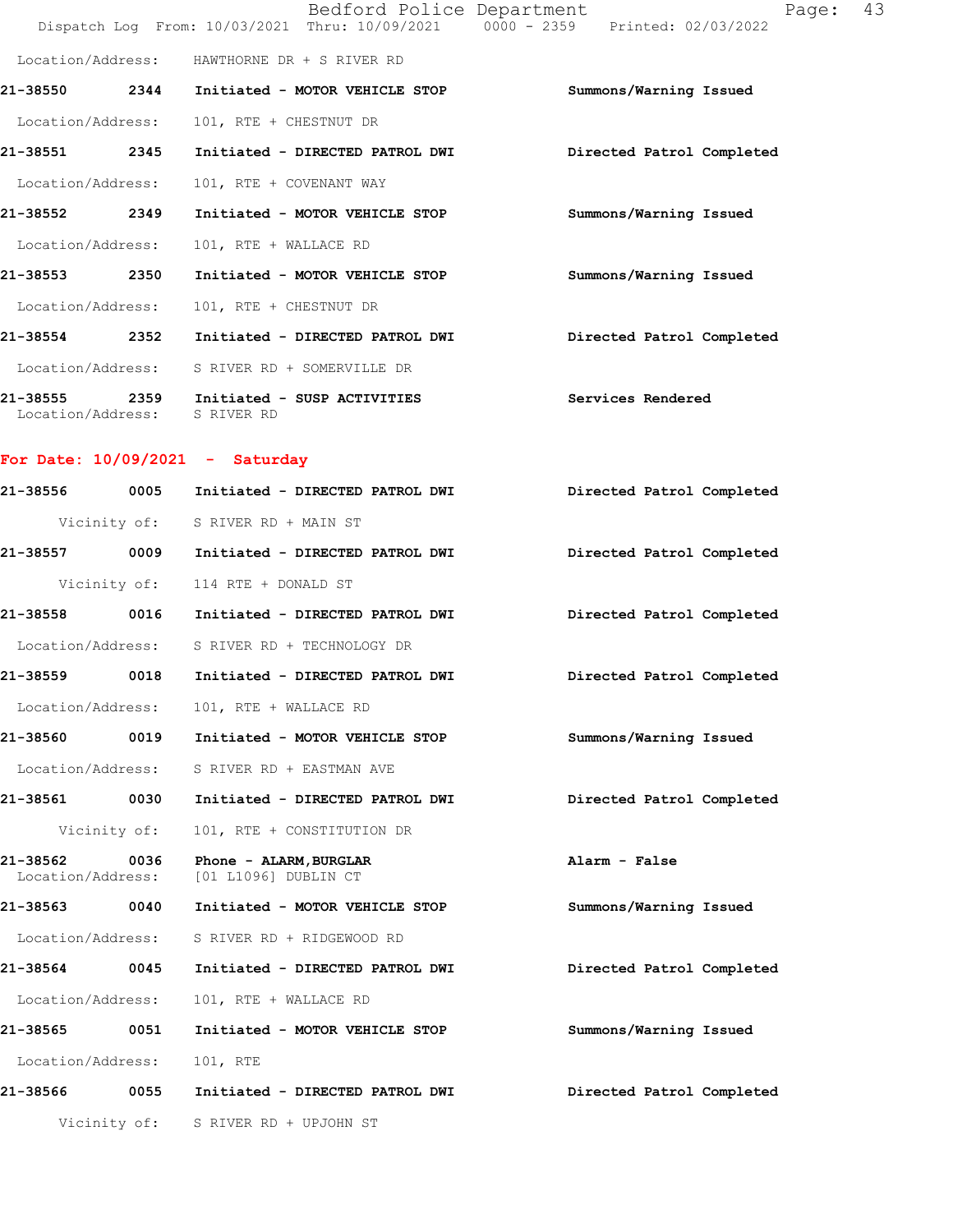Location/Address: HAWTHORNE DR + S RIVER RD

**21-38550** **2344** **Initiated - MOTOR VEHICLE STOP** **Summons/Warning Issued**

Location/Address: 101, RTE + CHESTNUT DR

**21-38551** **2345** **Initiated - DIRECTED PATROL DWI** **Directed Patrol Completed**

Location/Address: 101, RTE + COVENANT WAY

**21-38552** **2349** **Initiated - MOTOR VEHICLE STOP** **Summons/Warning Issued**

Location/Address: 101, RTE + WALLACE RD

**21-38553** **2350** **Initiated - MOTOR VEHICLE STOP** **Summons/Warning Issued**

Location/Address: 101, RTE + CHESTNUT DR

**21-38554** **2352** **Initiated - DIRECTED PATROL DWI** **Directed Patrol Completed**

Location/Address: S RIVER RD + SOMERVILLE DR

**21-38555** **2359** **Initiated - SUSP ACTIVITIES** **Services Rendered**
Location/Address: S RIVER RD

## For Date: 10/09/2021 - Saturday

**21-38556** **0005** **Initiated - DIRECTED PATROL DWI** **Directed Patrol Completed**

Vicinity of: S RIVER RD + MAIN ST

**21-38557** **0009** **Initiated - DIRECTED PATROL DWI** **Directed Patrol Completed**

Vicinity of: 114 RTE + DONALD ST

**21-38558** **0016** **Initiated - DIRECTED PATROL DWI** **Directed Patrol Completed**

Location/Address: S RIVER RD + TECHNOLOGY DR

**21-38559** **0018** **Initiated - DIRECTED PATROL DWI** **Directed Patrol Completed**

Location/Address: 101, RTE + WALLACE RD

**21-38560** **0019** **Initiated - MOTOR VEHICLE STOP** **Summons/Warning Issued**

Location/Address: S RIVER RD + EASTMAN AVE

**21-38561** **0030** **Initiated - DIRECTED PATROL DWI** **Directed Patrol Completed**

Vicinity of: 101, RTE + CONSTITUTION DR

**21-38562** **0036** **Phone - ALARM,BURGLAR** **Alarm - False**
Location/Address: [01 L1096] DUBLIN CT

**21-38563** **0040** **Initiated - MOTOR VEHICLE STOP** **Summons/Warning Issued**

Location/Address: S RIVER RD + RIDGEWOOD RD

**21-38564** **0045** **Initiated - DIRECTED PATROL DWI** **Directed Patrol Completed**

Location/Address: 101, RTE + WALLACE RD

**21-38565** **0051** **Initiated - MOTOR VEHICLE STOP** **Summons/Warning Issued**

Location/Address: 101, RTE

**21-38566** **0055** **Initiated - DIRECTED PATROL DWI** **Directed Patrol Completed**

Vicinity of: S RIVER RD + UPJOHN ST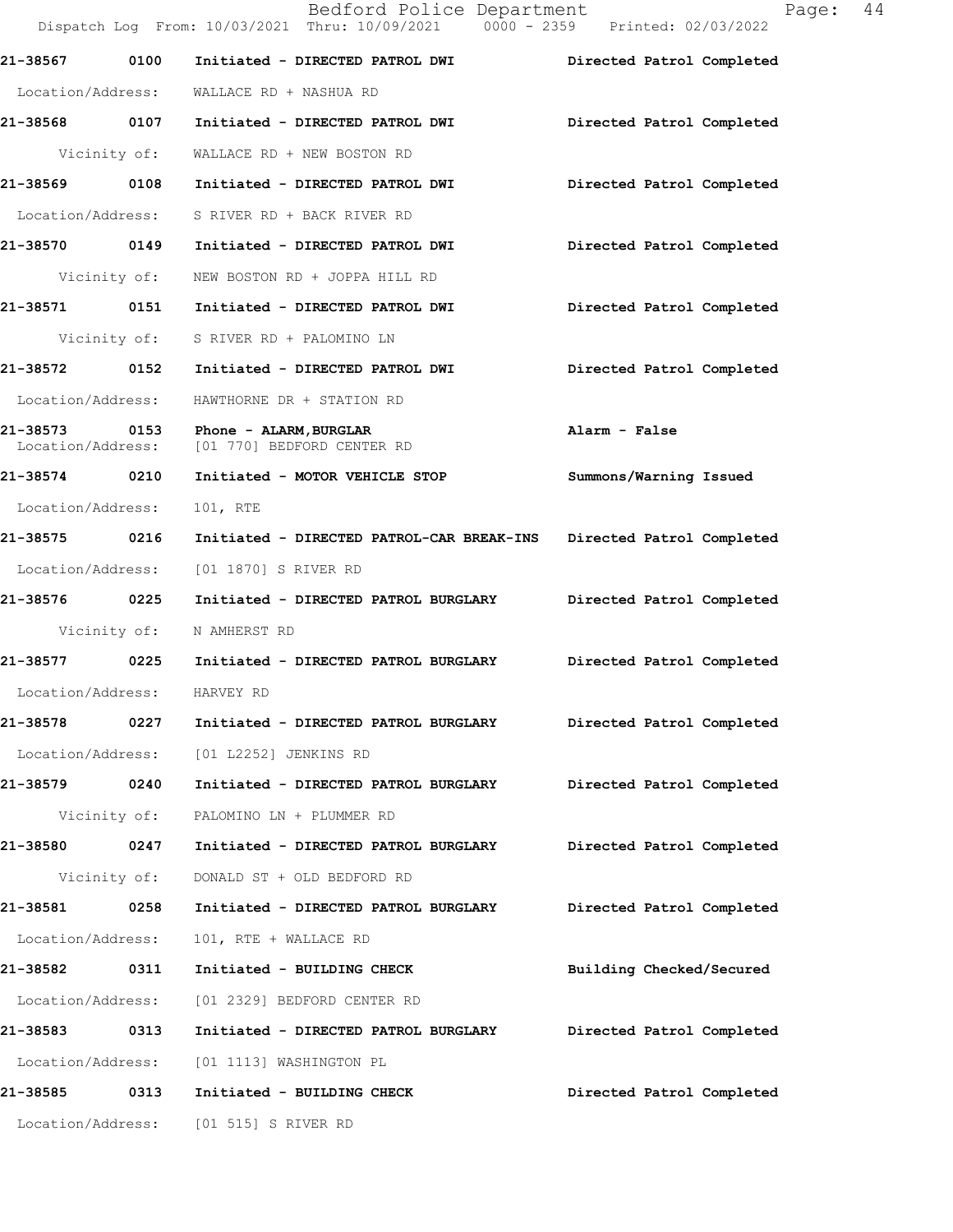| Call Number | Time | Call Reason | Action |
| --- | --- | --- | --- |
| 21-38567 | 0100 | Initiated - DIRECTED PATROL DWI | Directed Patrol Completed |
| Location/Address: | | WALLACE RD + NASHUA RD | |
| 21-38568 | 0107 | Initiated - DIRECTED PATROL DWI | Directed Patrol Completed |
| Vicinity of: | | WALLACE RD + NEW BOSTON RD | |
| 21-38569 | 0108 | Initiated - DIRECTED PATROL DWI | Directed Patrol Completed |
| Location/Address: | | S RIVER RD + BACK RIVER RD | |
| 21-38570 | 0149 | Initiated - DIRECTED PATROL DWI | Directed Patrol Completed |
| Vicinity of: | | NEW BOSTON RD + JOPPA HILL RD | |
| 21-38571 | 0151 | Initiated - DIRECTED PATROL DWI | Directed Patrol Completed |
| Vicinity of: | | S RIVER RD + PALOMINO LN | |
| 21-38572 | 0152 | Initiated - DIRECTED PATROL DWI | Directed Patrol Completed |
| Location/Address: | | HAWTHORNE DR + STATION RD | |
| 21-38573 | 0153 | Phone - ALARM,BURGLAR | Alarm - False |
| Location/Address: | | [01 770] BEDFORD CENTER RD | |
| 21-38574 | 0210 | Initiated - MOTOR VEHICLE STOP | Summons/Warning Issued |
| Location/Address: | | 101, RTE | |
| 21-38575 | 0216 | Initiated - DIRECTED PATROL-CAR BREAK-INS | Directed Patrol Completed |
| Location/Address: | | [01 1870] S RIVER RD | |
| 21-38576 | 0225 | Initiated - DIRECTED PATROL BURGLARY | Directed Patrol Completed |
| Vicinity of: | | N AMHERST RD | |
| 21-38577 | 0225 | Initiated - DIRECTED PATROL BURGLARY | Directed Patrol Completed |
| Location/Address: | | HARVEY RD | |
| 21-38578 | 0227 | Initiated - DIRECTED PATROL BURGLARY | Directed Patrol Completed |
| Location/Address: | | [01 L2252] JENKINS RD | |
| 21-38579 | 0240 | Initiated - DIRECTED PATROL BURGLARY | Directed Patrol Completed |
| Vicinity of: | | PALOMINO LN + PLUMMER RD | |
| 21-38580 | 0247 | Initiated - DIRECTED PATROL BURGLARY | Directed Patrol Completed |
| Vicinity of: | | DONALD ST + OLD BEDFORD RD | |
| 21-38581 | 0258 | Initiated - DIRECTED PATROL BURGLARY | Directed Patrol Completed |
| Location/Address: | | 101, RTE + WALLACE RD | |
| 21-38582 | 0311 | Initiated - BUILDING CHECK | Building Checked/Secured |
| Location/Address: | | [01 2329] BEDFORD CENTER RD | |
| 21-38583 | 0313 | Initiated - DIRECTED PATROL BURGLARY | Directed Patrol Completed |
| Location/Address: | | [01 1113] WASHINGTON PL | |
| 21-38585 | 0313 | Initiated - BUILDING CHECK | Directed Patrol Completed |
| Location/Address: | | [01 515] S RIVER RD | |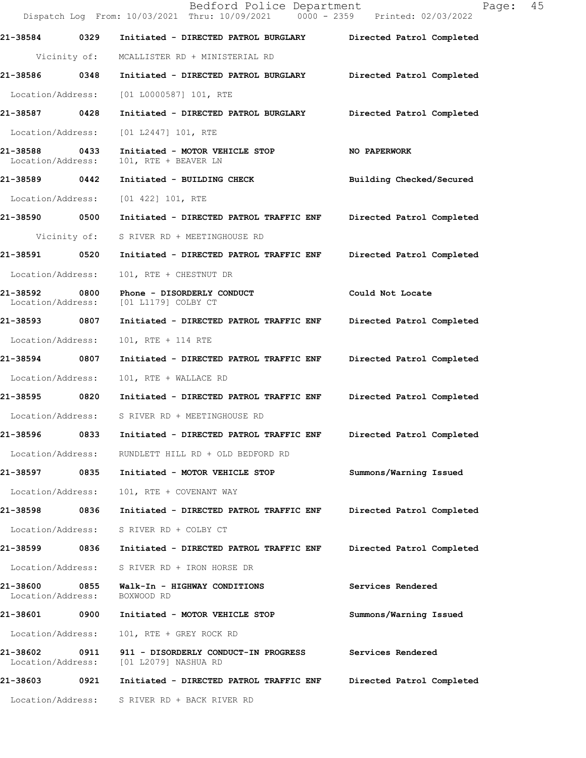21-38584 0329 Initiated - DIRECTED PATROL BURGLARY Directed Patrol Completed

Vicinity of: MCALLISTER RD + MINISTERIAL RD

21-38586 0348 Initiated - DIRECTED PATROL BURGLARY Directed Patrol Completed

Location/Address: [01 L0000587] 101, RTE

21-38587 0428 Initiated - DIRECTED PATROL BURGLARY Directed Patrol Completed

Location/Address: [01 L2447] 101, RTE

21-38588 0433 Initiated - MOTOR VEHICLE STOP NO PAPERWORK
Location/Address: 101, RTE + BEAVER LN

21-38589 0442 Initiated - BUILDING CHECK Building Checked/Secured

Location/Address: [01 422] 101, RTE

21-38590 0500 Initiated - DIRECTED PATROL TRAFFIC ENF Directed Patrol Completed

Vicinity of: S RIVER RD + MEETINGHOUSE RD

21-38591 0520 Initiated - DIRECTED PATROL TRAFFIC ENF Directed Patrol Completed

Location/Address: 101, RTE + CHESTNUT DR

21-38592 0800 Phone - DISORDERLY CONDUCT Could Not Locate
Location/Address: [01 L1179] COLBY CT

21-38593 0807 Initiated - DIRECTED PATROL TRAFFIC ENF Directed Patrol Completed

Location/Address: 101, RTE + 114 RTE

21-38594 0807 Initiated - DIRECTED PATROL TRAFFIC ENF Directed Patrol Completed

Location/Address: 101, RTE + WALLACE RD

21-38595 0820 Initiated - DIRECTED PATROL TRAFFIC ENF Directed Patrol Completed

Location/Address: S RIVER RD + MEETINGHOUSE RD

21-38596 0833 Initiated - DIRECTED PATROL TRAFFIC ENF Directed Patrol Completed

Location/Address: RUNDLETT HILL RD + OLD BEDFORD RD

21-38597 0835 Initiated - MOTOR VEHICLE STOP Summons/Warning Issued

Location/Address: 101, RTE + COVENANT WAY

21-38598 0836 Initiated - DIRECTED PATROL TRAFFIC ENF Directed Patrol Completed

Location/Address: S RIVER RD + COLBY CT

21-38599 0836 Initiated - DIRECTED PATROL TRAFFIC ENF Directed Patrol Completed

Location/Address: S RIVER RD + IRON HORSE DR

21-38600 0855 Walk-In - HIGHWAY CONDITIONS Services Rendered
Location/Address: BOXWOOD RD

21-38601 0900 Initiated - MOTOR VEHICLE STOP Summons/Warning Issued

Location/Address: 101, RTE + GREY ROCK RD

21-38602 0911 911 - DISORDERLY CONDUCT-IN PROGRESS Services Rendered
Location/Address: [01 L2079] NASHUA RD

21-38603 0921 Initiated - DIRECTED PATROL TRAFFIC ENF Directed Patrol Completed

Location/Address: S RIVER RD + BACK RIVER RD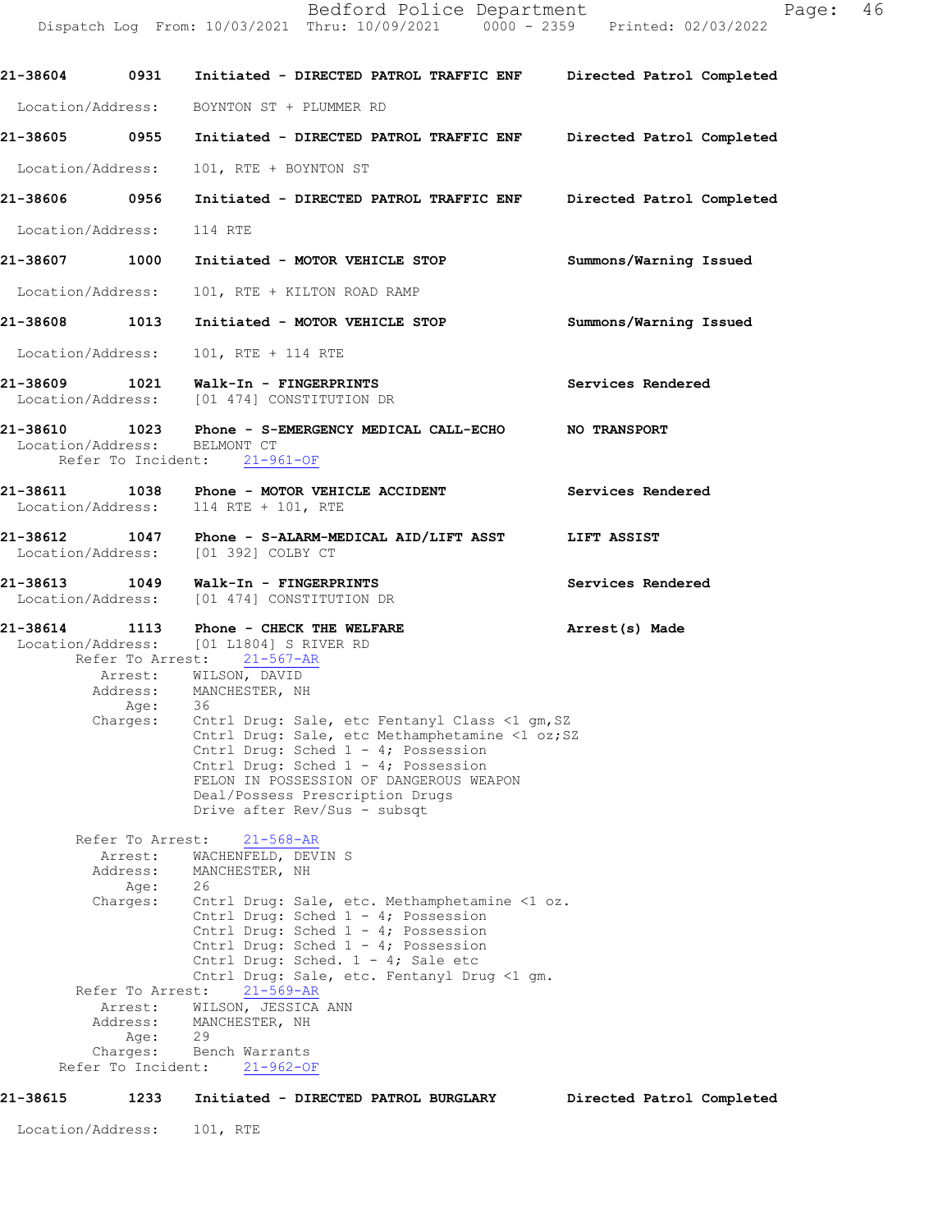21-38604 0931 Initiated - DIRECTED PATROL TRAFFIC ENF Directed Patrol Completed

Location/Address: BOYNTON ST + PLUMMER RD

21-38605 0955 Initiated - DIRECTED PATROL TRAFFIC ENF Directed Patrol Completed

Location/Address: 101, RTE + BOYNTON ST

21-38606 0956 Initiated - DIRECTED PATROL TRAFFIC ENF Directed Patrol Completed

Location/Address: 114 RTE

21-38607 1000 Initiated - MOTOR VEHICLE STOP Summons/Warning Issued

Location/Address: 101, RTE + KILTON ROAD RAMP

21-38608 1013 Initiated - MOTOR VEHICLE STOP Summons/Warning Issued

Location/Address: 101, RTE + 114 RTE

21-38609 1021 Walk-In - FINGERPRINTS Services Rendered
Location/Address: [01 474] CONSTITUTION DR

21-38610 1023 Phone - S-EMERGENCY MEDICAL CALL-ECHO NO TRANSPORT
Location/Address: BELMONT CT
Refer To Incident: 21-961-OF

21-38611 1038 Phone - MOTOR VEHICLE ACCIDENT Services Rendered
Location/Address: 114 RTE + 101, RTE

21-38612 1047 Phone - S-ALARM-MEDICAL AID/LIFT ASST LIFT ASSIST
Location/Address: [01 392] COLBY CT

21-38613 1049 Walk-In - FINGERPRINTS Services Rendered
Location/Address: [01 474] CONSTITUTION DR

21-38614 1113 Phone - CHECK THE WELFARE Arrest(s) Made
Location/Address: [01 L1804] S RIVER RD
Refer To Arrest: 21-567-AR
Arrest: WILSON, DAVID
Address: MANCHESTER, NH
Age: 36
Charges: Cntrl Drug: Sale, etc Fentanyl Class <1 gm,SZ
Cntrl Drug: Sale, etc Methamphetamine <1 oz;SZ
Cntrl Drug: Sched 1 - 4; Possession
Cntrl Drug: Sched 1 - 4; Possession
FELON IN POSSESSION OF DANGEROUS WEAPON
Deal/Possess Prescription Drugs
Drive after Rev/Sus - subsqt

Refer To Arrest: 21-568-AR
Arrest: WACHENFELD, DEVIN S
Address: MANCHESTER, NH
Age: 26
Charges: Cntrl Drug: Sale, etc. Methamphetamine <1 oz.
Cntrl Drug: Sched 1 - 4; Possession
Cntrl Drug: Sched 1 - 4; Possession
Cntrl Drug: Sched 1 - 4; Possession
Cntrl Drug: Sched. 1 - 4; Sale etc
Cntrl Drug: Sale, etc. Fentanyl Drug <1 gm.
Refer To Arrest: 21-569-AR
Arrest: WILSON, JESSICA ANN
Address: MANCHESTER, NH
Age: 29
Charges: Bench Warrants
Refer To Incident: 21-962-OF

21-38615 1233 Initiated - DIRECTED PATROL BURGLARY Directed Patrol Completed

Location/Address: 101, RTE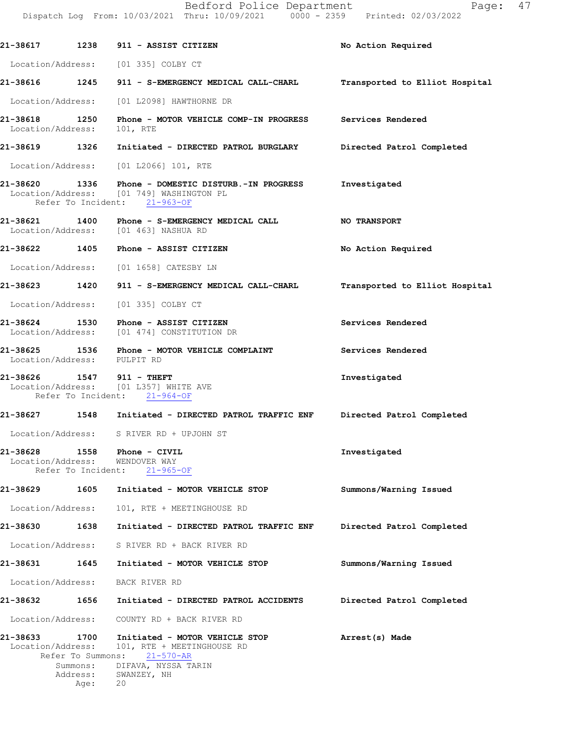| Call # | Time | Call Type | Action |
|---|---|---|---|
| 21-38617 | 1238 | 911 - ASSIST CITIZEN | No Action Required |

Location/Address: [01 335] COLBY CT

| Call # | Time | Call Type | Action |
|---|---|---|---|
| 21-38616 | 1245 | 911 - S-EMERGENCY MEDICAL CALL-CHARL | Transported to Elliot Hospital |

Location/Address: [01 L2098] HAWTHORNE DR

**21-38618** 1250 Phone - MOTOR VEHICLE COMP-IN PROGRESS — Services Rendered
Location/Address: 101, RTE

**21-38619** 1326 Initiated - DIRECTED PATROL BURGLARY — Directed Patrol Completed
Location/Address: [01 L2066] 101, RTE

**21-38620** 1336 Phone - DOMESTIC DISTURB.-IN PROGRESS — Investigated
Location/Address: [01 749] WASHINGTON PL
Refer To Incident: 21-963-OF

**21-38621** 1400 Phone - S-EMERGENCY MEDICAL CALL — NO TRANSPORT
Location/Address: [01 463] NASHUA RD

**21-38622** 1405 Phone - ASSIST CITIZEN — No Action Required
Location/Address: [01 1658] CATESBY LN

**21-38623** 1420 911 - S-EMERGENCY MEDICAL CALL-CHARL — Transported to Elliot Hospital
Location/Address: [01 335] COLBY CT

**21-38624** 1530 Phone - ASSIST CITIZEN — Services Rendered
Location/Address: [01 474] CONSTITUTION DR

**21-38625** 1536 Phone - MOTOR VEHICLE COMPLAINT — Services Rendered
Location/Address: PULPIT RD

**21-38626** 1547 911 - THEFT — Investigated
Location/Address: [01 L357] WHITE AVE
Refer To Incident: 21-964-OF

**21-38627** 1548 Initiated - DIRECTED PATROL TRAFFIC ENF — Directed Patrol Completed
Location/Address: S RIVER RD + UPJOHN ST

**21-38628** 1558 Phone - CIVIL — Investigated
Location/Address: WENDOVER WAY
Refer To Incident: 21-965-OF

**21-38629** 1605 Initiated - MOTOR VEHICLE STOP — Summons/Warning Issued
Location/Address: 101, RTE + MEETINGHOUSE RD

**21-38630** 1638 Initiated - DIRECTED PATROL TRAFFIC ENF — Directed Patrol Completed
Location/Address: S RIVER RD + BACK RIVER RD

**21-38631** 1645 Initiated - MOTOR VEHICLE STOP — Summons/Warning Issued
Location/Address: BACK RIVER RD

**21-38632** 1656 Initiated - DIRECTED PATROL ACCIDENTS — Directed Patrol Completed
Location/Address: COUNTY RD + BACK RIVER RD

**21-38633** 1700 Initiated - MOTOR VEHICLE STOP — Arrest(s) Made
Location/Address: 101, RTE + MEETINGHOUSE RD
Refer To Summons: 21-570-AR
Summons: DIFAVA, NYSSA TARIN
Address: SWANZEY, NH
Age: 20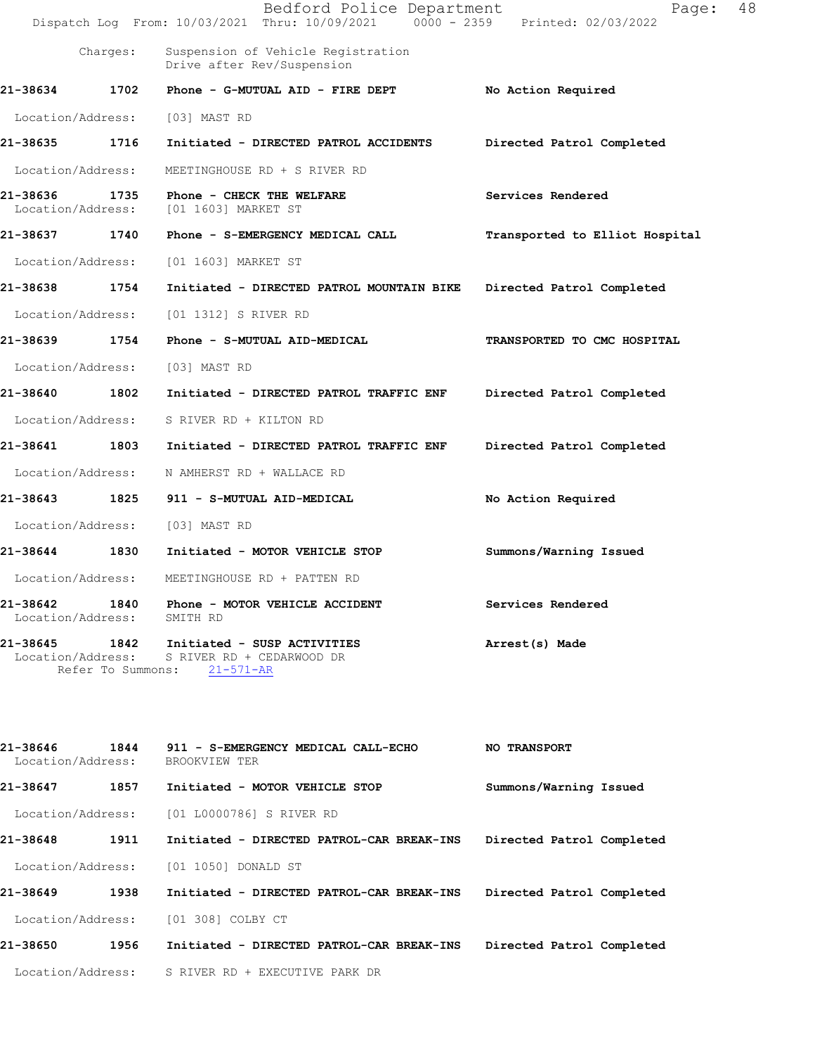Charges: Suspension of Vehicle Registration
Drive after Rev/Suspension

**21-38634 1702 Phone - G-MUTUAL AID - FIRE DEPT** — No Action Required
Location/Address: [03] MAST RD

**21-38635 1716 Initiated - DIRECTED PATROL ACCIDENTS** — Directed Patrol Completed
Location/Address: MEETINGHOUSE RD + S RIVER RD

**21-38636 1735 Phone - CHECK THE WELFARE** — Services Rendered
Location/Address: [01 1603] MARKET ST

**21-38637 1740 Phone - S-EMERGENCY MEDICAL CALL** — Transported to Elliot Hospital
Location/Address: [01 1603] MARKET ST

**21-38638 1754 Initiated - DIRECTED PATROL MOUNTAIN BIKE** — Directed Patrol Completed
Location/Address: [01 1312] S RIVER RD

**21-38639 1754 Phone - S-MUTUAL AID-MEDICAL** — TRANSPORTED TO CMC HOSPITAL
Location/Address: [03] MAST RD

**21-38640 1802 Initiated - DIRECTED PATROL TRAFFIC ENF** — Directed Patrol Completed
Location/Address: S RIVER RD + KILTON RD

**21-38641 1803 Initiated - DIRECTED PATROL TRAFFIC ENF** — Directed Patrol Completed
Location/Address: N AMHERST RD + WALLACE RD

**21-38643 1825 911 - S-MUTUAL AID-MEDICAL** — No Action Required
Location/Address: [03] MAST RD

**21-38644 1830 Initiated - MOTOR VEHICLE STOP** — Summons/Warning Issued
Location/Address: MEETINGHOUSE RD + PATTEN RD

**21-38642 1840 Phone - MOTOR VEHICLE ACCIDENT** — Services Rendered
Location/Address: SMITH RD

**21-38645 1842 Initiated - SUSP ACTIVITIES** — Arrest(s) Made
Location/Address: S RIVER RD + CEDARWOOD DR
Refer To Summons: 21-571-AR

**21-38646 1844 911 - S-EMERGENCY MEDICAL CALL-ECHO** — NO TRANSPORT
Location/Address: BROOKVIEW TER

**21-38647 1857 Initiated - MOTOR VEHICLE STOP** — Summons/Warning Issued
Location/Address: [01 L0000786] S RIVER RD

**21-38648 1911 Initiated - DIRECTED PATROL-CAR BREAK-INS** — Directed Patrol Completed
Location/Address: [01 1050] DONALD ST

**21-38649 1938 Initiated - DIRECTED PATROL-CAR BREAK-INS** — Directed Patrol Completed
Location/Address: [01 308] COLBY CT

**21-38650 1956 Initiated - DIRECTED PATROL-CAR BREAK-INS** — Directed Patrol Completed
Location/Address: S RIVER RD + EXECUTIVE PARK DR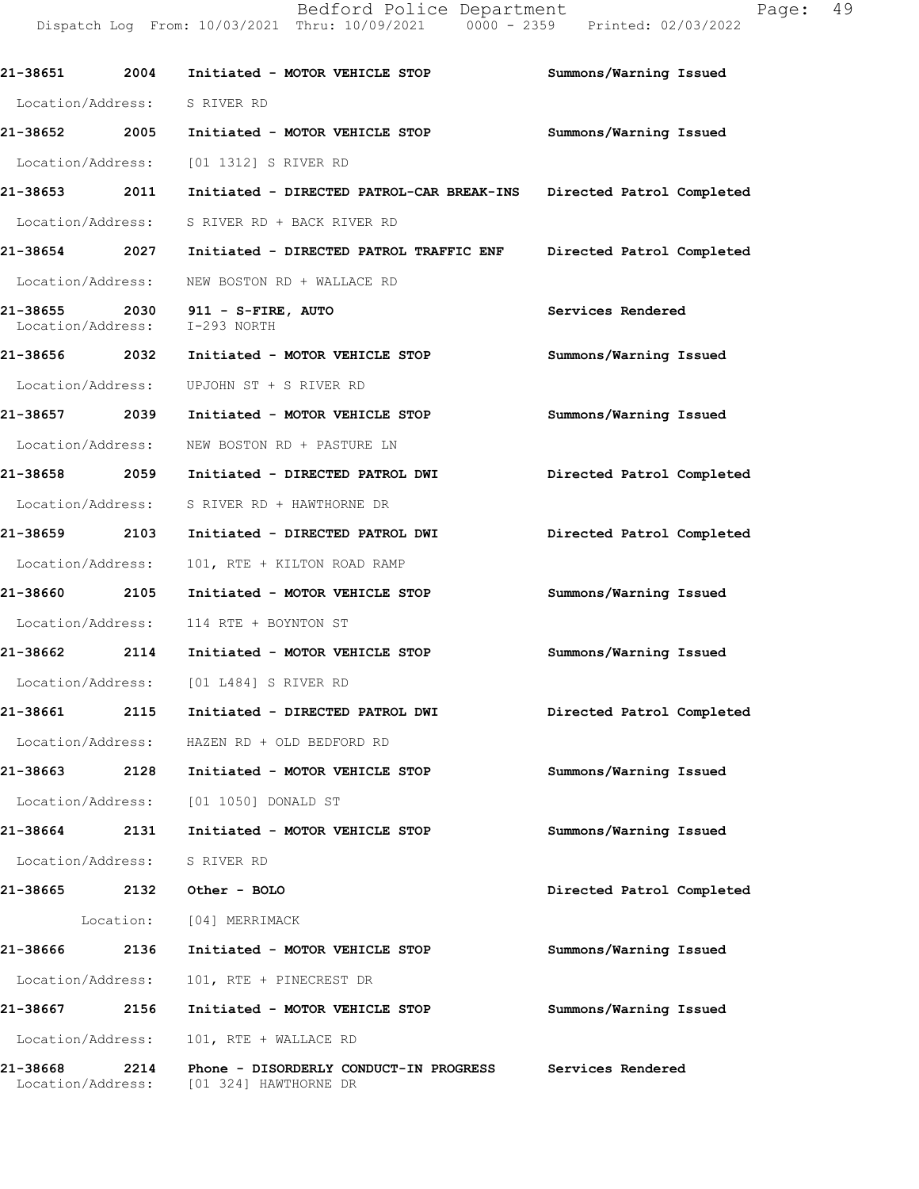| | | | |
|---|---|---|---|
| **21-38651** | **2004** | **Initiated - MOTOR VEHICLE STOP** | **Summons/Warning Issued** |
| Location/Address: | S RIVER RD | | |
| **21-38652** | **2005** | **Initiated - MOTOR VEHICLE STOP** | **Summons/Warning Issued** |
| Location/Address: | [01 1312] S RIVER RD | | |
| **21-38653** | **2011** | **Initiated - DIRECTED PATROL-CAR BREAK-INS** | **Directed Patrol Completed** |
| Location/Address: | S RIVER RD + BACK RIVER RD | | |
| **21-38654** | **2027** | **Initiated - DIRECTED PATROL TRAFFIC ENF** | **Directed Patrol Completed** |
| Location/Address: | NEW BOSTON RD + WALLACE RD | | |
| **21-38655** | **2030** | **911 - S-FIRE, AUTO** | **Services Rendered** |
| Location/Address: | I-293 NORTH | | |
| **21-38656** | **2032** | **Initiated - MOTOR VEHICLE STOP** | **Summons/Warning Issued** |
| Location/Address: | UPJOHN ST + S RIVER RD | | |
| **21-38657** | **2039** | **Initiated - MOTOR VEHICLE STOP** | **Summons/Warning Issued** |
| Location/Address: | NEW BOSTON RD + PASTURE LN | | |
| **21-38658** | **2059** | **Initiated - DIRECTED PATROL DWI** | **Directed Patrol Completed** |
| Location/Address: | S RIVER RD + HAWTHORNE DR | | |
| **21-38659** | **2103** | **Initiated - DIRECTED PATROL DWI** | **Directed Patrol Completed** |
| Location/Address: | 101, RTE + KILTON ROAD RAMP | | |
| **21-38660** | **2105** | **Initiated - MOTOR VEHICLE STOP** | **Summons/Warning Issued** |
| Location/Address: | 114 RTE + BOYNTON ST | | |
| **21-38662** | **2114** | **Initiated - MOTOR VEHICLE STOP** | **Summons/Warning Issued** |
| Location/Address: | [01 L484] S RIVER RD | | |
| **21-38661** | **2115** | **Initiated - DIRECTED PATROL DWI** | **Directed Patrol Completed** |
| Location/Address: | HAZEN RD + OLD BEDFORD RD | | |
| **21-38663** | **2128** | **Initiated - MOTOR VEHICLE STOP** | **Summons/Warning Issued** |
| Location/Address: | [01 1050] DONALD ST | | |
| **21-38664** | **2131** | **Initiated - MOTOR VEHICLE STOP** | **Summons/Warning Issued** |
| Location/Address: | S RIVER RD | | |
| **21-38665** | **2132** | **Other - BOLO** | **Directed Patrol Completed** |
| Location: | [04] MERRIMACK | | |
| **21-38666** | **2136** | **Initiated - MOTOR VEHICLE STOP** | **Summons/Warning Issued** |
| Location/Address: | 101, RTE + PINECREST DR | | |
| **21-38667** | **2156** | **Initiated - MOTOR VEHICLE STOP** | **Summons/Warning Issued** |
| Location/Address: | 101, RTE + WALLACE RD | | |
| **21-38668** | **2214** | **Phone - DISORDERLY CONDUCT-IN PROGRESS** | **Services Rendered** |
| Location/Address: | [01 324] HAWTHORNE DR | | |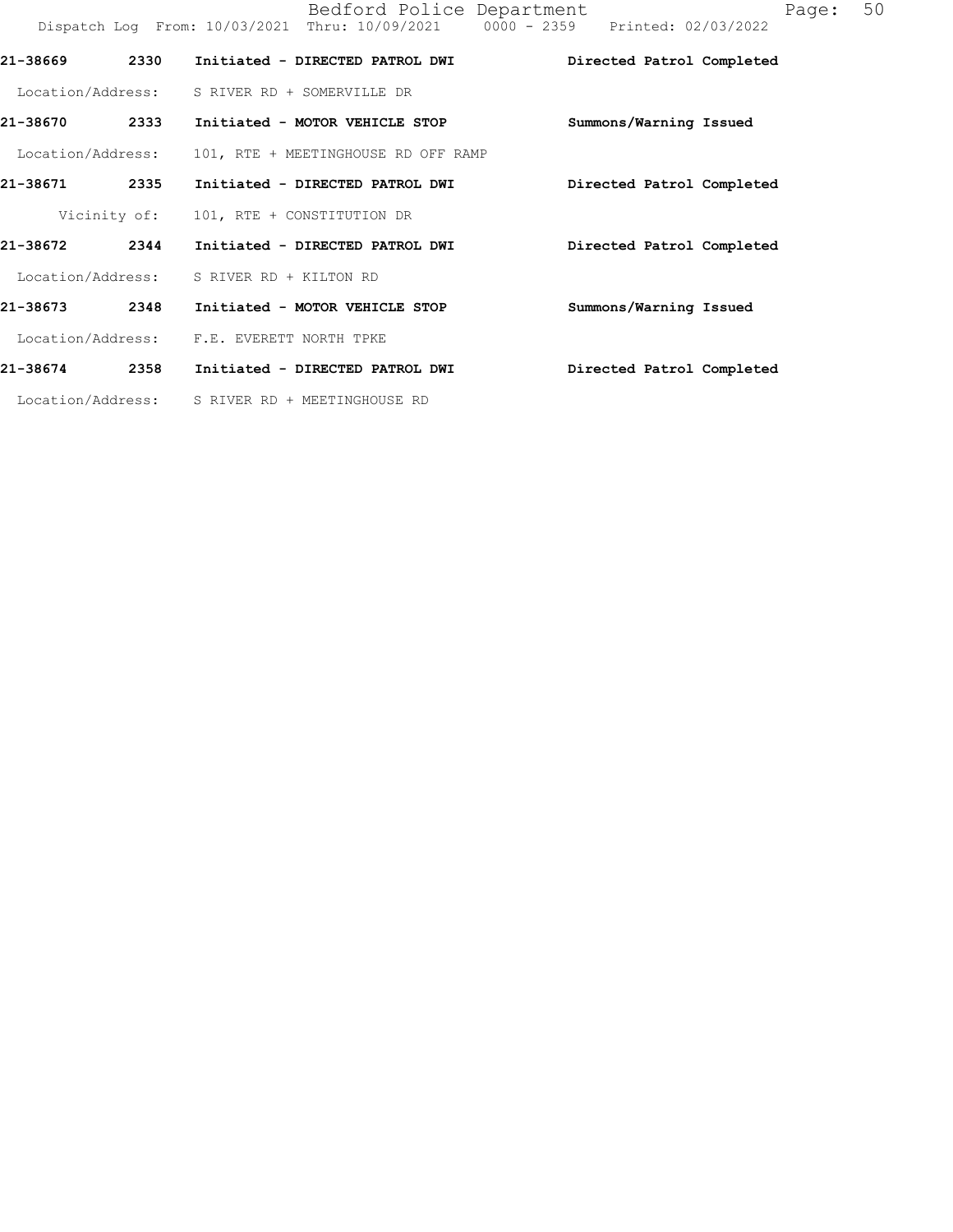**21-38669 2330 Initiated - DIRECTED PATROL DWI Directed Patrol Completed**

Location/Address: S RIVER RD + SOMERVILLE DR

**21-38670 2333 Initiated - MOTOR VEHICLE STOP Summons/Warning Issued**

Location/Address: 101, RTE + MEETINGHOUSE RD OFF RAMP

**21-38671 2335 Initiated - DIRECTED PATROL DWI Directed Patrol Completed**

Vicinity of: 101, RTE + CONSTITUTION DR

**21-38672 2344 Initiated - DIRECTED PATROL DWI Directed Patrol Completed**

Location/Address: S RIVER RD + KILTON RD

**21-38673 2348 Initiated - MOTOR VEHICLE STOP Summons/Warning Issued**

Location/Address: F.E. EVERETT NORTH TPKE

**21-38674 2358 Initiated - DIRECTED PATROL DWI Directed Patrol Completed**

Location/Address: S RIVER RD + MEETINGHOUSE RD